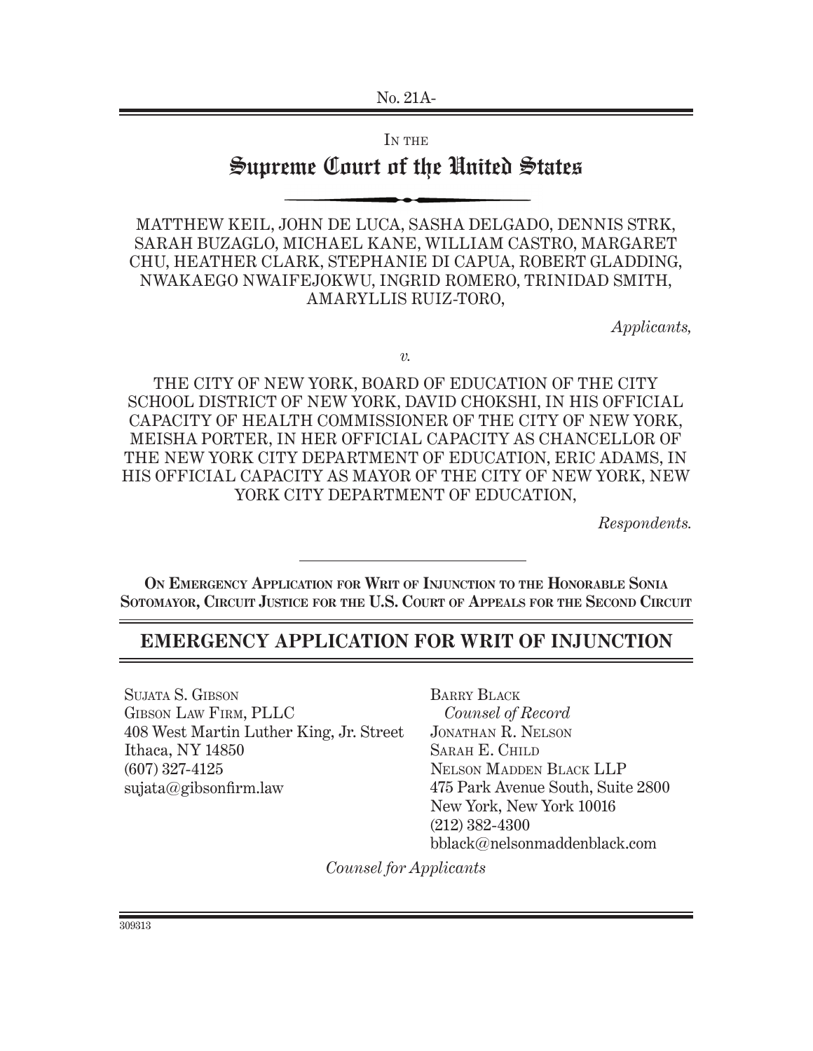No. 21A-

In the

# Supreme Court of the United States

MATTHEW KEIL, JOHN DE LUCA, SASHA DELGADO, DENNIS STRK, SARAH BUZAGLO, MICHAEL KANE, WILLIAM CASTRO, MARGARET CHU, HEATHER CLARK, STEPHANIE DI CAPUA, ROBERT GLADDING, NWAKAEGO NWAIFEJOKWU, INGRID ROMERO, TRINIDAD SMITH, AMARYLLIS RUIZ-TORO,

*Applicants,*

*v.*

THE CITY OF NEW YORK, BOARD OF EDUCATION OF THE CITY SCHOOL DISTRICT OF NEW YORK, DAVID CHOKSHI, IN HIS OFFICIAL CAPACITY OF HEALTH COMMISSIONER OF THE CITY OF NEW YORK, MEISHA PORTER, IN HER OFFICIAL CAPACITY AS CHANCELLOR OF THE NEW YORK CITY DEPARTMENT OF EDUCATION, ERIC ADAMS, IN HIS OFFICIAL CAPACITY AS MAYOR OF THE CITY OF NEW YORK, NEW YORK CITY DEPARTMENT OF EDUCATION,

*Respondents.*

**On Emergency Application for Writ of Injunction to the Honorable Sonia Sotomayor, Circuit Justice for the U.S. Court of Appeals for the Second Circuit**

## EMERGENCY APPLICATION FOR WRIT OF INJUNCTION

Sujata S. Gibson
Gibson Law Firm, PLLC
408 West Martin Luther King, Jr. Street
Ithaca, NY 14850
(607) 327-4125
sujata@gibsonfirm.law

Barry Black
*Counsel of Record*
Jonathan R. Nelson
Sarah E. Child
Nelson Madden Black LLP
475 Park Avenue South, Suite 2800
New York, New York 10016
(212) 382-4300
bblack@nelsonmaddenblack.com

*Counsel for Applicants*

309313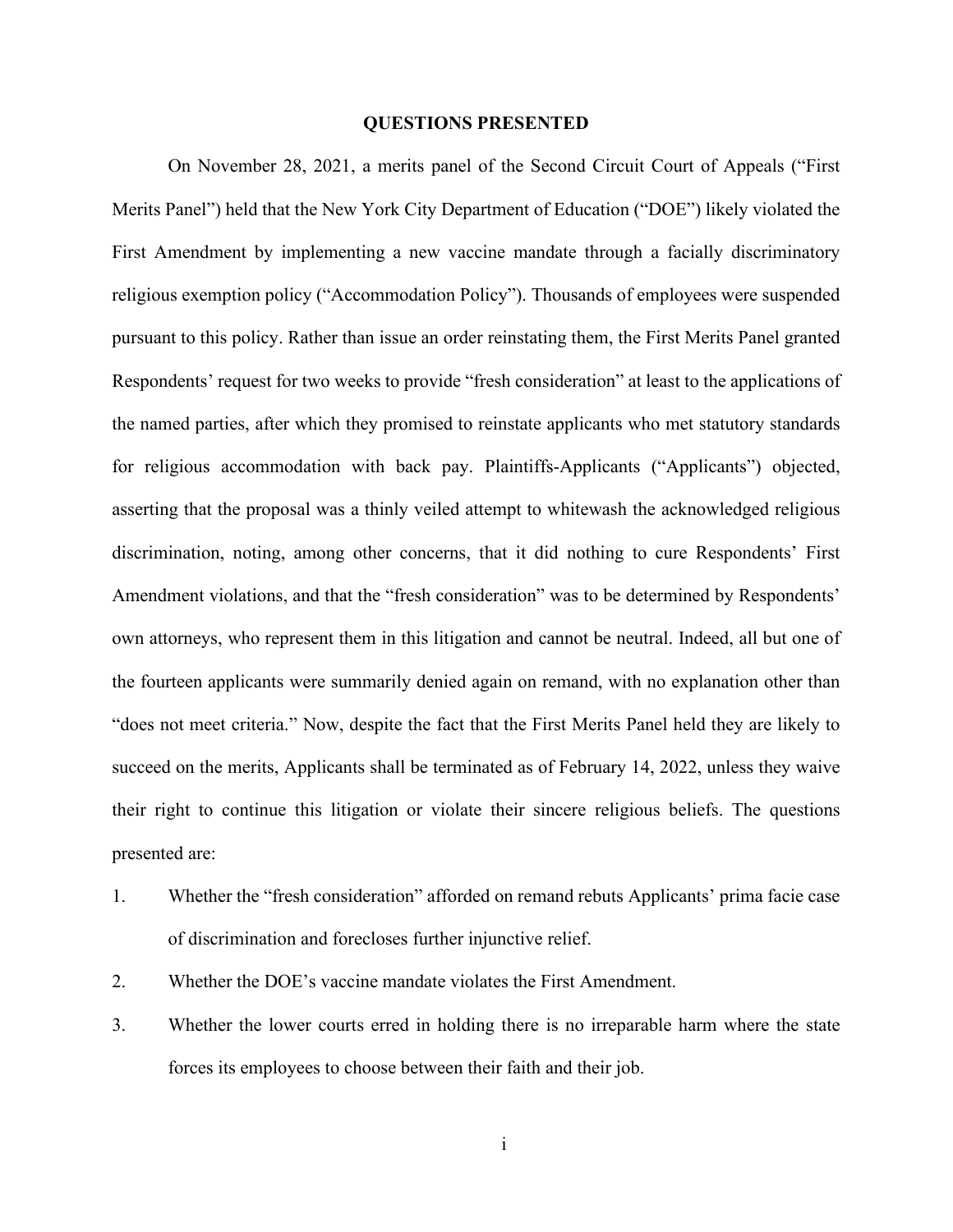## QUESTIONS PRESENTED

On November 28, 2021, a merits panel of the Second Circuit Court of Appeals ("First Merits Panel") held that the New York City Department of Education ("DOE") likely violated the First Amendment by implementing a new vaccine mandate through a facially discriminatory religious exemption policy ("Accommodation Policy"). Thousands of employees were suspended pursuant to this policy. Rather than issue an order reinstating them, the First Merits Panel granted Respondents' request for two weeks to provide "fresh consideration" at least to the applications of the named parties, after which they promised to reinstate applicants who met statutory standards for religious accommodation with back pay. Plaintiffs-Applicants ("Applicants") objected, asserting that the proposal was a thinly veiled attempt to whitewash the acknowledged religious discrimination, noting, among other concerns, that it did nothing to cure Respondents' First Amendment violations, and that the "fresh consideration" was to be determined by Respondents' own attorneys, who represent them in this litigation and cannot be neutral. Indeed, all but one of the fourteen applicants were summarily denied again on remand, with no explanation other than "does not meet criteria." Now, despite the fact that the First Merits Panel held they are likely to succeed on the merits, Applicants shall be terminated as of February 14, 2022, unless they waive their right to continue this litigation or violate their sincere religious beliefs. The questions presented are:

1. Whether the "fresh consideration" afforded on remand rebuts Applicants' prima facie case of discrimination and forecloses further injunctive relief.
2. Whether the DOE's vaccine mandate violates the First Amendment.
3. Whether the lower courts erred in holding there is no irreparable harm where the state forces its employees to choose between their faith and their job.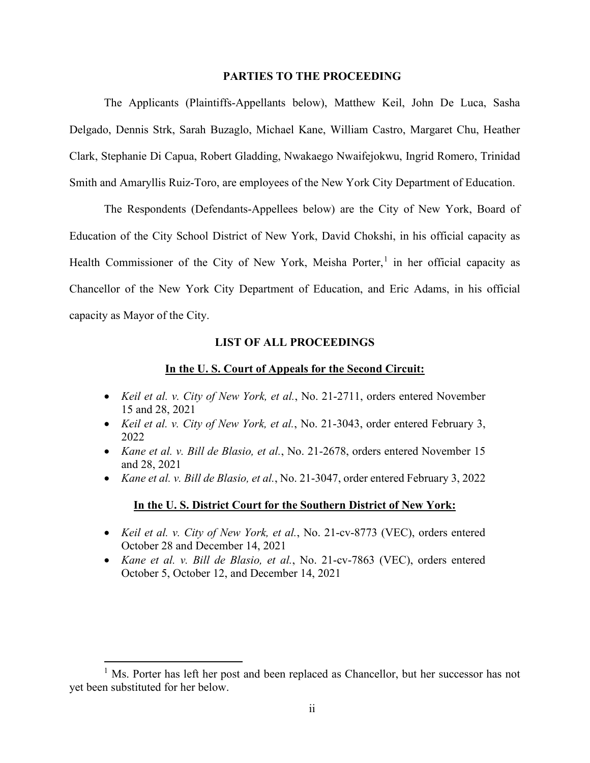## PARTIES TO THE PROCEEDING

The Applicants (Plaintiffs-Appellants below), Matthew Keil, John De Luca, Sasha Delgado, Dennis Strk, Sarah Buzaglo, Michael Kane, William Castro, Margaret Chu, Heather Clark, Stephanie Di Capua, Robert Gladding, Nwakaego Nwaifejokwu, Ingrid Romero, Trinidad Smith and Amaryllis Ruiz-Toro, are employees of the New York City Department of Education.

The Respondents (Defendants-Appellees below) are the City of New York, Board of Education of the City School District of New York, David Chokshi, in his official capacity as Health Commissioner of the City of New York, Meisha Porter,[1] in her official capacity as Chancellor of the New York City Department of Education, and Eric Adams, in his official capacity as Mayor of the City.

## LIST OF ALL PROCEEDINGS

### In the U. S. Court of Appeals for the Second Circuit:

- *Keil et al. v. City of New York, et al.*, No. 21-2711, orders entered November 15 and 28, 2021
- *Keil et al. v. City of New York, et al.*, No. 21-3043, order entered February 3, 2022
- *Kane et al. v. Bill de Blasio, et al.*, No. 21-2678, orders entered November 15 and 28, 2021
- *Kane et al. v. Bill de Blasio, et al.*, No. 21-3047, order entered February 3, 2022

### In the U. S. District Court for the Southern District of New York:

- *Keil et al. v. City of New York, et al.*, No. 21-cv-8773 (VEC), orders entered October 28 and December 14, 2021
- *Kane et al. v. Bill de Blasio, et al.*, No. 21-cv-7863 (VEC), orders entered October 5, October 12, and December 14, 2021

[1] Ms. Porter has left her post and been replaced as Chancellor, but her successor has not yet been substituted for her below.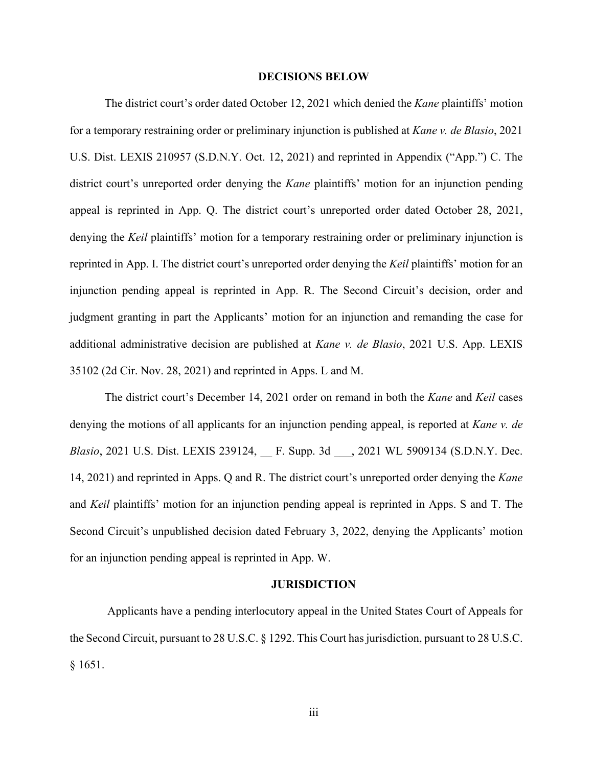## DECISIONS BELOW

The district court's order dated October 12, 2021 which denied the *Kane* plaintiffs' motion for a temporary restraining order or preliminary injunction is published at *Kane v. de Blasio*, 2021 U.S. Dist. LEXIS 210957 (S.D.N.Y. Oct. 12, 2021) and reprinted in Appendix ("App.") C. The district court's unreported order denying the *Kane* plaintiffs' motion for an injunction pending appeal is reprinted in App. Q. The district court's unreported order dated October 28, 2021, denying the *Keil* plaintiffs' motion for a temporary restraining order or preliminary injunction is reprinted in App. I. The district court's unreported order denying the *Keil* plaintiffs' motion for an injunction pending appeal is reprinted in App. R. The Second Circuit's decision, order and judgment granting in part the Applicants' motion for an injunction and remanding the case for additional administrative decision are published at *Kane v. de Blasio*, 2021 U.S. App. LEXIS 35102 (2d Cir. Nov. 28, 2021) and reprinted in Apps. L and M.

The district court's December 14, 2021 order on remand in both the *Kane* and *Keil* cases denying the motions of all applicants for an injunction pending appeal, is reported at *Kane v. de Blasio*, 2021 U.S. Dist. LEXIS 239124, __ F. Supp. 3d ___, 2021 WL 5909134 (S.D.N.Y. Dec. 14, 2021) and reprinted in Apps. Q and R. The district court's unreported order denying the *Kane* and *Keil* plaintiffs' motion for an injunction pending appeal is reprinted in Apps. S and T. The Second Circuit's unpublished decision dated February 3, 2022, denying the Applicants' motion for an injunction pending appeal is reprinted in App. W.

## JURISDICTION

Applicants have a pending interlocutory appeal in the United States Court of Appeals for the Second Circuit, pursuant to 28 U.S.C. § 1292. This Court has jurisdiction, pursuant to 28 U.S.C. § 1651.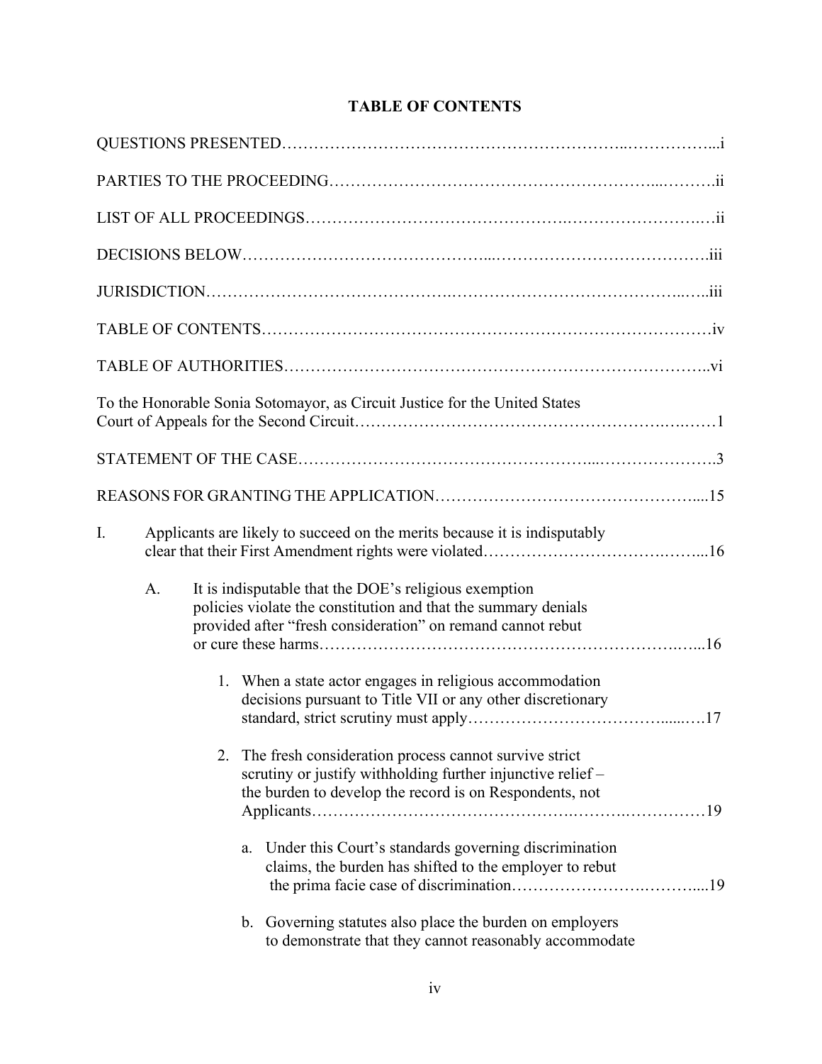# TABLE OF CONTENTS

QUESTIONS PRESENTED……………………………………………………..……………...i

PARTIES TO THE PROCEEDING……………………………………………………...……….ii

LIST OF ALL PROCEEDINGS……………………………………….……………………….…ii

DECISIONS BELOW……………………………………....…………………………………….iii

JURISDICTION…………………………………….……………………………………...…..iii

TABLE OF CONTENTS……………………………………………………………………….iv

TABLE OF AUTHORITIES…………………………………………………………………..vi

To the Honorable Sonia Sotomayor, as Circuit Justice for the United States Court of Appeals for the Second Circuit………………………………………………….….……1

STATEMENT OF THE CASE…………………………………………...…………………..3

REASONS FOR GRANTING THE APPLICATION………………………………………….....15

I. Applicants are likely to succeed on the merits because it is indisputably clear that their First Amendment rights were violated……………………….……...16

   A. It is indisputable that the DOE's religious exemption policies violate the constitution and that the summary denials provided after "fresh consideration" on remand cannot rebut or cure these harms……………………………………………………….…...16

      1. When a state actor engages in religious accommodation decisions pursuant to Title VII or any other discretionary standard, strict scrutiny must apply……………………………......….17

      2. The fresh consideration process cannot survive strict scrutiny or justify withholding further injunctive relief – the burden to develop the record is on Respondents, not Applicants……….……………………………….……….……………19

         a. Under this Court's standards governing discrimination claims, the burden has shifted to the employer to rebut the prima facie case of discrimination…………………….………....19

         b. Governing statutes also place the burden on employers to demonstrate that they cannot reasonably accommodate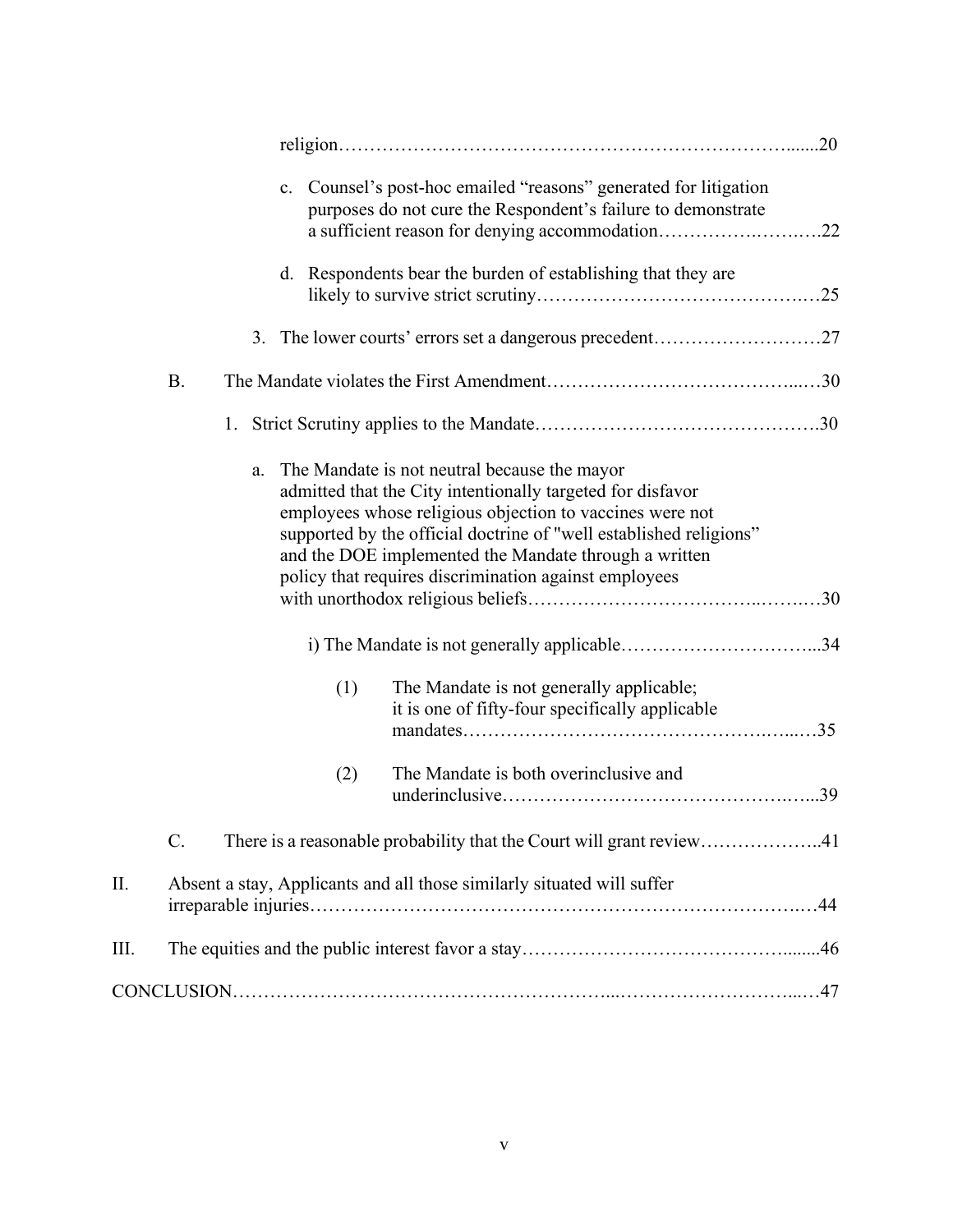religion……………………………………………………………….......20

c. Counsel's post-hoc emailed "reasons" generated for litigation purposes do not cure the Respondent's failure to demonstrate a sufficient reason for denying accommodation…………….…….….22

d. Respondents bear the burden of establishing that they are likely to survive strict scrutiny…………………………………….…25

3. The lower courts' errors set a dangerous precedent………………………27

B. The Mandate violates the First Amendment………………………………...…30

1. Strict Scrutiny applies to the Mandate……………………………………….30

a. The Mandate is not neutral because the mayor admitted that the City intentionally targeted for disfavor employees whose religious objection to vaccines were not supported by the official doctrine of "well established religions" and the DOE implemented the Mandate through a written policy that requires discrimination against employees with unorthodox religious beliefs……………………………..……..…30

i) The Mandate is not generally applicable…………………………...34

(1) The Mandate is not generally applicable; it is one of fifty-four specifically applicable mandates…………………………………………..…...…35

(2) The Mandate is both overinclusive and underinclusive……………………………………….…...39

C. There is a reasonable probability that the Court will grant review………………..41

II. Absent a stay, Applicants and all those similarly situated will suffer irreparable injuries…………………………………………………………………..…44

III. The equities and the public interest favor a stay……………………………………........46

CONCLUSION…………………………………………………...…………………………...…47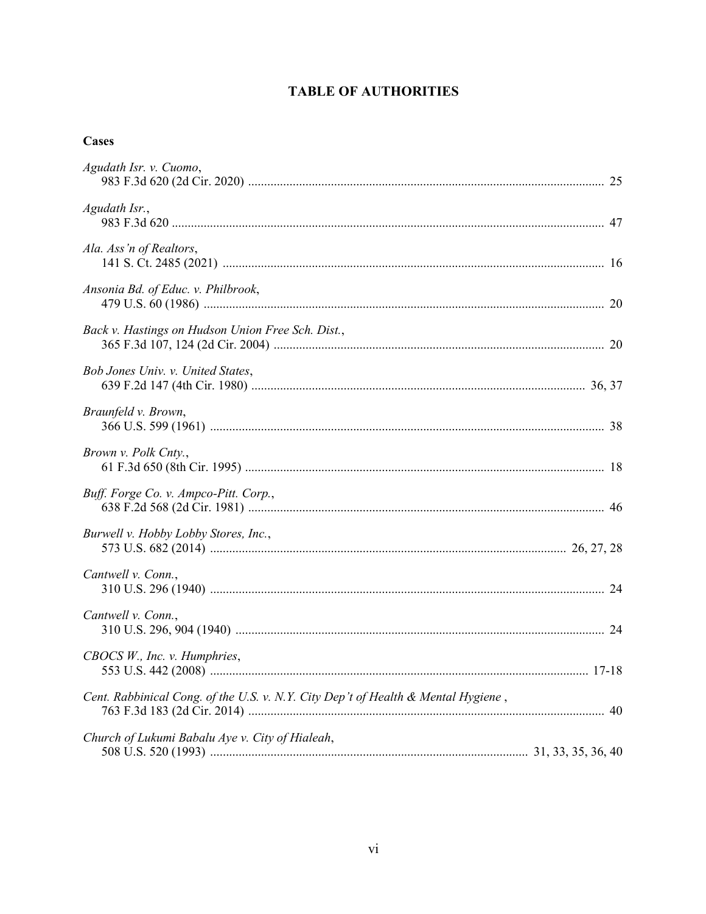# TABLE OF AUTHORITIES

## Cases

*Agudath Isr. v. Cuomo*,
983 F.3d 620 (2d Cir. 2020) .............................................................................................................. 25

*Agudath Isr.*,
983 F.3d 620 ...................................................................................................................................... 47

*Ala. Ass'n of Realtors*,
141 S. Ct. 2485 (2021) ...................................................................................................................... 16

*Ansonia Bd. of Educ. v. Philbrook*,
479 U.S. 60 (1986) ............................................................................................................................ 20

*Back v. Hastings on Hudson Union Free Sch. Dist.*,
365 F.3d 107, 124 (2d Cir. 2004) ..................................................................................................... 20

*Bob Jones Univ. v. United States*,
639 F.2d 147 (4th Cir. 1980) ...................................................................................................... 36, 37

*Braunfeld v. Brown*,
366 U.S. 599 (1961) .......................................................................................................................... 38

*Brown v. Polk Cnty.*,
61 F.3d 650 (8th Cir. 1995) ............................................................................................................... 18

*Buff. Forge Co. v. Ampco-Pitt. Corp.*,
638 F.2d 568 (2d Cir. 1981) .............................................................................................................. 46

*Burwell v. Hobby Lobby Stores, Inc.*,
573 U.S. 682 (2014) ............................................................................................................. 26, 27, 28

*Cantwell v. Conn.*,
310 U.S. 296 (1940) .......................................................................................................................... 24

*Cantwell v. Conn.*,
310 U.S. 296, 904 (1940) .................................................................................................................. 24

*CBOCS W., Inc. v. Humphries*,
553 U.S. 442 (2008) ...................................................................................................................... 17-18

*Cent. Rabbinical Cong. of the U.S. v. N.Y. City Dep't of Health & Mental Hygiene* ,
763 F.3d 183 (2d Cir. 2014) .............................................................................................................. 40

*Church of Lukumi Babalu Aye v. City of Hialeah*,
508 U.S. 520 (1993) .................................................................................................. 31, 33, 35, 36, 40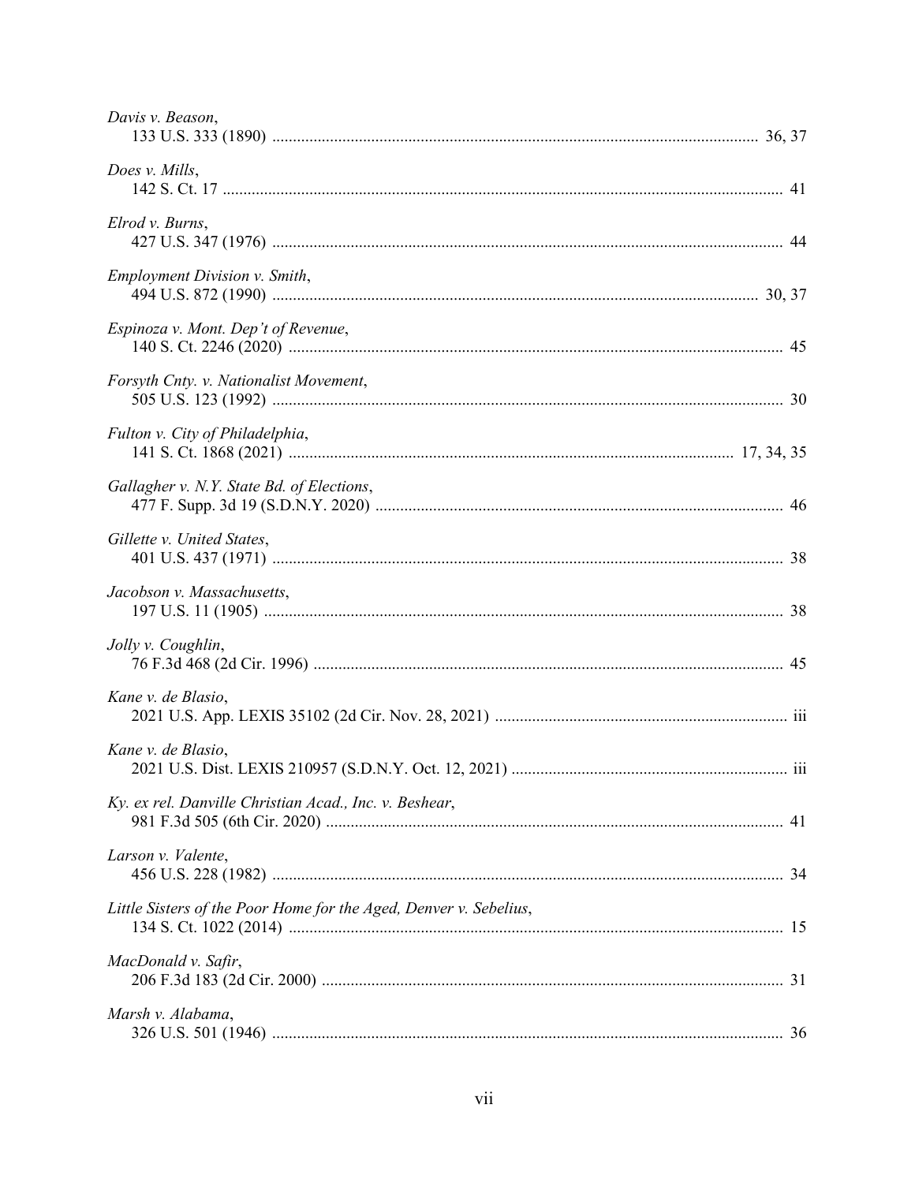*Davis v. Beason*,
133 U.S. 333 (1890) ........................................................................................................ 36, 37

*Does v. Mills*,
142 S. Ct. 17 ........................................................................................................................ 41

*Elrod v. Burns*,
427 U.S. 347 (1976) ............................................................................................................ 44

*Employment Division v. Smith*,
494 U.S. 872 (1990) ........................................................................................................ 30, 37

*Espinoza v. Mont. Dep't of Revenue*,
140 S. Ct. 2246 (2020) ........................................................................................................ 45

*Forsyth Cnty. v. Nationalist Movement*,
505 U.S. 123 (1992) ............................................................................................................ 30

*Fulton v. City of Philadelphia*,
141 S. Ct. 1868 (2021) ............................................................................................ 17, 34, 35

*Gallagher v. N.Y. State Bd. of Elections*,
477 F. Supp. 3d 19 (S.D.N.Y. 2020) .................................................................................. 46

*Gillette v. United States*,
401 U.S. 437 (1971) ............................................................................................................ 38

*Jacobson v. Massachusetts*,
197 U.S. 11 (1905) .............................................................................................................. 38

*Jolly v. Coughlin*,
76 F.3d 468 (2d Cir. 1996) .................................................................................................. 45

*Kane v. de Blasio*,
2021 U.S. App. LEXIS 35102 (2d Cir. Nov. 28, 2021) ...................................................... iii

*Kane v. de Blasio*,
2021 U.S. Dist. LEXIS 210957 (S.D.N.Y. Oct. 12, 2021) ................................................. iii

*Ky. ex rel. Danville Christian Acad., Inc. v. Beshear*,
981 F.3d 505 (6th Cir. 2020) ............................................................................................... 41

*Larson v. Valente*,
456 U.S. 228 (1982) ............................................................................................................ 34

*Little Sisters of the Poor Home for the Aged, Denver v. Sebelius*,
134 S. Ct. 1022 (2014) ........................................................................................................ 15

*MacDonald v. Safir*,
206 F.3d 183 (2d Cir. 2000) ................................................................................................ 31

*Marsh v. Alabama*,
326 U.S. 501 (1946) ............................................................................................................ 36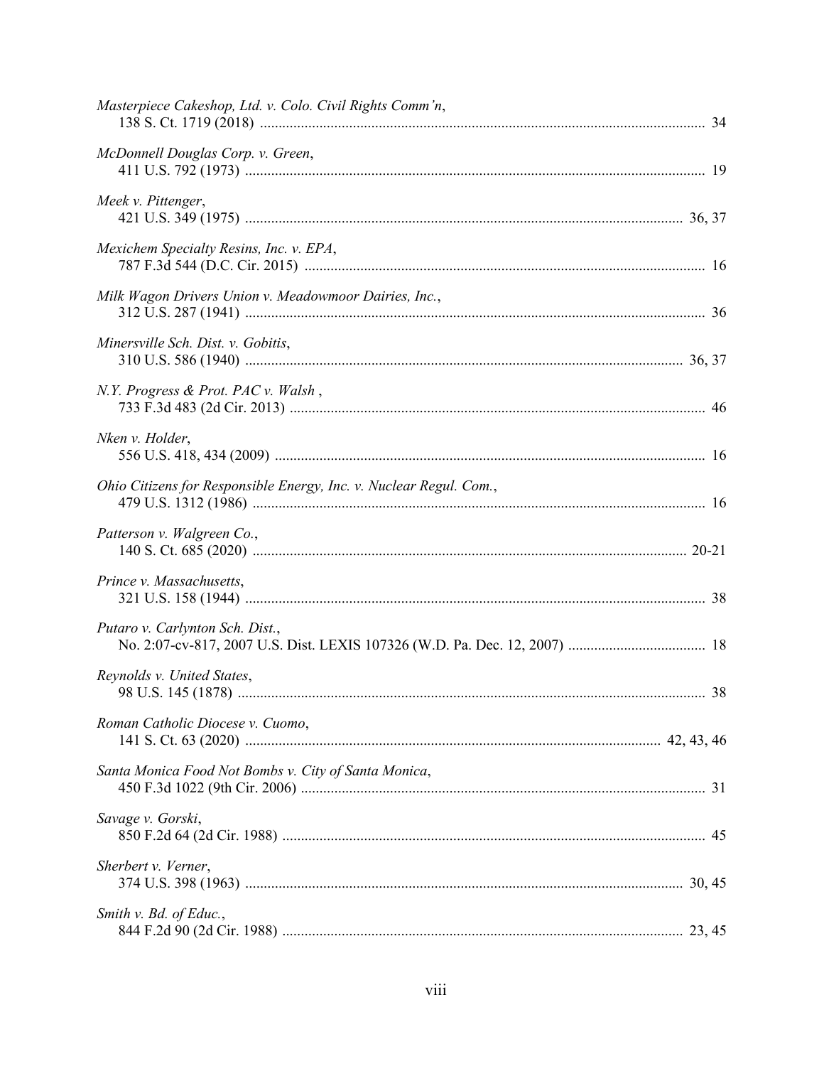*Masterpiece Cakeshop, Ltd. v. Colo. Civil Rights Comm'n*,
138 S. Ct. 1719 (2018) ........................................................................................................ 34

*McDonnell Douglas Corp. v. Green*,
411 U.S. 792 (1973) ........................................................................................................... 19

*Meek v. Pittenger*,
421 U.S. 349 (1975) ..................................................................................................... 36, 37

*Mexichem Specialty Resins, Inc. v. EPA*,
787 F.3d 544 (D.C. Cir. 2015) ........................................................................................... 16

*Milk Wagon Drivers Union v. Meadowmoor Dairies, Inc.*,
312 U.S. 287 (1941) ........................................................................................................... 36

*Minersville Sch. Dist. v. Gobitis*,
310 U.S. 586 (1940) ..................................................................................................... 36, 37

*N.Y. Progress & Prot. PAC v. Walsh* ,
733 F.3d 483 (2d Cir. 2013) ............................................................................................... 46

*Nken v. Holder*,
556 U.S. 418, 434 (2009) ................................................................................................... 16

*Ohio Citizens for Responsible Energy, Inc. v. Nuclear Regul. Com.*,
479 U.S. 1312 (1986) ......................................................................................................... 16

*Patterson v. Walgreen Co.*,
140 S. Ct. 685 (2020) .................................................................................................... 20-21

*Prince v. Massachusetts*,
321 U.S. 158 (1944) ........................................................................................................... 38

*Putaro v. Carlynton Sch. Dist.*,
No. 2:07-cv-817, 2007 U.S. Dist. LEXIS 107326 (W.D. Pa. Dec. 12, 2007) ..................................... 18

*Reynolds v. United States*,
98 U.S. 145 (1878) ............................................................................................................. 38

*Roman Catholic Diocese v. Cuomo*,
141 S. Ct. 63 (2020) ............................................................................................... 42, 43, 46

*Santa Monica Food Not Bombs v. City of Santa Monica*,
450 F.3d 1022 (9th Cir. 2006) ............................................................................................ 31

*Savage v. Gorski*,
850 F.2d 64 (2d Cir. 1988) ................................................................................................. 45

*Sherbert v. Verner*,
374 U.S. 398 (1963) ..................................................................................................... 30, 45

*Smith v. Bd. of Educ.*,
844 F.2d 90 (2d Cir. 1988) ........................................................................................... 23, 45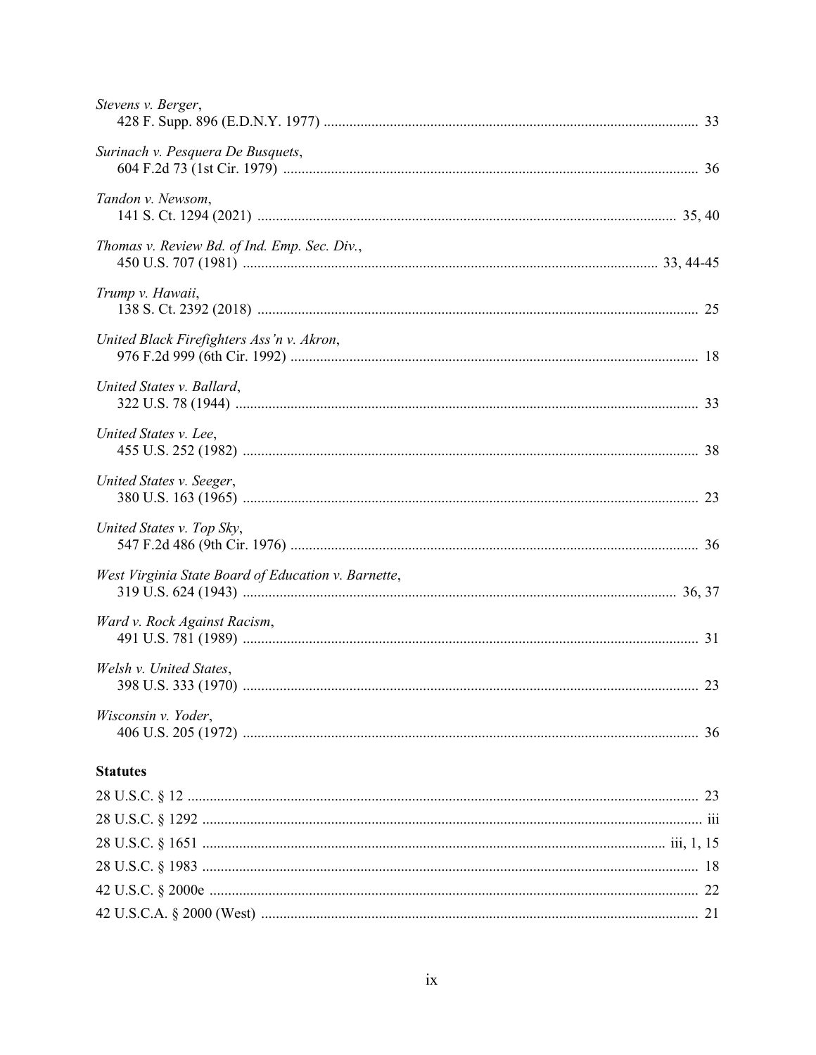*Stevens v. Berger*,
428 F. Supp. 896 (E.D.N.Y. 1977) ..................................................................................................... 33

*Surinach v. Pesquera De Busquets*,
604 F.2d 73 (1st Cir. 1979) ................................................................................................................ 36

*Tandon v. Newsom*,
141 S. Ct. 1294 (2021) ................................................................................................................. 35, 40

*Thomas v. Review Bd. of Ind. Emp. Sec. Div.*,
450 U.S. 707 (1981) ............................................................................................................... 33, 44-45

*Trump v. Hawaii*,
138 S. Ct. 2392 (2018) ....................................................................................................................... 25

*United Black Firefighters Ass'n v. Akron*,
976 F.2d 999 (6th Cir. 1992) ............................................................................................................. 18

*United States v. Ballard*,
322 U.S. 78 (1944) ............................................................................................................................ 33

*United States v. Lee*,
455 U.S. 252 (1982) .......................................................................................................................... 38

*United States v. Seeger*,
380 U.S. 163 (1965) .......................................................................................................................... 23

*United States v. Top Sky*,
547 F.2d 486 (9th Cir. 1976) ............................................................................................................. 36

*West Virginia State Board of Education v. Barnette*,
319 U.S. 624 (1943) ...................................................................................................................... 36, 37

*Ward v. Rock Against Racism*,
491 U.S. 781 (1989) .......................................................................................................................... 31

*Welsh v. United States*,
398 U.S. 333 (1970) .......................................................................................................................... 23

*Wisconsin v. Yoder*,
406 U.S. 205 (1972) .......................................................................................................................... 36

**Statutes**

28 U.S.C. § 12 ......................................................................................................................................... 23

28 U.S.C. § 1292 ...................................................................................................................................... iii

28 U.S.C. § 1651 ............................................................................................................................ iii, 1, 15

28 U.S.C. § 1983 ..................................................................................................................................... 18

42 U.S.C. § 2000e .................................................................................................................................... 22

42 U.S.C.A. § 2000 (West) ..................................................................................................................... 21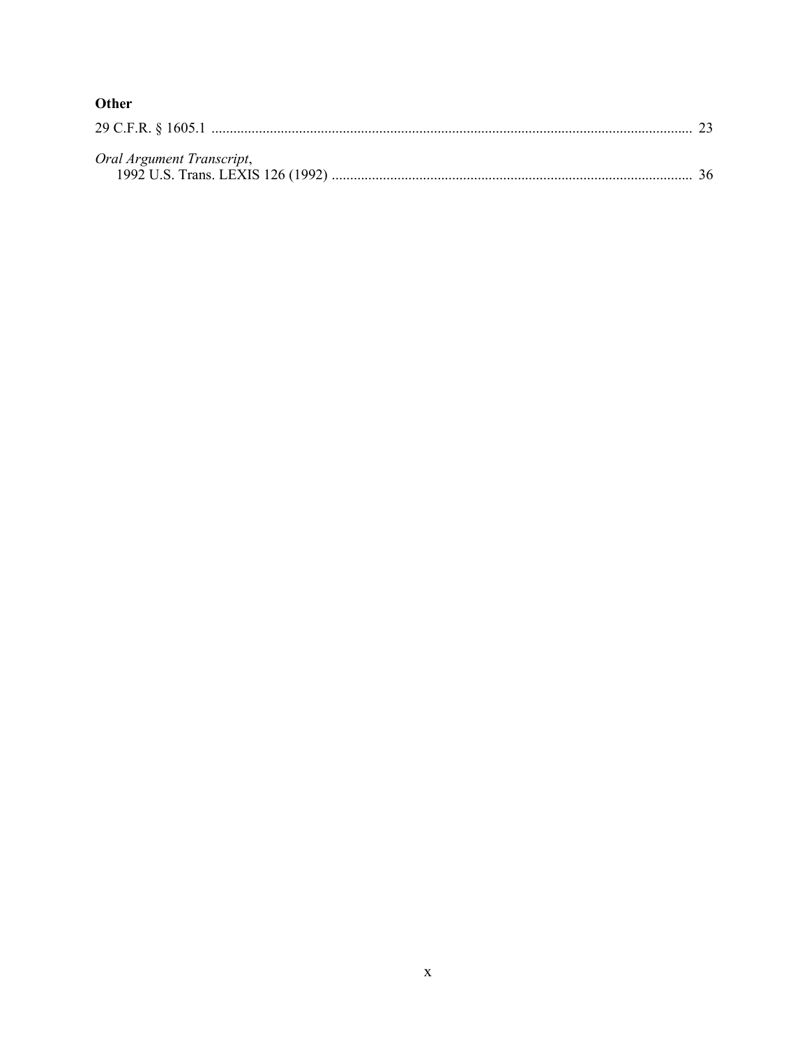### Other

29 C.F.R. § 1605.1 .................................................................................................................................... 23

*Oral Argument Transcript*,
    1992 U.S. Trans. LEXIS 126 (1992) ................................................................................................... 36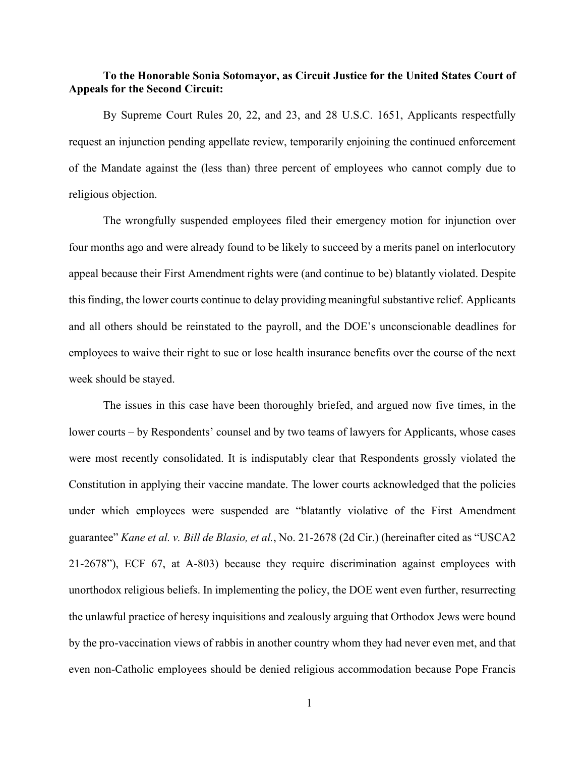**To the Honorable Sonia Sotomayor, as Circuit Justice for the United States Court of Appeals for the Second Circuit:**

By Supreme Court Rules 20, 22, and 23, and 28 U.S.C. 1651, Applicants respectfully request an injunction pending appellate review, temporarily enjoining the continued enforcement of the Mandate against the (less than) three percent of employees who cannot comply due to religious objection.

The wrongfully suspended employees filed their emergency motion for injunction over four months ago and were already found to be likely to succeed by a merits panel on interlocutory appeal because their First Amendment rights were (and continue to be) blatantly violated. Despite this finding, the lower courts continue to delay providing meaningful substantive relief. Applicants and all others should be reinstated to the payroll, and the DOE's unconscionable deadlines for employees to waive their right to sue or lose health insurance benefits over the course of the next week should be stayed.

The issues in this case have been thoroughly briefed, and argued now five times, in the lower courts – by Respondents' counsel and by two teams of lawyers for Applicants, whose cases were most recently consolidated. It is indisputably clear that Respondents grossly violated the Constitution in applying their vaccine mandate. The lower courts acknowledged that the policies under which employees were suspended are "blatantly violative of the First Amendment guarantee" *Kane et al. v. Bill de Blasio, et al.*, No. 21-2678 (2d Cir.) (hereinafter cited as "USCA2 21-2678"), ECF 67, at A-803) because they require discrimination against employees with unorthodox religious beliefs. In implementing the policy, the DOE went even further, resurrecting the unlawful practice of heresy inquisitions and zealously arguing that Orthodox Jews were bound by the pro-vaccination views of rabbis in another country whom they had never even met, and that even non-Catholic employees should be denied religious accommodation because Pope Francis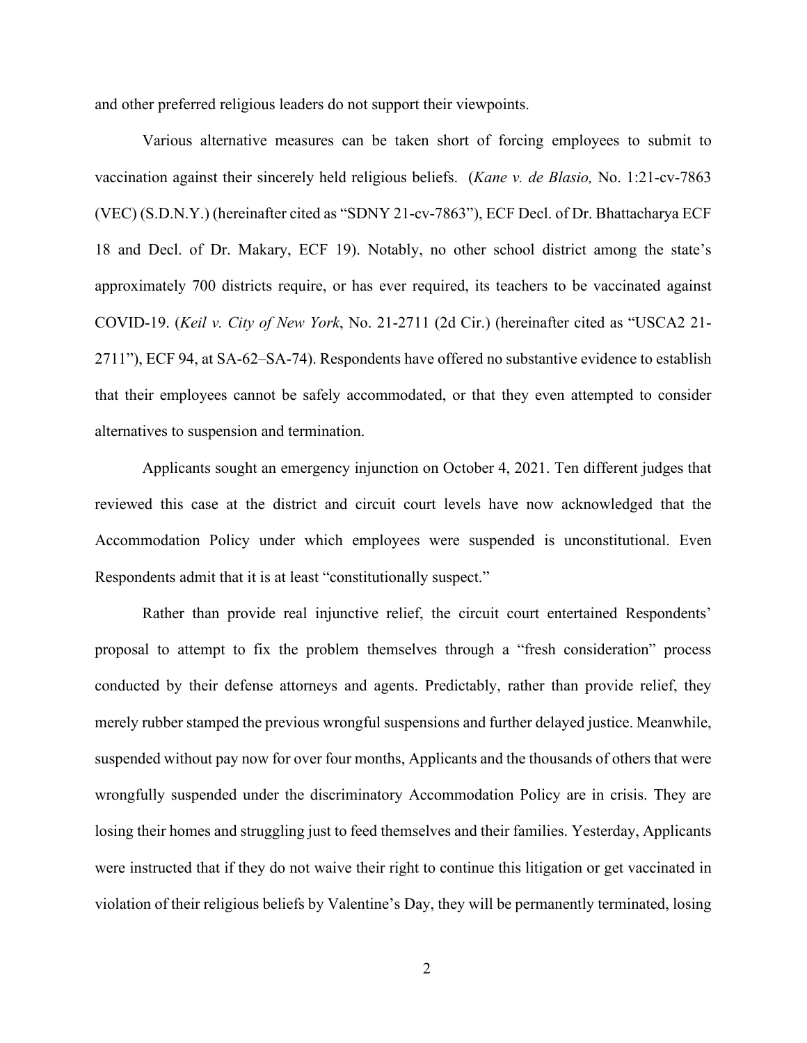and other preferred religious leaders do not support their viewpoints.

Various alternative measures can be taken short of forcing employees to submit to vaccination against their sincerely held religious beliefs. (*Kane v. de Blasio,* No. 1:21-cv-7863 (VEC) (S.D.N.Y.) (hereinafter cited as "SDNY 21-cv-7863"), ECF Decl. of Dr. Bhattacharya ECF 18 and Decl. of Dr. Makary, ECF 19). Notably, no other school district among the state's approximately 700 districts require, or has ever required, its teachers to be vaccinated against COVID-19. (*Keil v. City of New York*, No. 21-2711 (2d Cir.) (hereinafter cited as "USCA2 21-2711"), ECF 94, at SA-62–SA-74). Respondents have offered no substantive evidence to establish that their employees cannot be safely accommodated, or that they even attempted to consider alternatives to suspension and termination.

Applicants sought an emergency injunction on October 4, 2021. Ten different judges that reviewed this case at the district and circuit court levels have now acknowledged that the Accommodation Policy under which employees were suspended is unconstitutional. Even Respondents admit that it is at least "constitutionally suspect."

Rather than provide real injunctive relief, the circuit court entertained Respondents' proposal to attempt to fix the problem themselves through a "fresh consideration" process conducted by their defense attorneys and agents. Predictably, rather than provide relief, they merely rubber stamped the previous wrongful suspensions and further delayed justice. Meanwhile, suspended without pay now for over four months, Applicants and the thousands of others that were wrongfully suspended under the discriminatory Accommodation Policy are in crisis. They are losing their homes and struggling just to feed themselves and their families. Yesterday, Applicants were instructed that if they do not waive their right to continue this litigation or get vaccinated in violation of their religious beliefs by Valentine's Day, they will be permanently terminated, losing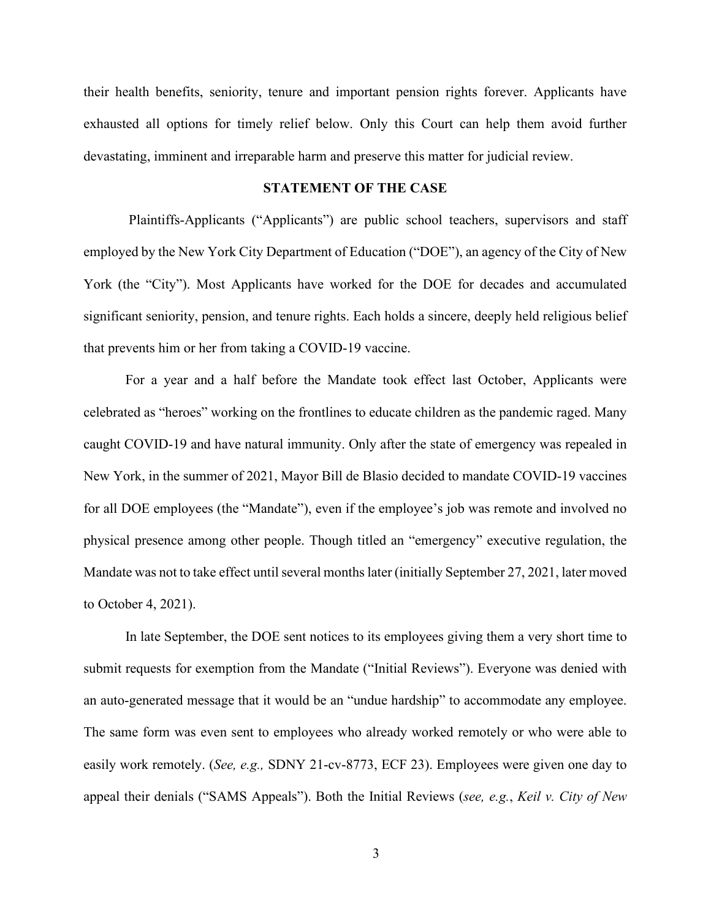their health benefits, seniority, tenure and important pension rights forever. Applicants have exhausted all options for timely relief below. Only this Court can help them avoid further devastating, imminent and irreparable harm and preserve this matter for judicial review.

**STATEMENT OF THE CASE**

Plaintiffs-Applicants ("Applicants") are public school teachers, supervisors and staff employed by the New York City Department of Education ("DOE"), an agency of the City of New York (the "City"). Most Applicants have worked for the DOE for decades and accumulated significant seniority, pension, and tenure rights. Each holds a sincere, deeply held religious belief that prevents him or her from taking a COVID-19 vaccine.

For a year and a half before the Mandate took effect last October, Applicants were celebrated as "heroes" working on the frontlines to educate children as the pandemic raged. Many caught COVID-19 and have natural immunity. Only after the state of emergency was repealed in New York, in the summer of 2021, Mayor Bill de Blasio decided to mandate COVID-19 vaccines for all DOE employees (the "Mandate"), even if the employee's job was remote and involved no physical presence among other people. Though titled an "emergency" executive regulation, the Mandate was not to take effect until several months later (initially September 27, 2021, later moved to October 4, 2021).

In late September, the DOE sent notices to its employees giving them a very short time to submit requests for exemption from the Mandate ("Initial Reviews"). Everyone was denied with an auto-generated message that it would be an "undue hardship" to accommodate any employee. The same form was even sent to employees who already worked remotely or who were able to easily work remotely. (*See, e.g.,* SDNY 21-cv-8773, ECF 23). Employees were given one day to appeal their denials ("SAMS Appeals"). Both the Initial Reviews (*see, e.g.*, *Keil v. City of New*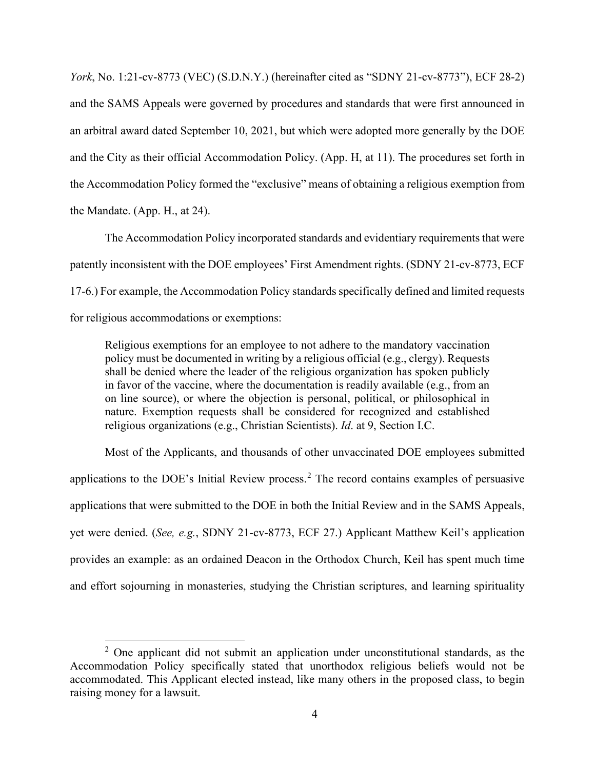*York*, No. 1:21-cv-8773 (VEC) (S.D.N.Y.) (hereinafter cited as "SDNY 21-cv-8773"), ECF 28-2) and the SAMS Appeals were governed by procedures and standards that were first announced in an arbitral award dated September 10, 2021, but which were adopted more generally by the DOE and the City as their official Accommodation Policy. (App. H, at 11). The procedures set forth in the Accommodation Policy formed the "exclusive" means of obtaining a religious exemption from the Mandate. (App. H., at 24).

The Accommodation Policy incorporated standards and evidentiary requirements that were patently inconsistent with the DOE employees' First Amendment rights. (SDNY 21-cv-8773, ECF 17-6.) For example, the Accommodation Policy standards specifically defined and limited requests for religious accommodations or exemptions:

> Religious exemptions for an employee to not adhere to the mandatory vaccination policy must be documented in writing by a religious official (e.g., clergy). Requests shall be denied where the leader of the religious organization has spoken publicly in favor of the vaccine, where the documentation is readily available (e.g., from an on line source), or where the objection is personal, political, or philosophical in nature. Exemption requests shall be considered for recognized and established religious organizations (e.g., Christian Scientists). *Id*. at 9, Section I.C.

Most of the Applicants, and thousands of other unvaccinated DOE employees submitted applications to the DOE's Initial Review process.[2] The record contains examples of persuasive applications that were submitted to the DOE in both the Initial Review and in the SAMS Appeals, yet were denied. (*See, e.g.*, SDNY 21-cv-8773, ECF 27.) Applicant Matthew Keil's application provides an example: as an ordained Deacon in the Orthodox Church, Keil has spent much time and effort sojourning in monasteries, studying the Christian scriptures, and learning spirituality

[2] One applicant did not submit an application under unconstitutional standards, as the Accommodation Policy specifically stated that unorthodox religious beliefs would not be accommodated. This Applicant elected instead, like many others in the proposed class, to begin raising money for a lawsuit.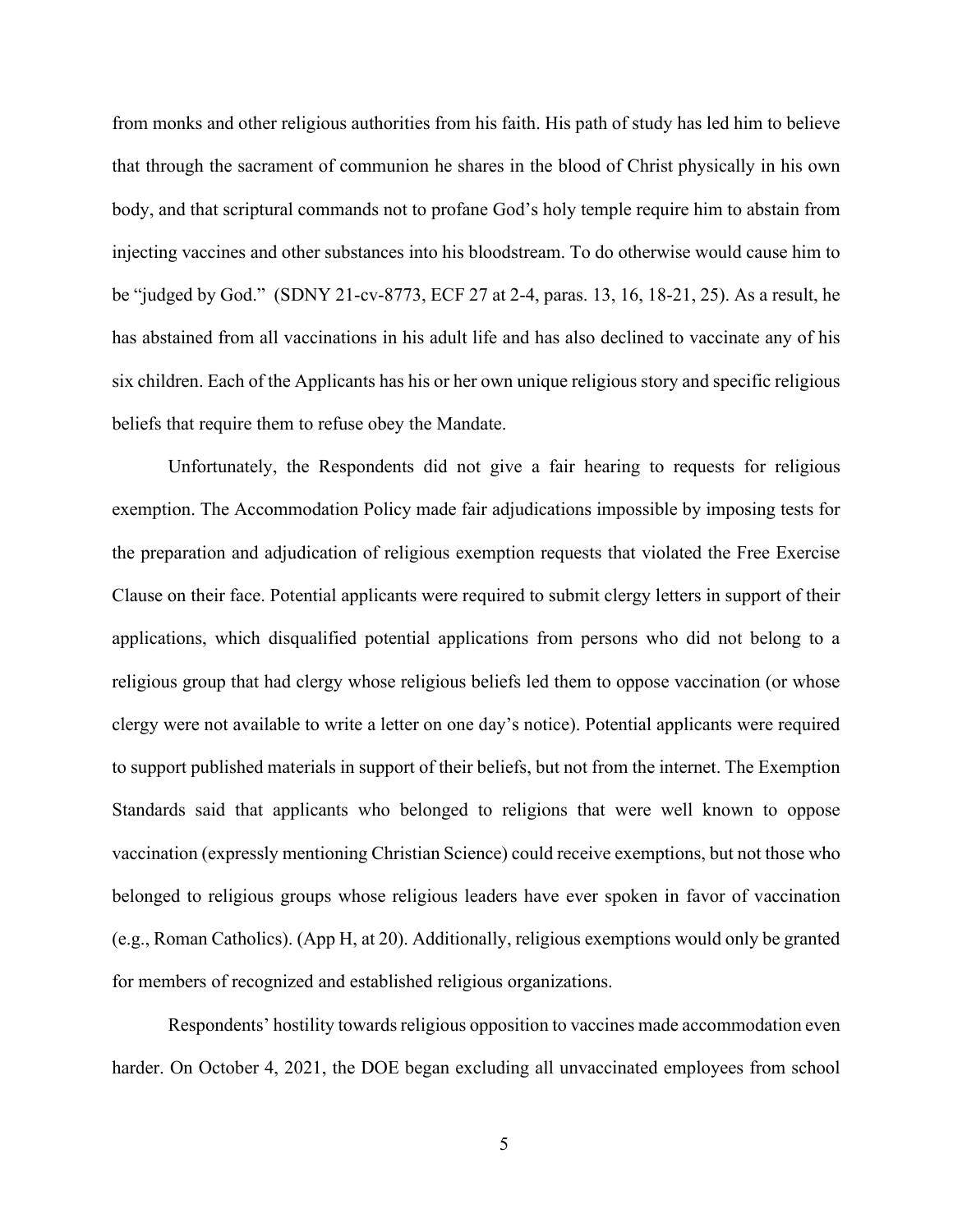from monks and other religious authorities from his faith. His path of study has led him to believe that through the sacrament of communion he shares in the blood of Christ physically in his own body, and that scriptural commands not to profane God's holy temple require him to abstain from injecting vaccines and other substances into his bloodstream. To do otherwise would cause him to be "judged by God." (SDNY 21-cv-8773, ECF 27 at 2-4, paras. 13, 16, 18-21, 25). As a result, he has abstained from all vaccinations in his adult life and has also declined to vaccinate any of his six children. Each of the Applicants has his or her own unique religious story and specific religious beliefs that require them to refuse obey the Mandate.

Unfortunately, the Respondents did not give a fair hearing to requests for religious exemption. The Accommodation Policy made fair adjudications impossible by imposing tests for the preparation and adjudication of religious exemption requests that violated the Free Exercise Clause on their face. Potential applicants were required to submit clergy letters in support of their applications, which disqualified potential applications from persons who did not belong to a religious group that had clergy whose religious beliefs led them to oppose vaccination (or whose clergy were not available to write a letter on one day's notice). Potential applicants were required to support published materials in support of their beliefs, but not from the internet. The Exemption Standards said that applicants who belonged to religions that were well known to oppose vaccination (expressly mentioning Christian Science) could receive exemptions, but not those who belonged to religious groups whose religious leaders have ever spoken in favor of vaccination (e.g., Roman Catholics). (App H, at 20). Additionally, religious exemptions would only be granted for members of recognized and established religious organizations.

Respondents' hostility towards religious opposition to vaccines made accommodation even harder. On October 4, 2021, the DOE began excluding all unvaccinated employees from school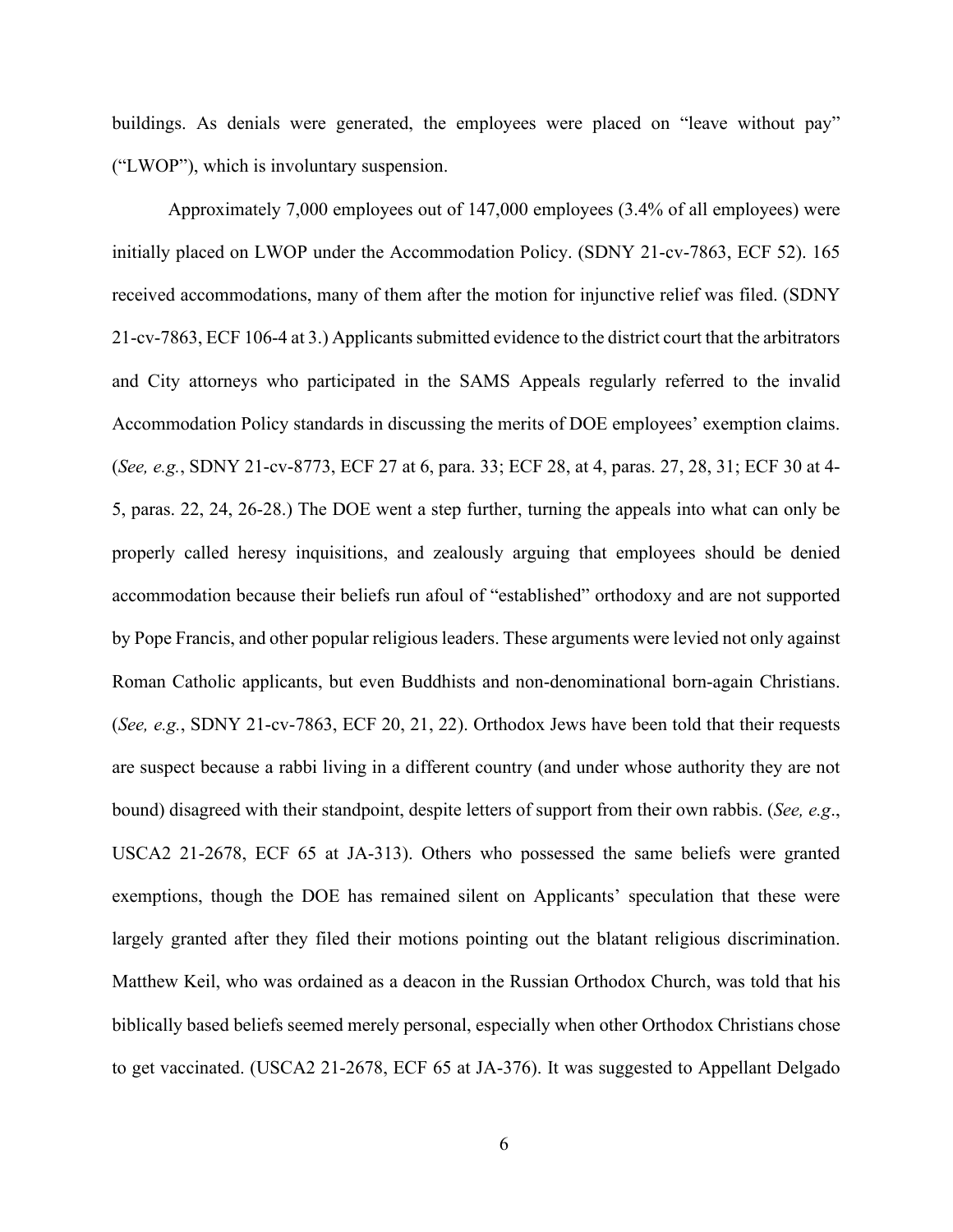buildings. As denials were generated, the employees were placed on "leave without pay" ("LWOP"), which is involuntary suspension.

Approximately 7,000 employees out of 147,000 employees (3.4% of all employees) were initially placed on LWOP under the Accommodation Policy. (SDNY 21-cv-7863, ECF 52). 165 received accommodations, many of them after the motion for injunctive relief was filed. (SDNY 21-cv-7863, ECF 106-4 at 3.) Applicants submitted evidence to the district court that the arbitrators and City attorneys who participated in the SAMS Appeals regularly referred to the invalid Accommodation Policy standards in discussing the merits of DOE employees' exemption claims. (*See, e.g.*, SDNY 21-cv-8773, ECF 27 at 6, para. 33; ECF 28, at 4, paras. 27, 28, 31; ECF 30 at 4-5, paras. 22, 24, 26-28.) The DOE went a step further, turning the appeals into what can only be properly called heresy inquisitions, and zealously arguing that employees should be denied accommodation because their beliefs run afoul of "established" orthodoxy and are not supported by Pope Francis, and other popular religious leaders. These arguments were levied not only against Roman Catholic applicants, but even Buddhists and non-denominational born-again Christians. (*See, e.g.*, SDNY 21-cv-7863, ECF 20, 21, 22). Orthodox Jews have been told that their requests are suspect because a rabbi living in a different country (and under whose authority they are not bound) disagreed with their standpoint, despite letters of support from their own rabbis. (*See, e.g*., USCA2 21-2678, ECF 65 at JA-313). Others who possessed the same beliefs were granted exemptions, though the DOE has remained silent on Applicants' speculation that these were largely granted after they filed their motions pointing out the blatant religious discrimination. Matthew Keil, who was ordained as a deacon in the Russian Orthodox Church, was told that his biblically based beliefs seemed merely personal, especially when other Orthodox Christians chose to get vaccinated. (USCA2 21-2678, ECF 65 at JA-376). It was suggested to Appellant Delgado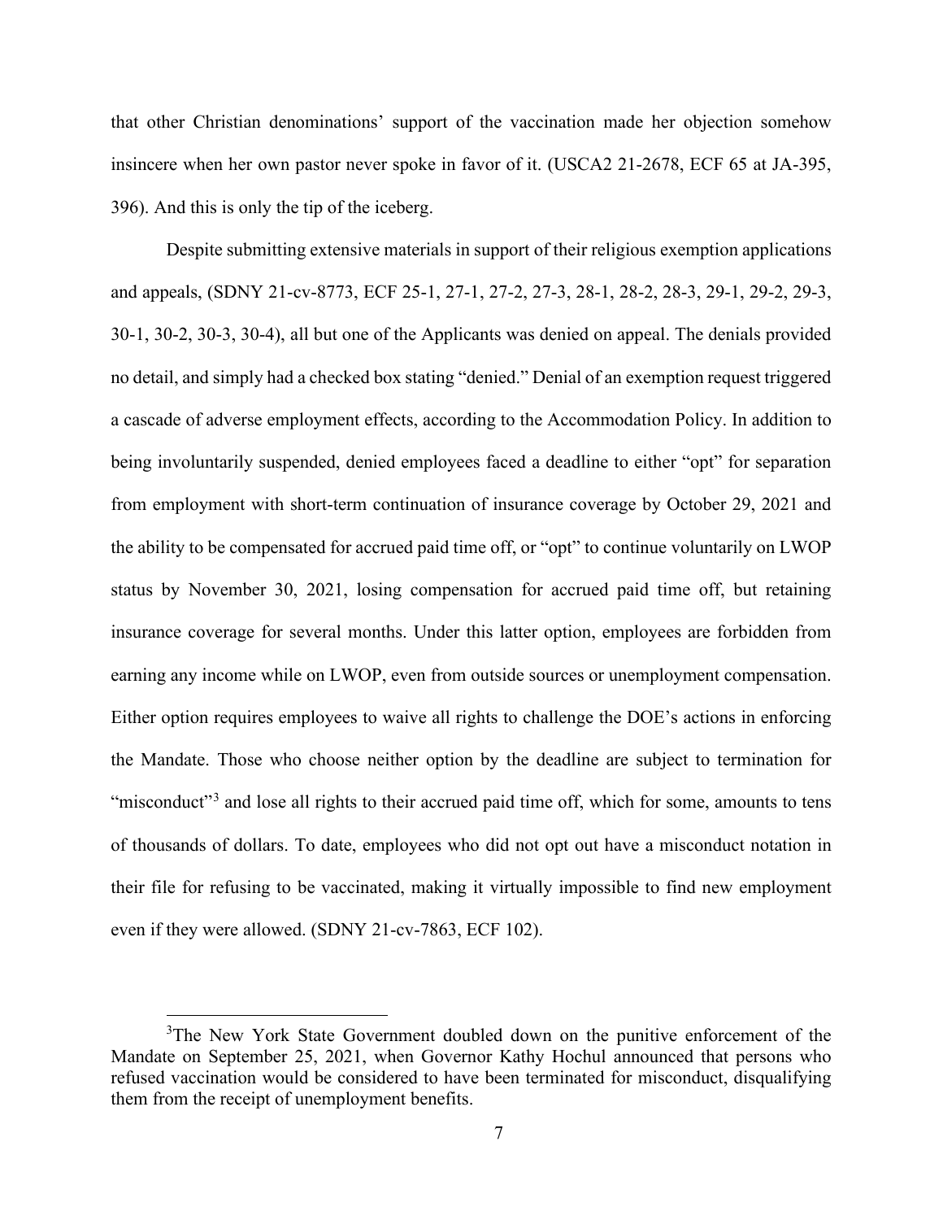that other Christian denominations' support of the vaccination made her objection somehow insincere when her own pastor never spoke in favor of it. (USCA2 21-2678, ECF 65 at JA-395, 396). And this is only the tip of the iceberg.

Despite submitting extensive materials in support of their religious exemption applications and appeals, (SDNY 21-cv-8773, ECF 25-1, 27-1, 27-2, 27-3, 28-1, 28-2, 28-3, 29-1, 29-2, 29-3, 30-1, 30-2, 30-3, 30-4), all but one of the Applicants was denied on appeal. The denials provided no detail, and simply had a checked box stating "denied." Denial of an exemption request triggered a cascade of adverse employment effects, according to the Accommodation Policy. In addition to being involuntarily suspended, denied employees faced a deadline to either "opt" for separation from employment with short-term continuation of insurance coverage by October 29, 2021 and the ability to be compensated for accrued paid time off, or "opt" to continue voluntarily on LWOP status by November 30, 2021, losing compensation for accrued paid time off, but retaining insurance coverage for several months. Under this latter option, employees are forbidden from earning any income while on LWOP, even from outside sources or unemployment compensation. Either option requires employees to waive all rights to challenge the DOE's actions in enforcing the Mandate. Those who choose neither option by the deadline are subject to termination for "misconduct"[3] and lose all rights to their accrued paid time off, which for some, amounts to tens of thousands of dollars. To date, employees who did not opt out have a misconduct notation in their file for refusing to be vaccinated, making it virtually impossible to find new employment even if they were allowed. (SDNY 21-cv-7863, ECF 102).

[3]The New York State Government doubled down on the punitive enforcement of the Mandate on September 25, 2021, when Governor Kathy Hochul announced that persons who refused vaccination would be considered to have been terminated for misconduct, disqualifying them from the receipt of unemployment benefits.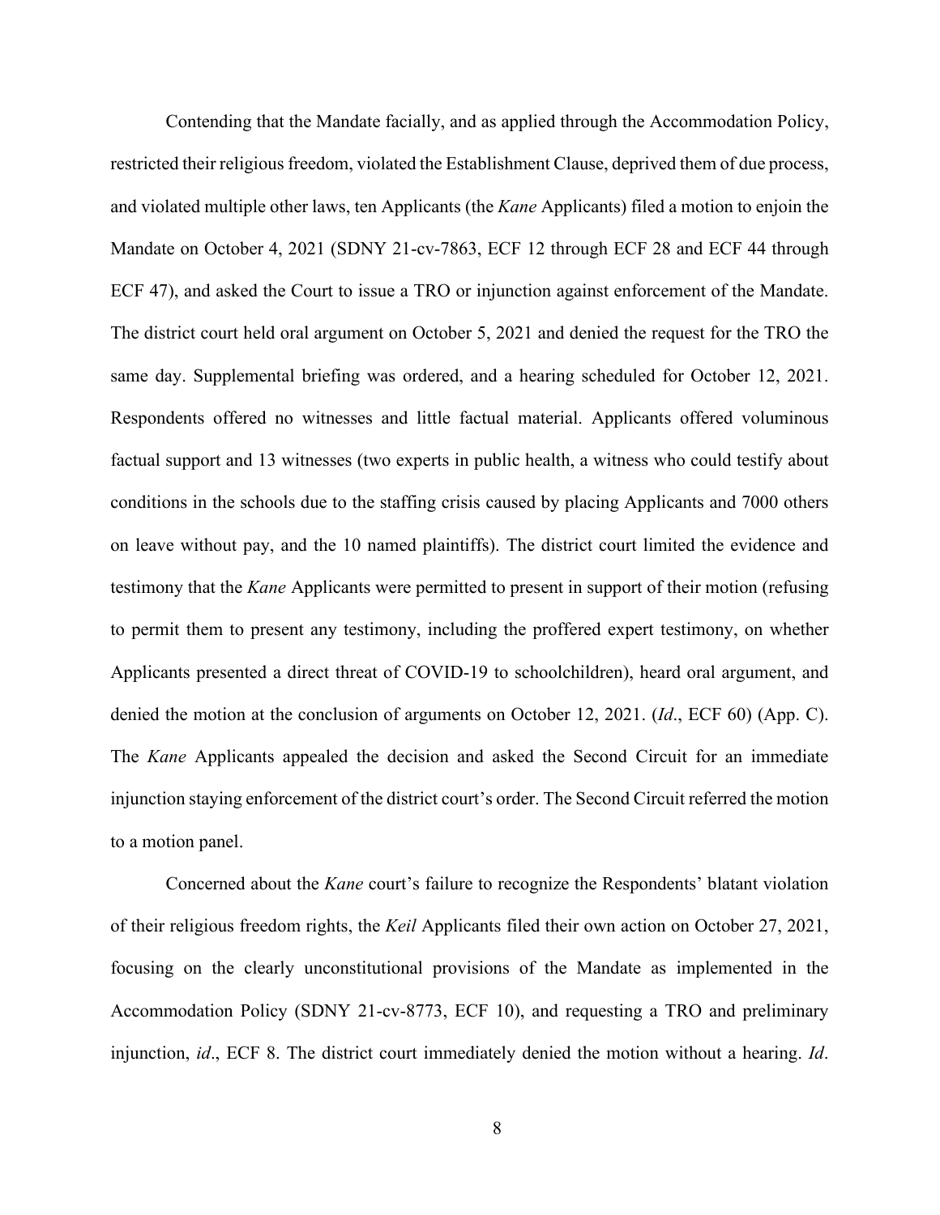Contending that the Mandate facially, and as applied through the Accommodation Policy, restricted their religious freedom, violated the Establishment Clause, deprived them of due process, and violated multiple other laws, ten Applicants (the *Kane* Applicants) filed a motion to enjoin the Mandate on October 4, 2021 (SDNY 21-cv-7863, ECF 12 through ECF 28 and ECF 44 through ECF 47), and asked the Court to issue a TRO or injunction against enforcement of the Mandate. The district court held oral argument on October 5, 2021 and denied the request for the TRO the same day. Supplemental briefing was ordered, and a hearing scheduled for October 12, 2021. Respondents offered no witnesses and little factual material. Applicants offered voluminous factual support and 13 witnesses (two experts in public health, a witness who could testify about conditions in the schools due to the staffing crisis caused by placing Applicants and 7000 others on leave without pay, and the 10 named plaintiffs). The district court limited the evidence and testimony that the *Kane* Applicants were permitted to present in support of their motion (refusing to permit them to present any testimony, including the proffered expert testimony, on whether Applicants presented a direct threat of COVID-19 to schoolchildren), heard oral argument, and denied the motion at the conclusion of arguments on October 12, 2021. (*Id*., ECF 60) (App. C). The *Kane* Applicants appealed the decision and asked the Second Circuit for an immediate injunction staying enforcement of the district court's order. The Second Circuit referred the motion to a motion panel.

Concerned about the *Kane* court's failure to recognize the Respondents' blatant violation of their religious freedom rights, the *Keil* Applicants filed their own action on October 27, 2021, focusing on the clearly unconstitutional provisions of the Mandate as implemented in the Accommodation Policy (SDNY 21-cv-8773, ECF 10), and requesting a TRO and preliminary injunction, *id*., ECF 8. The district court immediately denied the motion without a hearing. *Id*.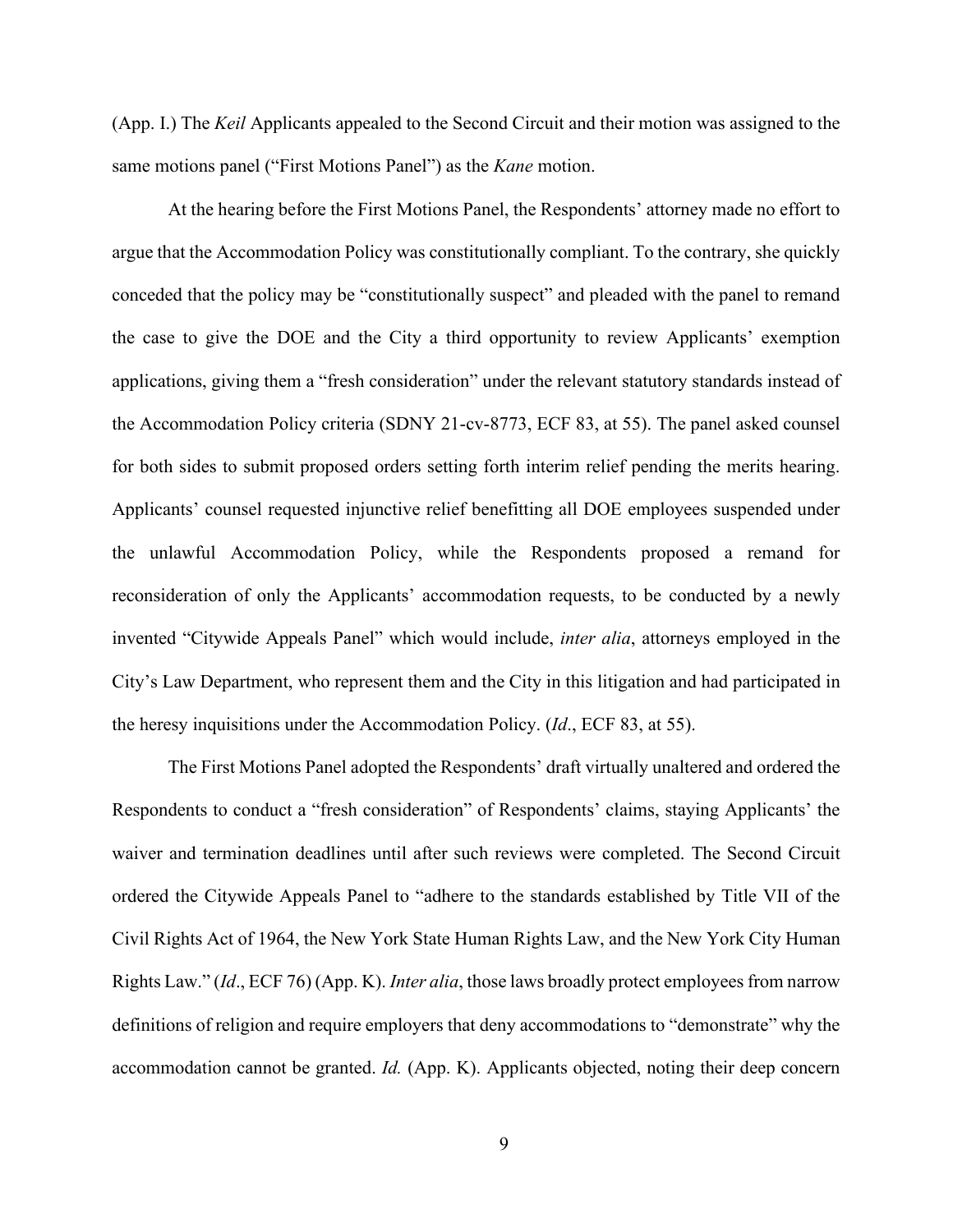(App. I.) The *Keil* Applicants appealed to the Second Circuit and their motion was assigned to the same motions panel ("First Motions Panel") as the *Kane* motion.

At the hearing before the First Motions Panel, the Respondents' attorney made no effort to argue that the Accommodation Policy was constitutionally compliant. To the contrary, she quickly conceded that the policy may be "constitutionally suspect" and pleaded with the panel to remand the case to give the DOE and the City a third opportunity to review Applicants' exemption applications, giving them a "fresh consideration" under the relevant statutory standards instead of the Accommodation Policy criteria (SDNY 21-cv-8773, ECF 83, at 55). The panel asked counsel for both sides to submit proposed orders setting forth interim relief pending the merits hearing. Applicants' counsel requested injunctive relief benefitting all DOE employees suspended under the unlawful Accommodation Policy, while the Respondents proposed a remand for reconsideration of only the Applicants' accommodation requests, to be conducted by a newly invented "Citywide Appeals Panel" which would include, *inter alia*, attorneys employed in the City's Law Department, who represent them and the City in this litigation and had participated in the heresy inquisitions under the Accommodation Policy. (*Id*., ECF 83, at 55).

The First Motions Panel adopted the Respondents' draft virtually unaltered and ordered the Respondents to conduct a "fresh consideration" of Respondents' claims, staying Applicants' the waiver and termination deadlines until after such reviews were completed. The Second Circuit ordered the Citywide Appeals Panel to "adhere to the standards established by Title VII of the Civil Rights Act of 1964, the New York State Human Rights Law, and the New York City Human Rights Law." (*Id*., ECF 76) (App. K). *Inter alia*, those laws broadly protect employees from narrow definitions of religion and require employers that deny accommodations to "demonstrate" why the accommodation cannot be granted. *Id.* (App. K). Applicants objected, noting their deep concern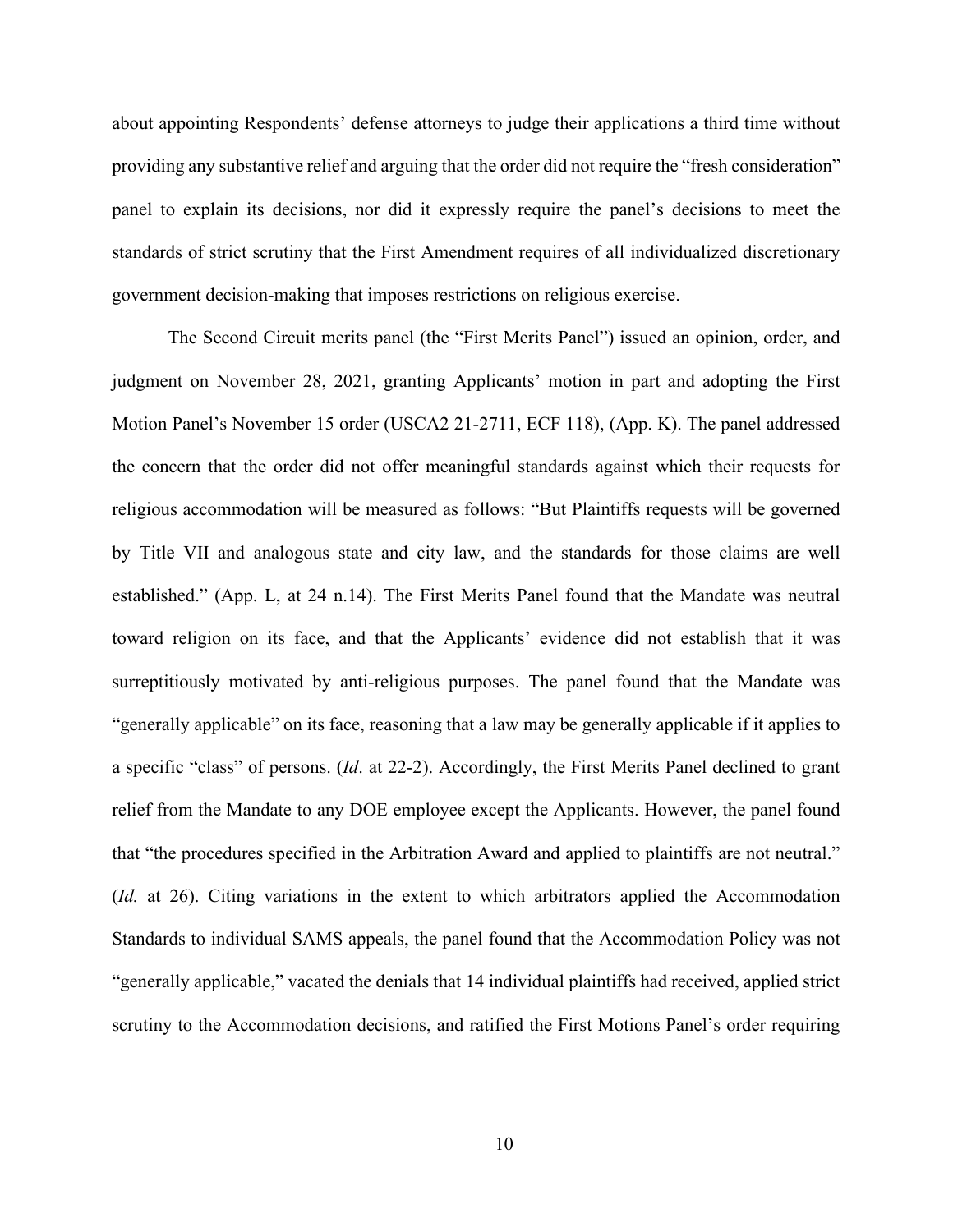about appointing Respondents' defense attorneys to judge their applications a third time without providing any substantive relief and arguing that the order did not require the "fresh consideration" panel to explain its decisions, nor did it expressly require the panel's decisions to meet the standards of strict scrutiny that the First Amendment requires of all individualized discretionary government decision-making that imposes restrictions on religious exercise.

The Second Circuit merits panel (the "First Merits Panel") issued an opinion, order, and judgment on November 28, 2021, granting Applicants' motion in part and adopting the First Motion Panel's November 15 order (USCA2 21-2711, ECF 118), (App. K). The panel addressed the concern that the order did not offer meaningful standards against which their requests for religious accommodation will be measured as follows: "But Plaintiffs requests will be governed by Title VII and analogous state and city law, and the standards for those claims are well established." (App. L, at 24 n.14). The First Merits Panel found that the Mandate was neutral toward religion on its face, and that the Applicants' evidence did not establish that it was surreptitiously motivated by anti-religious purposes. The panel found that the Mandate was "generally applicable" on its face, reasoning that a law may be generally applicable if it applies to a specific "class" of persons. (*Id*. at 22-2). Accordingly, the First Merits Panel declined to grant relief from the Mandate to any DOE employee except the Applicants. However, the panel found that "the procedures specified in the Arbitration Award and applied to plaintiffs are not neutral." (*Id.* at 26). Citing variations in the extent to which arbitrators applied the Accommodation Standards to individual SAMS appeals, the panel found that the Accommodation Policy was not "generally applicable," vacated the denials that 14 individual plaintiffs had received, applied strict scrutiny to the Accommodation decisions, and ratified the First Motions Panel's order requiring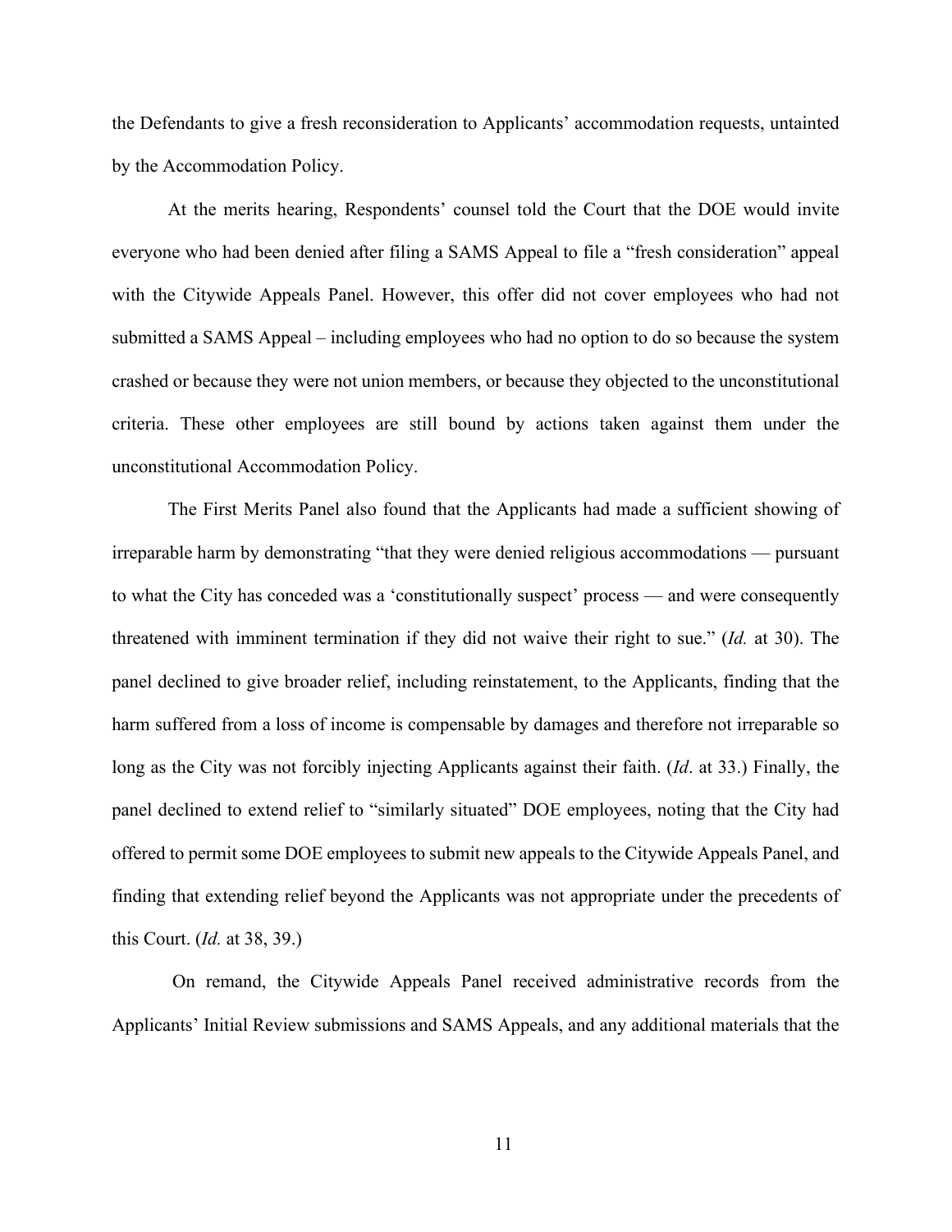the Defendants to give a fresh reconsideration to Applicants' accommodation requests, untainted by the Accommodation Policy.

At the merits hearing, Respondents' counsel told the Court that the DOE would invite everyone who had been denied after filing a SAMS Appeal to file a "fresh consideration" appeal with the Citywide Appeals Panel. However, this offer did not cover employees who had not submitted a SAMS Appeal – including employees who had no option to do so because the system crashed or because they were not union members, or because they objected to the unconstitutional criteria. These other employees are still bound by actions taken against them under the unconstitutional Accommodation Policy.

The First Merits Panel also found that the Applicants had made a sufficient showing of irreparable harm by demonstrating "that they were denied religious accommodations — pursuant to what the City has conceded was a 'constitutionally suspect' process — and were consequently threatened with imminent termination if they did not waive their right to sue." (*Id.* at 30). The panel declined to give broader relief, including reinstatement, to the Applicants, finding that the harm suffered from a loss of income is compensable by damages and therefore not irreparable so long as the City was not forcibly injecting Applicants against their faith. (*Id*. at 33.) Finally, the panel declined to extend relief to "similarly situated" DOE employees, noting that the City had offered to permit some DOE employees to submit new appeals to the Citywide Appeals Panel, and finding that extending relief beyond the Applicants was not appropriate under the precedents of this Court. (*Id.* at 38, 39.)

On remand, the Citywide Appeals Panel received administrative records from the Applicants' Initial Review submissions and SAMS Appeals, and any additional materials that the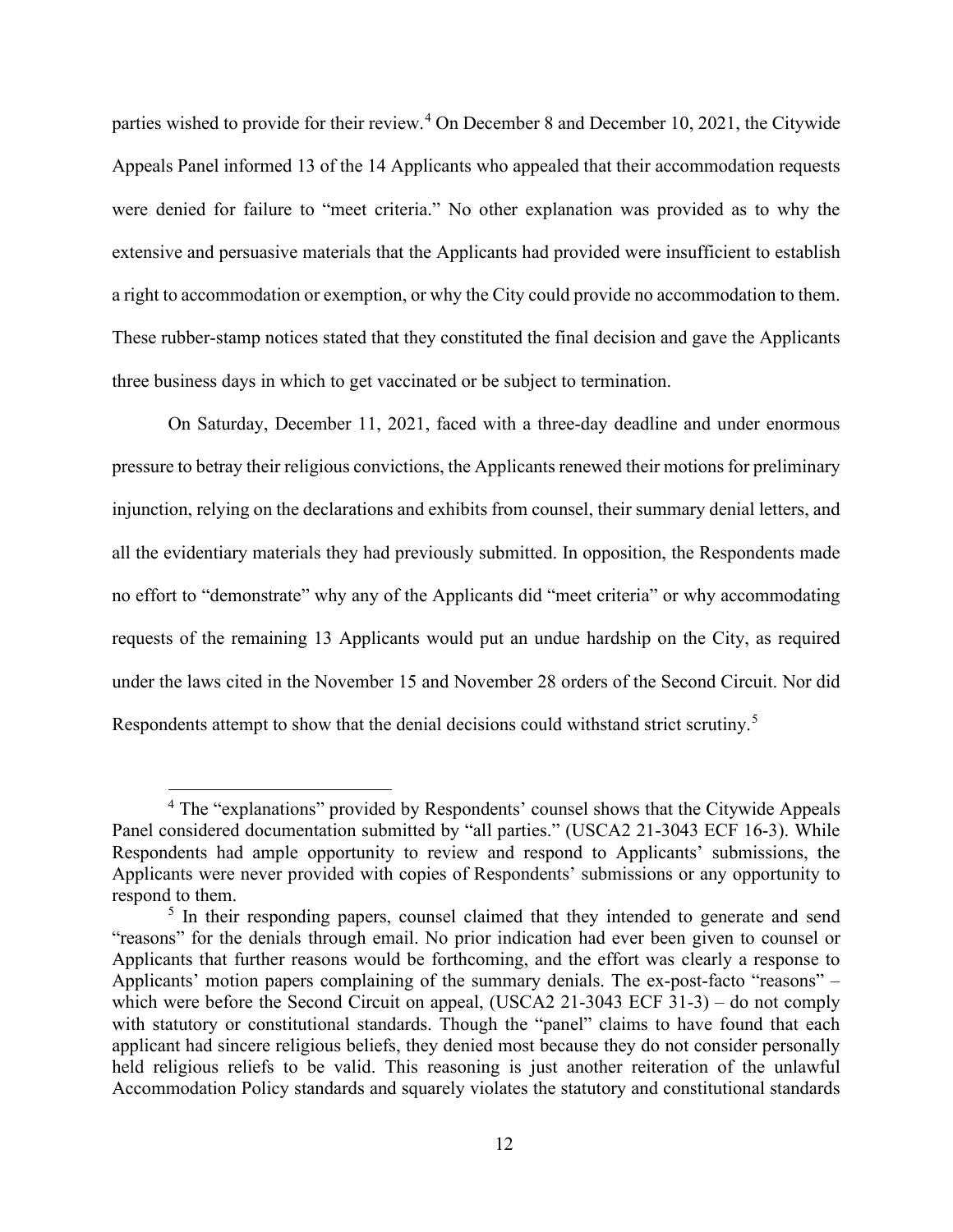parties wished to provide for their review.[4] On December 8 and December 10, 2021, the Citywide Appeals Panel informed 13 of the 14 Applicants who appealed that their accommodation requests were denied for failure to "meet criteria." No other explanation was provided as to why the extensive and persuasive materials that the Applicants had provided were insufficient to establish a right to accommodation or exemption, or why the City could provide no accommodation to them. These rubber-stamp notices stated that they constituted the final decision and gave the Applicants three business days in which to get vaccinated or be subject to termination.

On Saturday, December 11, 2021, faced with a three-day deadline and under enormous pressure to betray their religious convictions, the Applicants renewed their motions for preliminary injunction, relying on the declarations and exhibits from counsel, their summary denial letters, and all the evidentiary materials they had previously submitted. In opposition, the Respondents made no effort to "demonstrate" why any of the Applicants did "meet criteria" or why accommodating requests of the remaining 13 Applicants would put an undue hardship on the City, as required under the laws cited in the November 15 and November 28 orders of the Second Circuit. Nor did Respondents attempt to show that the denial decisions could withstand strict scrutiny.[5]

---

[4] The "explanations" provided by Respondents' counsel shows that the Citywide Appeals Panel considered documentation submitted by "all parties." (USCA2 21-3043 ECF 16-3). While Respondents had ample opportunity to review and respond to Applicants' submissions, the Applicants were never provided with copies of Respondents' submissions or any opportunity to respond to them.

[5] In their responding papers, counsel claimed that they intended to generate and send "reasons" for the denials through email. No prior indication had ever been given to counsel or Applicants that further reasons would be forthcoming, and the effort was clearly a response to Applicants' motion papers complaining of the summary denials. The ex-post-facto "reasons" – which were before the Second Circuit on appeal, (USCA2 21-3043 ECF 31-3) – do not comply with statutory or constitutional standards. Though the "panel" claims to have found that each applicant had sincere religious beliefs, they denied most because they do not consider personally held religious reliefs to be valid. This reasoning is just another reiteration of the unlawful Accommodation Policy standards and squarely violates the statutory and constitutional standards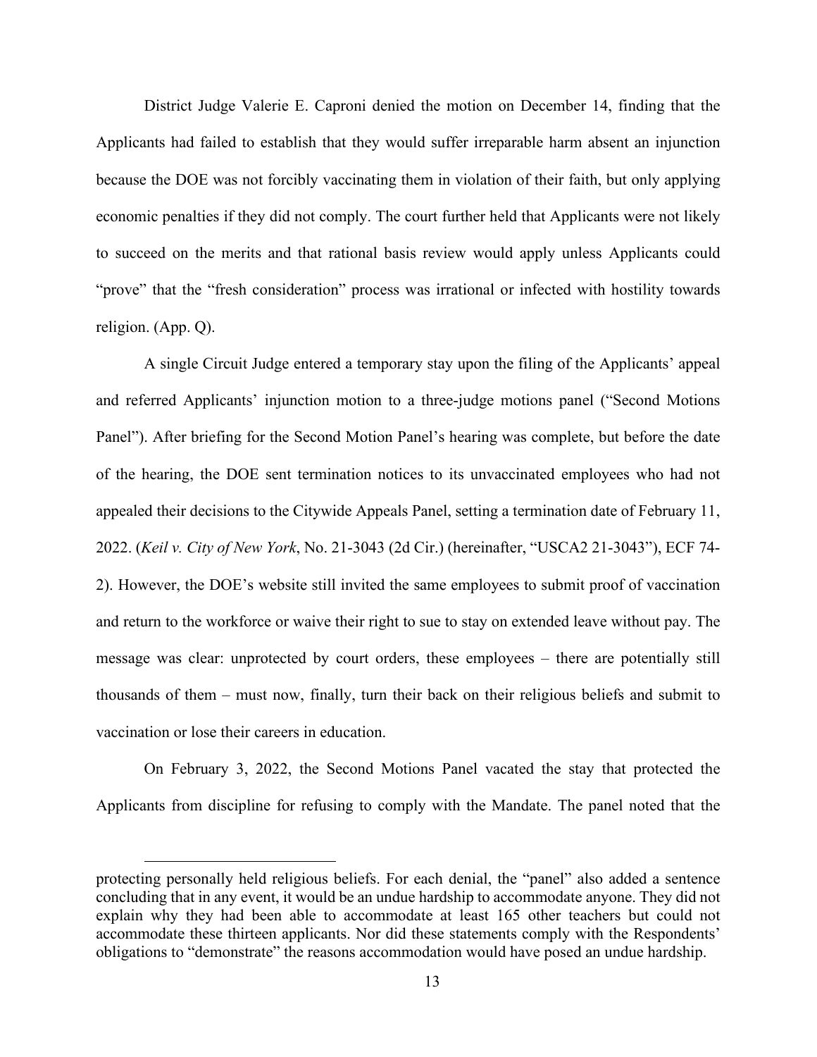District Judge Valerie E. Caproni denied the motion on December 14, finding that the Applicants had failed to establish that they would suffer irreparable harm absent an injunction because the DOE was not forcibly vaccinating them in violation of their faith, but only applying economic penalties if they did not comply. The court further held that Applicants were not likely to succeed on the merits and that rational basis review would apply unless Applicants could "prove" that the "fresh consideration" process was irrational or infected with hostility towards religion. (App. Q).

A single Circuit Judge entered a temporary stay upon the filing of the Applicants' appeal and referred Applicants' injunction motion to a three-judge motions panel ("Second Motions Panel"). After briefing for the Second Motion Panel's hearing was complete, but before the date of the hearing, the DOE sent termination notices to its unvaccinated employees who had not appealed their decisions to the Citywide Appeals Panel, setting a termination date of February 11, 2022. (*Keil v. City of New York*, No. 21-3043 (2d Cir.) (hereinafter, "USCA2 21-3043"), ECF 74-2). However, the DOE's website still invited the same employees to submit proof of vaccination and return to the workforce or waive their right to sue to stay on extended leave without pay. The message was clear: unprotected by court orders, these employees – there are potentially still thousands of them – must now, finally, turn their back on their religious beliefs and submit to vaccination or lose their careers in education.

On February 3, 2022, the Second Motions Panel vacated the stay that protected the Applicants from discipline for refusing to comply with the Mandate. The panel noted that the

---

protecting personally held religious beliefs. For each denial, the "panel" also added a sentence concluding that in any event, it would be an undue hardship to accommodate anyone. They did not explain why they had been able to accommodate at least 165 other teachers but could not accommodate these thirteen applicants. Nor did these statements comply with the Respondents' obligations to "demonstrate" the reasons accommodation would have posed an undue hardship.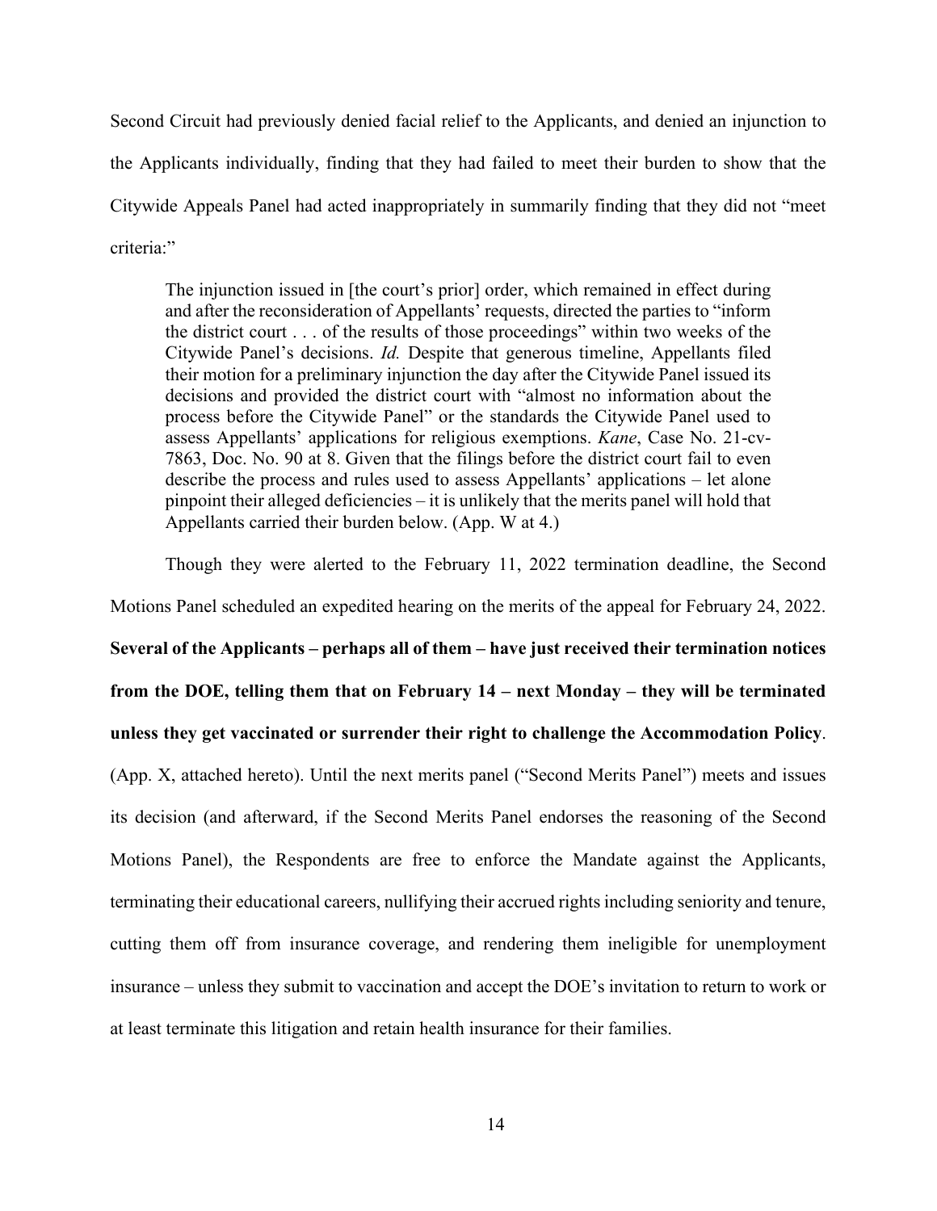Second Circuit had previously denied facial relief to the Applicants, and denied an injunction to the Applicants individually, finding that they had failed to meet their burden to show that the Citywide Appeals Panel had acted inappropriately in summarily finding that they did not "meet criteria:"

> The injunction issued in [the court's prior] order, which remained in effect during and after the reconsideration of Appellants' requests, directed the parties to "inform the district court . . . of the results of those proceedings" within two weeks of the Citywide Panel's decisions. *Id.* Despite that generous timeline, Appellants filed their motion for a preliminary injunction the day after the Citywide Panel issued its decisions and provided the district court with "almost no information about the process before the Citywide Panel" or the standards the Citywide Panel used to assess Appellants' applications for religious exemptions. *Kane*, Case No. 21-cv-7863, Doc. No. 90 at 8. Given that the filings before the district court fail to even describe the process and rules used to assess Appellants' applications – let alone pinpoint their alleged deficiencies – it is unlikely that the merits panel will hold that Appellants carried their burden below. (App. W at 4.)

Though they were alerted to the February 11, 2022 termination deadline, the Second Motions Panel scheduled an expedited hearing on the merits of the appeal for February 24, 2022. **Several of the Applicants – perhaps all of them – have just received their termination notices from the DOE, telling them that on February 14 – next Monday – they will be terminated unless they get vaccinated or surrender their right to challenge the Accommodation Policy**. (App. X, attached hereto). Until the next merits panel ("Second Merits Panel") meets and issues its decision (and afterward, if the Second Merits Panel endorses the reasoning of the Second Motions Panel), the Respondents are free to enforce the Mandate against the Applicants, terminating their educational careers, nullifying their accrued rights including seniority and tenure, cutting them off from insurance coverage, and rendering them ineligible for unemployment insurance – unless they submit to vaccination and accept the DOE's invitation to return to work or at least terminate this litigation and retain health insurance for their families.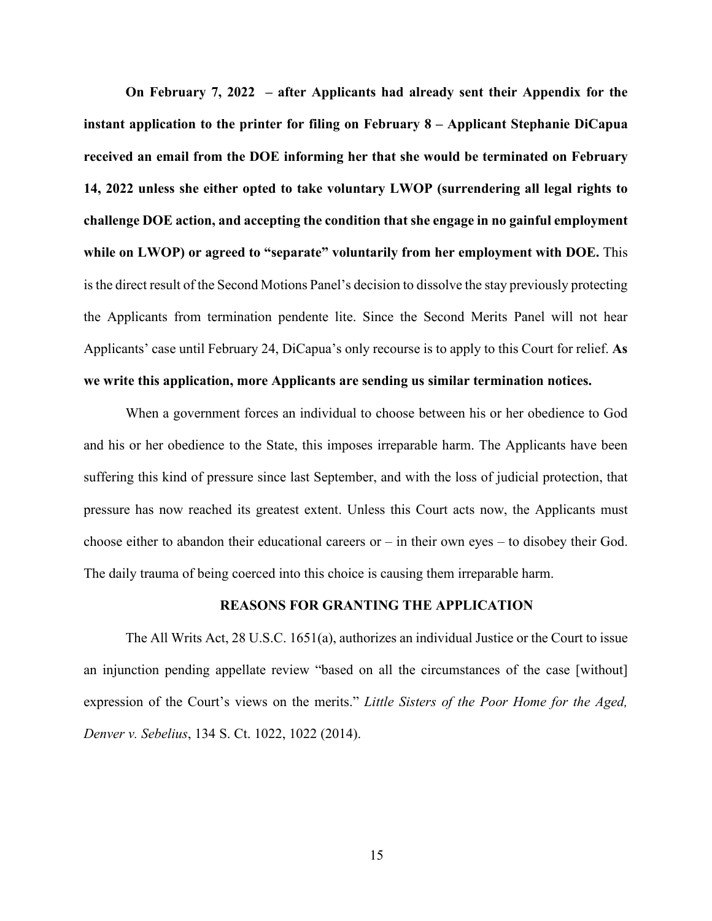**On February 7, 2022 – after Applicants had already sent their Appendix for the instant application to the printer for filing on February 8 – Applicant Stephanie DiCapua received an email from the DOE informing her that she would be terminated on February 14, 2022 unless she either opted to take voluntary LWOP (surrendering all legal rights to challenge DOE action, and accepting the condition that she engage in no gainful employment while on LWOP) or agreed to "separate" voluntarily from her employment with DOE.** This is the direct result of the Second Motions Panel's decision to dissolve the stay previously protecting the Applicants from termination pendente lite. Since the Second Merits Panel will not hear Applicants' case until February 24, DiCapua's only recourse is to apply to this Court for relief. **As we write this application, more Applicants are sending us similar termination notices.**

When a government forces an individual to choose between his or her obedience to God and his or her obedience to the State, this imposes irreparable harm. The Applicants have been suffering this kind of pressure since last September, and with the loss of judicial protection, that pressure has now reached its greatest extent. Unless this Court acts now, the Applicants must choose either to abandon their educational careers or – in their own eyes – to disobey their God. The daily trauma of being coerced into this choice is causing them irreparable harm.

## REASONS FOR GRANTING THE APPLICATION

The All Writs Act, 28 U.S.C. 1651(a), authorizes an individual Justice or the Court to issue an injunction pending appellate review "based on all the circumstances of the case [without] expression of the Court's views on the merits." *Little Sisters of the Poor Home for the Aged, Denver v. Sebelius*, 134 S. Ct. 1022, 1022 (2014).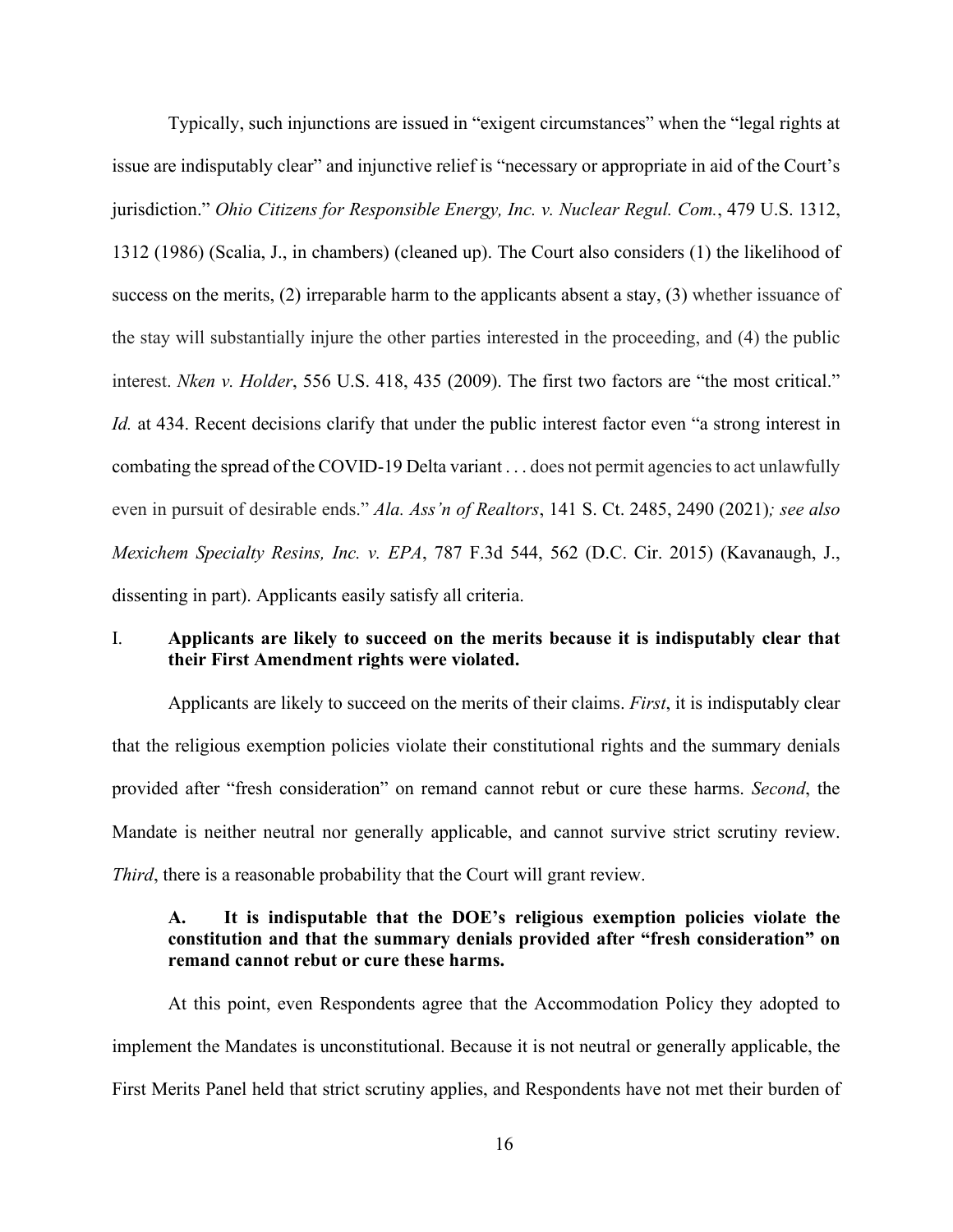Typically, such injunctions are issued in "exigent circumstances" when the "legal rights at issue are indisputably clear" and injunctive relief is "necessary or appropriate in aid of the Court's jurisdiction." *Ohio Citizens for Responsible Energy, Inc. v. Nuclear Regul. Com.*, 479 U.S. 1312, 1312 (1986) (Scalia, J., in chambers) (cleaned up). The Court also considers (1) the likelihood of success on the merits, (2) irreparable harm to the applicants absent a stay, (3) whether issuance of the stay will substantially injure the other parties interested in the proceeding, and (4) the public interest. *Nken v. Holder*, 556 U.S. 418, 435 (2009). The first two factors are "the most critical." *Id.* at 434. Recent decisions clarify that under the public interest factor even "a strong interest in combating the spread of the COVID-19 Delta variant . . . does not permit agencies to act unlawfully even in pursuit of desirable ends." *Ala. Ass'n of Realtors*, 141 S. Ct. 2485, 2490 (2021)*; see also Mexichem Specialty Resins, Inc. v. EPA*, 787 F.3d 544, 562 (D.C. Cir. 2015) (Kavanaugh, J., dissenting in part). Applicants easily satisfy all criteria.

## I. Applicants are likely to succeed on the merits because it is indisputably clear that their First Amendment rights were violated.

Applicants are likely to succeed on the merits of their claims. *First*, it is indisputably clear that the religious exemption policies violate their constitutional rights and the summary denials provided after "fresh consideration" on remand cannot rebut or cure these harms. *Second*, the Mandate is neither neutral nor generally applicable, and cannot survive strict scrutiny review. *Third*, there is a reasonable probability that the Court will grant review.

### A. It is indisputable that the DOE's religious exemption policies violate the constitution and that the summary denials provided after "fresh consideration" on remand cannot rebut or cure these harms.

At this point, even Respondents agree that the Accommodation Policy they adopted to implement the Mandates is unconstitutional. Because it is not neutral or generally applicable, the First Merits Panel held that strict scrutiny applies, and Respondents have not met their burden of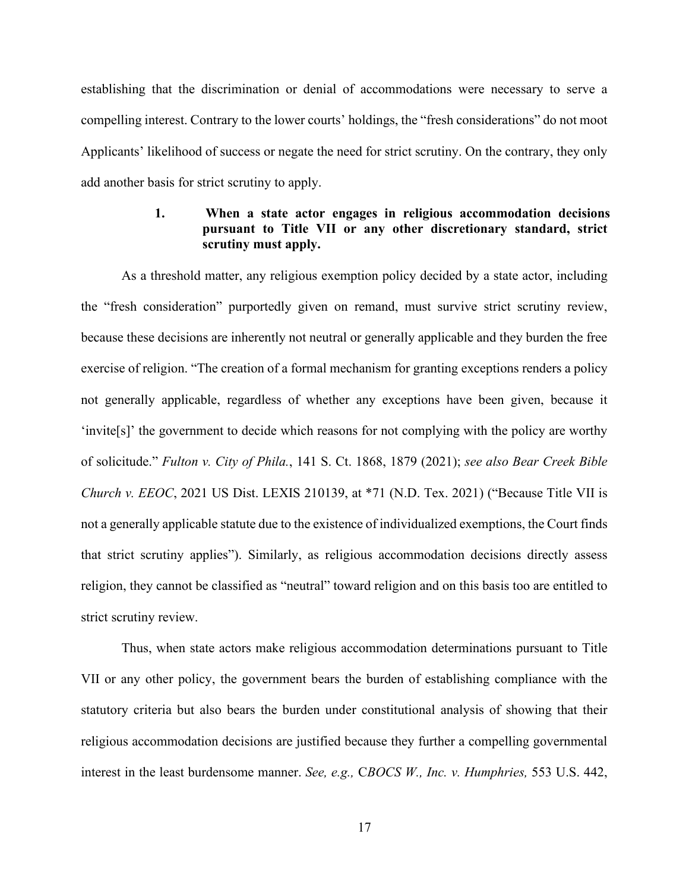establishing that the discrimination or denial of accommodations were necessary to serve a compelling interest. Contrary to the lower courts' holdings, the "fresh considerations" do not moot Applicants' likelihood of success or negate the need for strict scrutiny. On the contrary, they only add another basis for strict scrutiny to apply.

### 1. When a state actor engages in religious accommodation decisions pursuant to Title VII or any other discretionary standard, strict scrutiny must apply.

As a threshold matter, any religious exemption policy decided by a state actor, including the "fresh consideration" purportedly given on remand, must survive strict scrutiny review, because these decisions are inherently not neutral or generally applicable and they burden the free exercise of religion. "The creation of a formal mechanism for granting exceptions renders a policy not generally applicable, regardless of whether any exceptions have been given, because it 'invite[s]' the government to decide which reasons for not complying with the policy are worthy of solicitude." *Fulton v. City of Phila.*, 141 S. Ct. 1868, 1879 (2021); *see also Bear Creek Bible Church v. EEOC*, 2021 US Dist. LEXIS 210139, at *71 (N.D. Tex. 2021) ("Because Title VII is not a generally applicable statute due to the existence of individualized exemptions, the Court finds that strict scrutiny applies"). Similarly, as religious accommodation decisions directly assess religion, they cannot be classified as "neutral" toward religion and on this basis too are entitled to strict scrutiny review.

Thus, when state actors make religious accommodation determinations pursuant to Title VII or any other policy, the government bears the burden of establishing compliance with the statutory criteria but also bears the burden under constitutional analysis of showing that their religious accommodation decisions are justified because they further a compelling governmental interest in the least burdensome manner. *See, e.g.,* C*BOCS W., Inc. v. Humphries,* 553 U.S. 442,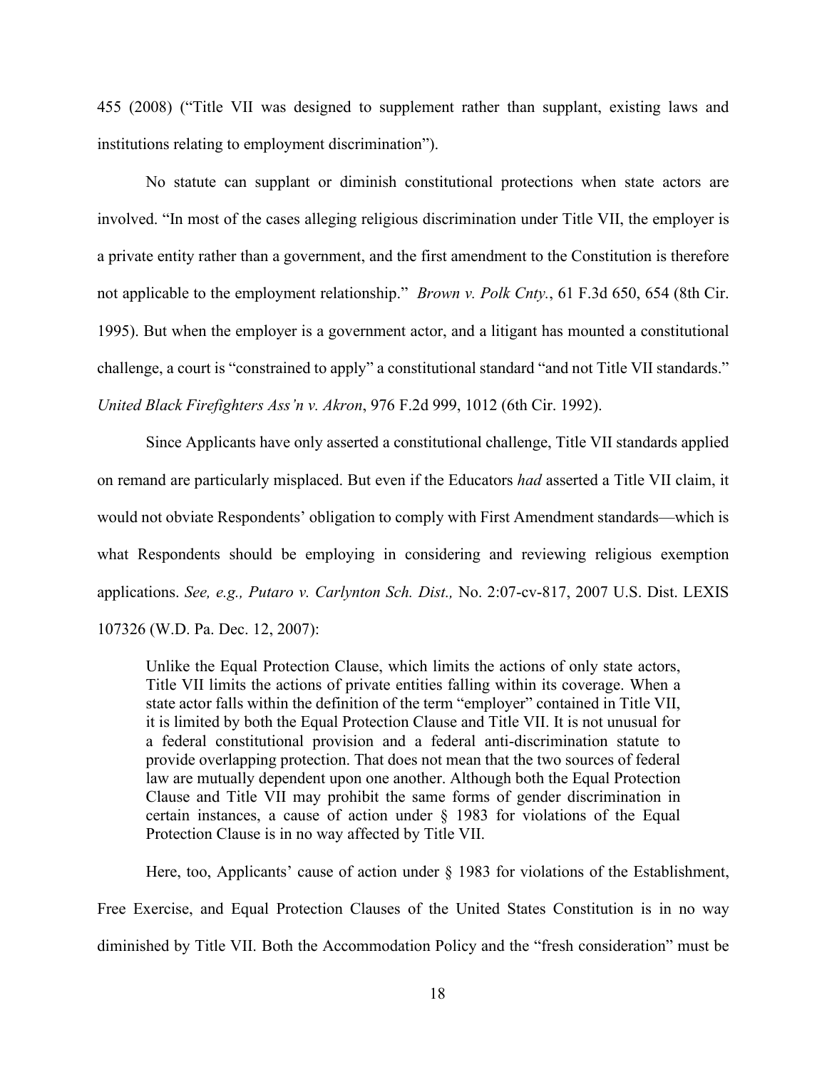455 (2008) ("Title VII was designed to supplement rather than supplant, existing laws and institutions relating to employment discrimination").

No statute can supplant or diminish constitutional protections when state actors are involved. "In most of the cases alleging religious discrimination under Title VII, the employer is a private entity rather than a government, and the first amendment to the Constitution is therefore not applicable to the employment relationship." *Brown v. Polk Cnty.*, 61 F.3d 650, 654 (8th Cir. 1995). But when the employer is a government actor, and a litigant has mounted a constitutional challenge, a court is "constrained to apply" a constitutional standard "and not Title VII standards." *United Black Firefighters Ass'n v. Akron*, 976 F.2d 999, 1012 (6th Cir. 1992).

Since Applicants have only asserted a constitutional challenge, Title VII standards applied on remand are particularly misplaced. But even if the Educators *had* asserted a Title VII claim, it would not obviate Respondents' obligation to comply with First Amendment standards—which is what Respondents should be employing in considering and reviewing religious exemption applications. *See, e.g., Putaro v. Carlynton Sch. Dist.,* No. 2:07-cv-817, 2007 U.S. Dist. LEXIS 107326 (W.D. Pa. Dec. 12, 2007):

> Unlike the Equal Protection Clause, which limits the actions of only state actors, Title VII limits the actions of private entities falling within its coverage. When a state actor falls within the definition of the term "employer" contained in Title VII, it is limited by both the Equal Protection Clause and Title VII. It is not unusual for a federal constitutional provision and a federal anti-discrimination statute to provide overlapping protection. That does not mean that the two sources of federal law are mutually dependent upon one another. Although both the Equal Protection Clause and Title VII may prohibit the same forms of gender discrimination in certain instances, a cause of action under § 1983 for violations of the Equal Protection Clause is in no way affected by Title VII.

Here, too, Applicants' cause of action under § 1983 for violations of the Establishment, Free Exercise, and Equal Protection Clauses of the United States Constitution is in no way diminished by Title VII. Both the Accommodation Policy and the "fresh consideration" must be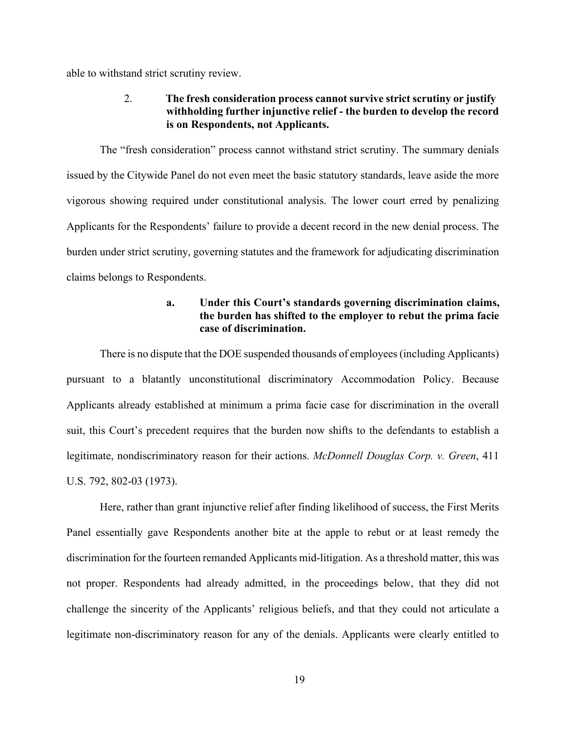able to withstand strict scrutiny review.

### 2. The fresh consideration process cannot survive strict scrutiny or justify withholding further injunctive relief - the burden to develop the record is on Respondents, not Applicants.

The "fresh consideration" process cannot withstand strict scrutiny. The summary denials issued by the Citywide Panel do not even meet the basic statutory standards, leave aside the more vigorous showing required under constitutional analysis. The lower court erred by penalizing Applicants for the Respondents' failure to provide a decent record in the new denial process. The burden under strict scrutiny, governing statutes and the framework for adjudicating discrimination claims belongs to Respondents.

#### a. Under this Court's standards governing discrimination claims, the burden has shifted to the employer to rebut the prima facie case of discrimination.

There is no dispute that the DOE suspended thousands of employees (including Applicants) pursuant to a blatantly unconstitutional discriminatory Accommodation Policy. Because Applicants already established at minimum a prima facie case for discrimination in the overall suit, this Court's precedent requires that the burden now shifts to the defendants to establish a legitimate, nondiscriminatory reason for their actions. *McDonnell Douglas Corp. v. Green*, 411 U.S. 792, 802-03 (1973).

Here, rather than grant injunctive relief after finding likelihood of success, the First Merits Panel essentially gave Respondents another bite at the apple to rebut or at least remedy the discrimination for the fourteen remanded Applicants mid-litigation. As a threshold matter, this was not proper. Respondents had already admitted, in the proceedings below, that they did not challenge the sincerity of the Applicants' religious beliefs, and that they could not articulate a legitimate non-discriminatory reason for any of the denials. Applicants were clearly entitled to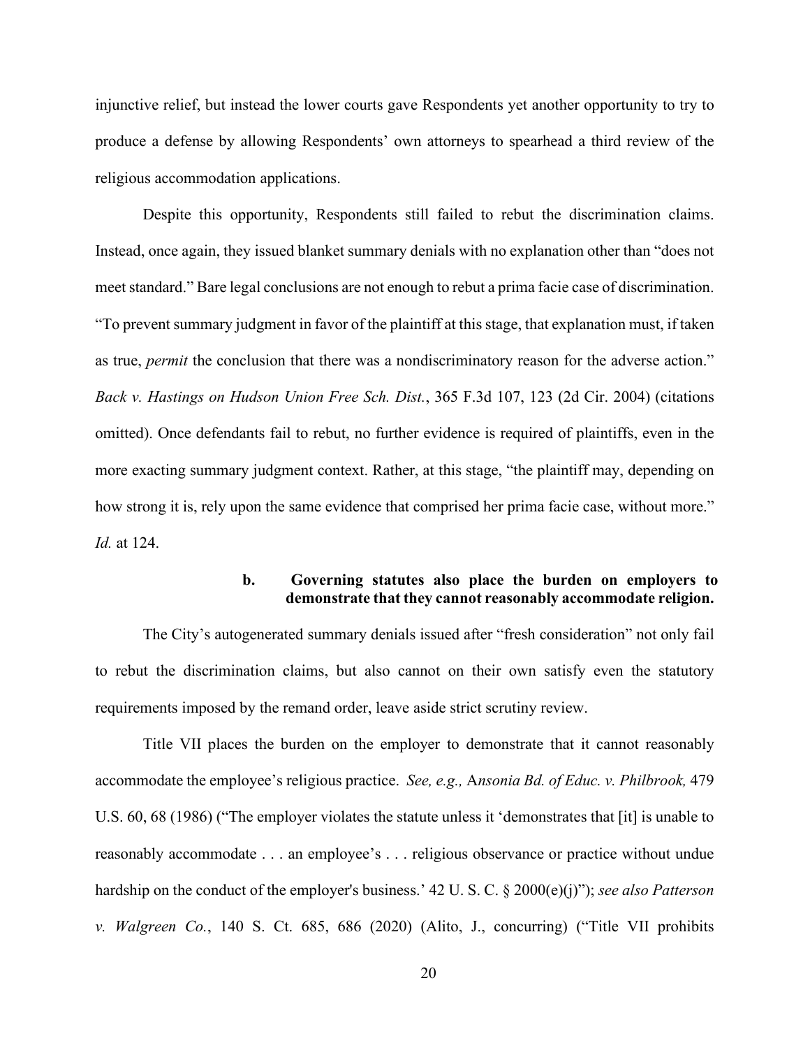injunctive relief, but instead the lower courts gave Respondents yet another opportunity to try to produce a defense by allowing Respondents' own attorneys to spearhead a third review of the religious accommodation applications.

Despite this opportunity, Respondents still failed to rebut the discrimination claims. Instead, once again, they issued blanket summary denials with no explanation other than "does not meet standard." Bare legal conclusions are not enough to rebut a prima facie case of discrimination. "To prevent summary judgment in favor of the plaintiff at this stage, that explanation must, if taken as true, *permit* the conclusion that there was a nondiscriminatory reason for the adverse action." *Back v. Hastings on Hudson Union Free Sch. Dist.*, 365 F.3d 107, 123 (2d Cir. 2004) (citations omitted). Once defendants fail to rebut, no further evidence is required of plaintiffs, even in the more exacting summary judgment context. Rather, at this stage, "the plaintiff may, depending on how strong it is, rely upon the same evidence that comprised her prima facie case, without more." *Id.* at 124.

**b. Governing statutes also place the burden on employers to demonstrate that they cannot reasonably accommodate religion.**

The City's autogenerated summary denials issued after "fresh consideration" not only fail to rebut the discrimination claims, but also cannot on their own satisfy even the statutory requirements imposed by the remand order, leave aside strict scrutiny review.

Title VII places the burden on the employer to demonstrate that it cannot reasonably accommodate the employee's religious practice. *See, e.g.,* A*nsonia Bd. of Educ. v. Philbrook,* 479 U.S. 60, 68 (1986) ("The employer violates the statute unless it 'demonstrates that [it] is unable to reasonably accommodate . . . an employee's . . . religious observance or practice without undue hardship on the conduct of the employer's business.' 42 U. S. C. § 2000(e)(j)"); *see also Patterson v. Walgreen Co.*, 140 S. Ct. 685, 686 (2020) (Alito, J., concurring) ("Title VII prohibits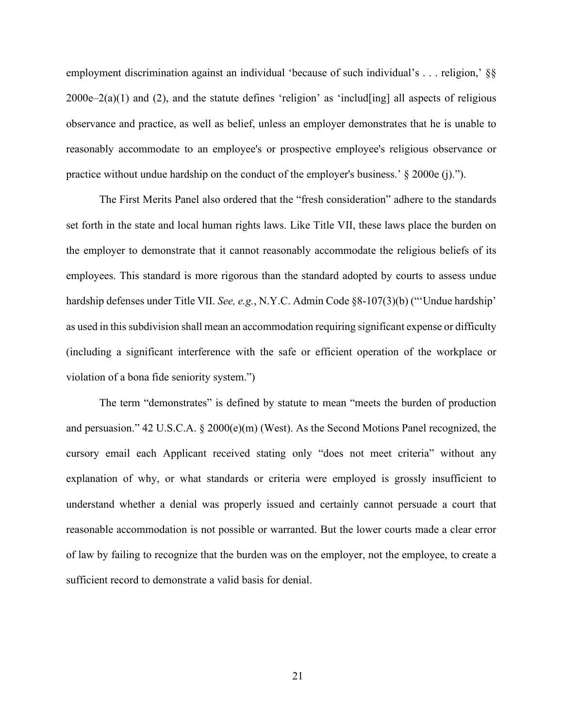employment discrimination against an individual 'because of such individual's . . . religion,' §§ 2000e–2(a)(1) and (2), and the statute defines 'religion' as 'includ[ing] all aspects of religious observance and practice, as well as belief, unless an employer demonstrates that he is unable to reasonably accommodate to an employee's or prospective employee's religious observance or practice without undue hardship on the conduct of the employer's business.' § 2000e (j).").

The First Merits Panel also ordered that the "fresh consideration" adhere to the standards set forth in the state and local human rights laws. Like Title VII, these laws place the burden on the employer to demonstrate that it cannot reasonably accommodate the religious beliefs of its employees. This standard is more rigorous than the standard adopted by courts to assess undue hardship defenses under Title VII. *See, e.g.*, N.Y.C. Admin Code §8-107(3)(b) ("'Undue hardship' as used in this subdivision shall mean an accommodation requiring significant expense or difficulty (including a significant interference with the safe or efficient operation of the workplace or violation of a bona fide seniority system.")

The term "demonstrates" is defined by statute to mean "meets the burden of production and persuasion." 42 U.S.C.A. § 2000(e)(m) (West). As the Second Motions Panel recognized, the cursory email each Applicant received stating only "does not meet criteria" without any explanation of why, or what standards or criteria were employed is grossly insufficient to understand whether a denial was properly issued and certainly cannot persuade a court that reasonable accommodation is not possible or warranted. But the lower courts made a clear error of law by failing to recognize that the burden was on the employer, not the employee, to create a sufficient record to demonstrate a valid basis for denial.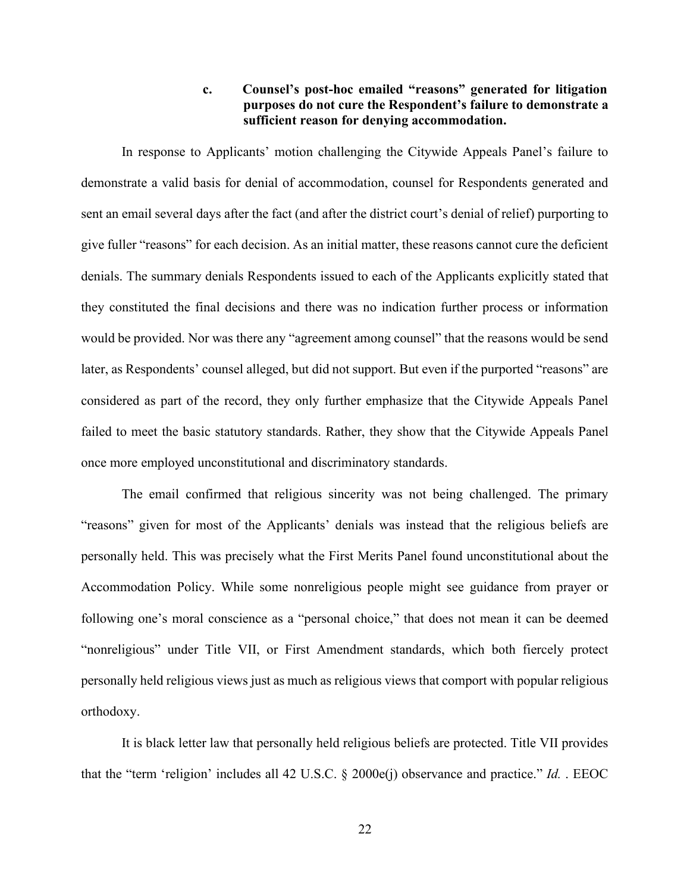**c. Counsel's post-hoc emailed "reasons" generated for litigation purposes do not cure the Respondent's failure to demonstrate a sufficient reason for denying accommodation.**

In response to Applicants' motion challenging the Citywide Appeals Panel's failure to demonstrate a valid basis for denial of accommodation, counsel for Respondents generated and sent an email several days after the fact (and after the district court's denial of relief) purporting to give fuller "reasons" for each decision. As an initial matter, these reasons cannot cure the deficient denials. The summary denials Respondents issued to each of the Applicants explicitly stated that they constituted the final decisions and there was no indication further process or information would be provided. Nor was there any "agreement among counsel" that the reasons would be send later, as Respondents' counsel alleged, but did not support. But even if the purported "reasons" are considered as part of the record, they only further emphasize that the Citywide Appeals Panel failed to meet the basic statutory standards. Rather, they show that the Citywide Appeals Panel once more employed unconstitutional and discriminatory standards.

The email confirmed that religious sincerity was not being challenged. The primary "reasons" given for most of the Applicants' denials was instead that the religious beliefs are personally held. This was precisely what the First Merits Panel found unconstitutional about the Accommodation Policy. While some nonreligious people might see guidance from prayer or following one's moral conscience as a "personal choice," that does not mean it can be deemed "nonreligious" under Title VII, or First Amendment standards, which both fiercely protect personally held religious views just as much as religious views that comport with popular religious orthodoxy.

It is black letter law that personally held religious beliefs are protected. Title VII provides that the "term 'religion' includes all 42 U.S.C. § 2000e(j) observance and practice." *Id.* . EEOC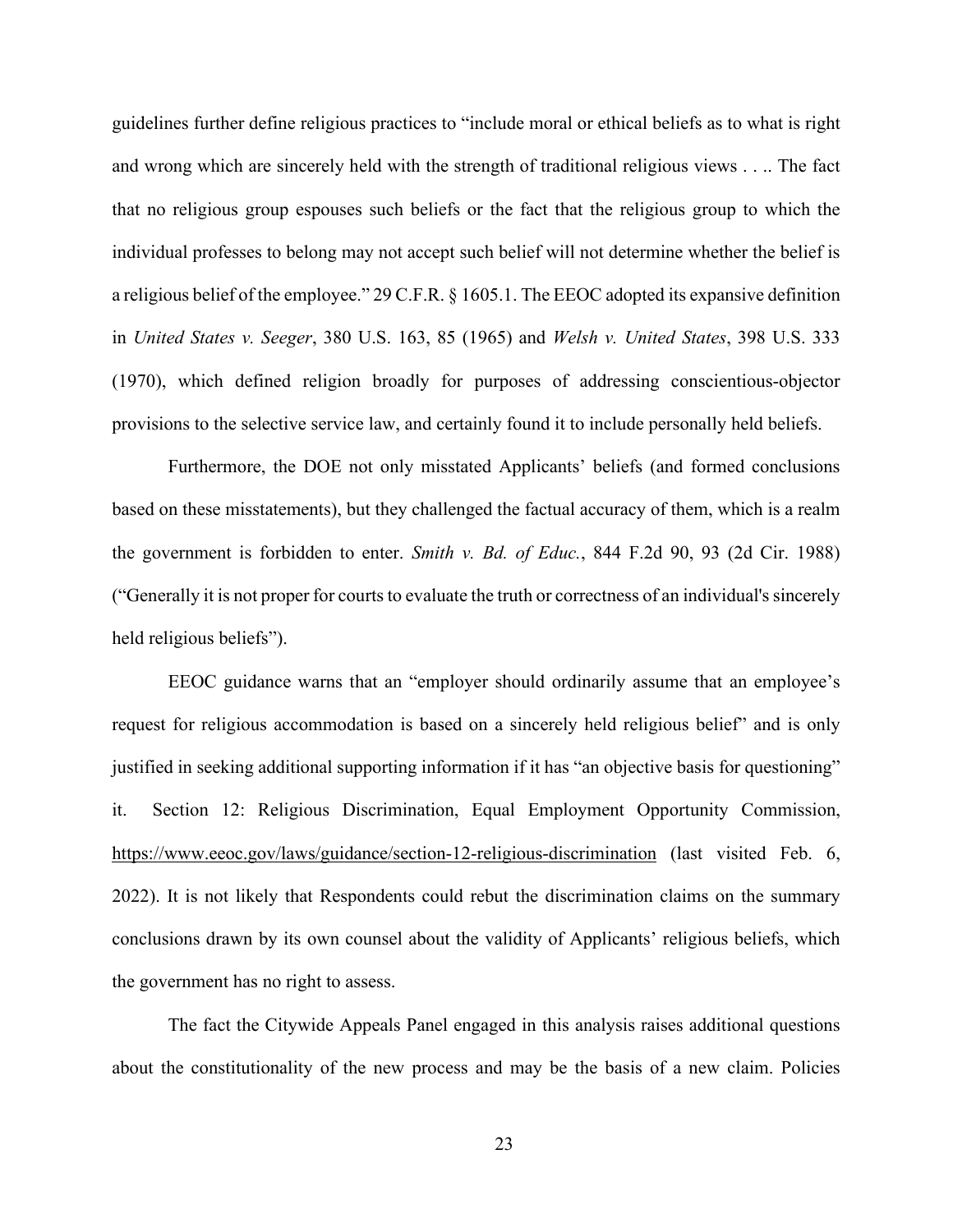guidelines further define religious practices to "include moral or ethical beliefs as to what is right and wrong which are sincerely held with the strength of traditional religious views . . .. The fact that no religious group espouses such beliefs or the fact that the religious group to which the individual professes to belong may not accept such belief will not determine whether the belief is a religious belief of the employee." 29 C.F.R. § 1605.1. The EEOC adopted its expansive definition in *United States v. Seeger*, 380 U.S. 163, 85 (1965) and *Welsh v. United States*, 398 U.S. 333 (1970), which defined religion broadly for purposes of addressing conscientious-objector provisions to the selective service law, and certainly found it to include personally held beliefs.

Furthermore, the DOE not only misstated Applicants' beliefs (and formed conclusions based on these misstatements), but they challenged the factual accuracy of them, which is a realm the government is forbidden to enter. *Smith v. Bd. of Educ.*, 844 F.2d 90, 93 (2d Cir. 1988) ("Generally it is not proper for courts to evaluate the truth or correctness of an individual's sincerely held religious beliefs").

EEOC guidance warns that an "employer should ordinarily assume that an employee's request for religious accommodation is based on a sincerely held religious belief" and is only justified in seeking additional supporting information if it has "an objective basis for questioning" it. Section 12: Religious Discrimination, Equal Employment Opportunity Commission, https://www.eeoc.gov/laws/guidance/section-12-religious-discrimination (last visited Feb. 6, 2022). It is not likely that Respondents could rebut the discrimination claims on the summary conclusions drawn by its own counsel about the validity of Applicants' religious beliefs, which the government has no right to assess.

The fact the Citywide Appeals Panel engaged in this analysis raises additional questions about the constitutionality of the new process and may be the basis of a new claim. Policies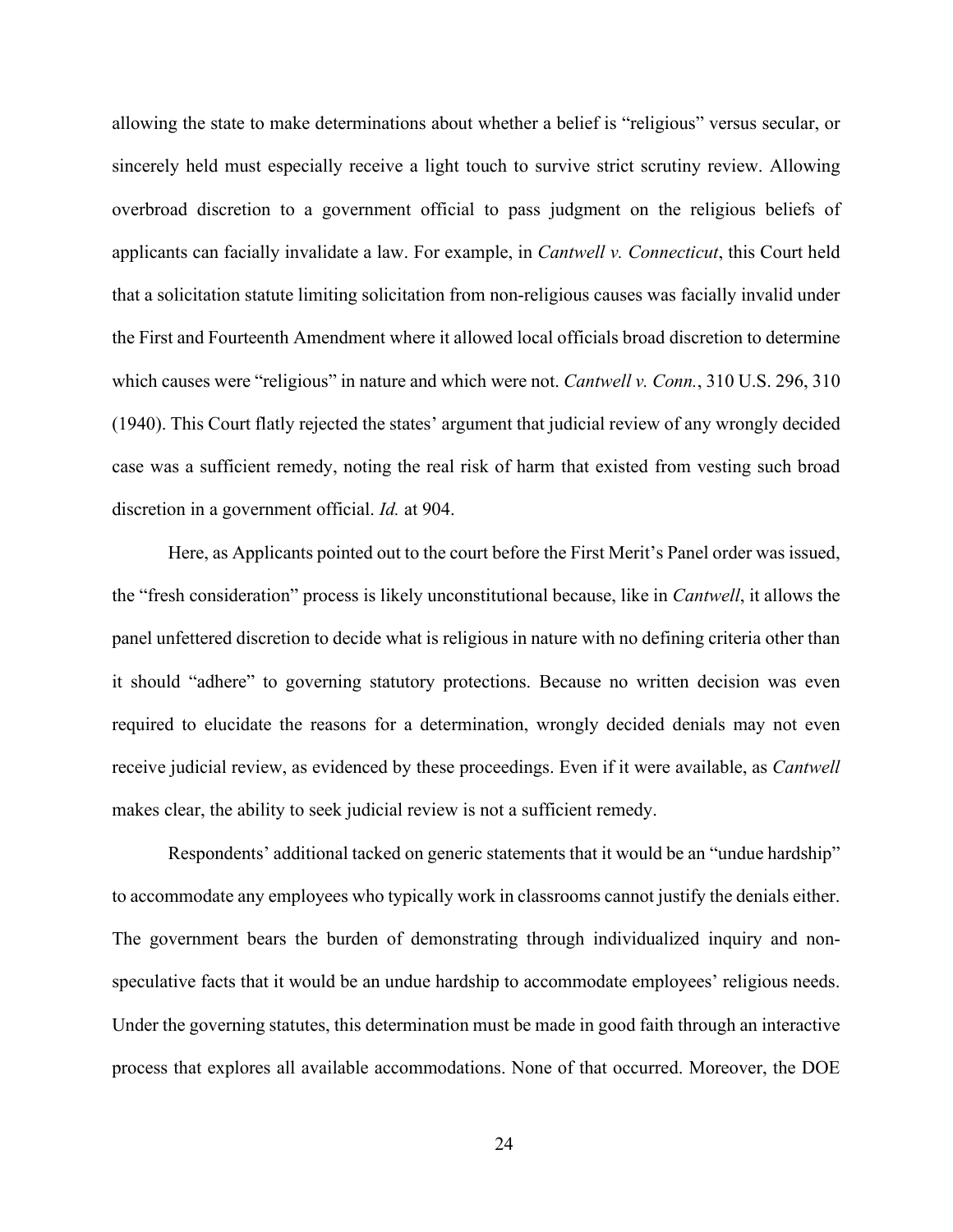allowing the state to make determinations about whether a belief is "religious" versus secular, or sincerely held must especially receive a light touch to survive strict scrutiny review. Allowing overbroad discretion to a government official to pass judgment on the religious beliefs of applicants can facially invalidate a law. For example, in *Cantwell v. Connecticut*, this Court held that a solicitation statute limiting solicitation from non-religious causes was facially invalid under the First and Fourteenth Amendment where it allowed local officials broad discretion to determine which causes were "religious" in nature and which were not. *Cantwell v. Conn.*, 310 U.S. 296, 310 (1940). This Court flatly rejected the states' argument that judicial review of any wrongly decided case was a sufficient remedy, noting the real risk of harm that existed from vesting such broad discretion in a government official. *Id.* at 904.

Here, as Applicants pointed out to the court before the First Merit's Panel order was issued, the "fresh consideration" process is likely unconstitutional because, like in *Cantwell*, it allows the panel unfettered discretion to decide what is religious in nature with no defining criteria other than it should "adhere" to governing statutory protections. Because no written decision was even required to elucidate the reasons for a determination, wrongly decided denials may not even receive judicial review, as evidenced by these proceedings. Even if it were available, as *Cantwell* makes clear, the ability to seek judicial review is not a sufficient remedy.

Respondents' additional tacked on generic statements that it would be an "undue hardship" to accommodate any employees who typically work in classrooms cannot justify the denials either. The government bears the burden of demonstrating through individualized inquiry and non-speculative facts that it would be an undue hardship to accommodate employees' religious needs. Under the governing statutes, this determination must be made in good faith through an interactive process that explores all available accommodations. None of that occurred. Moreover, the DOE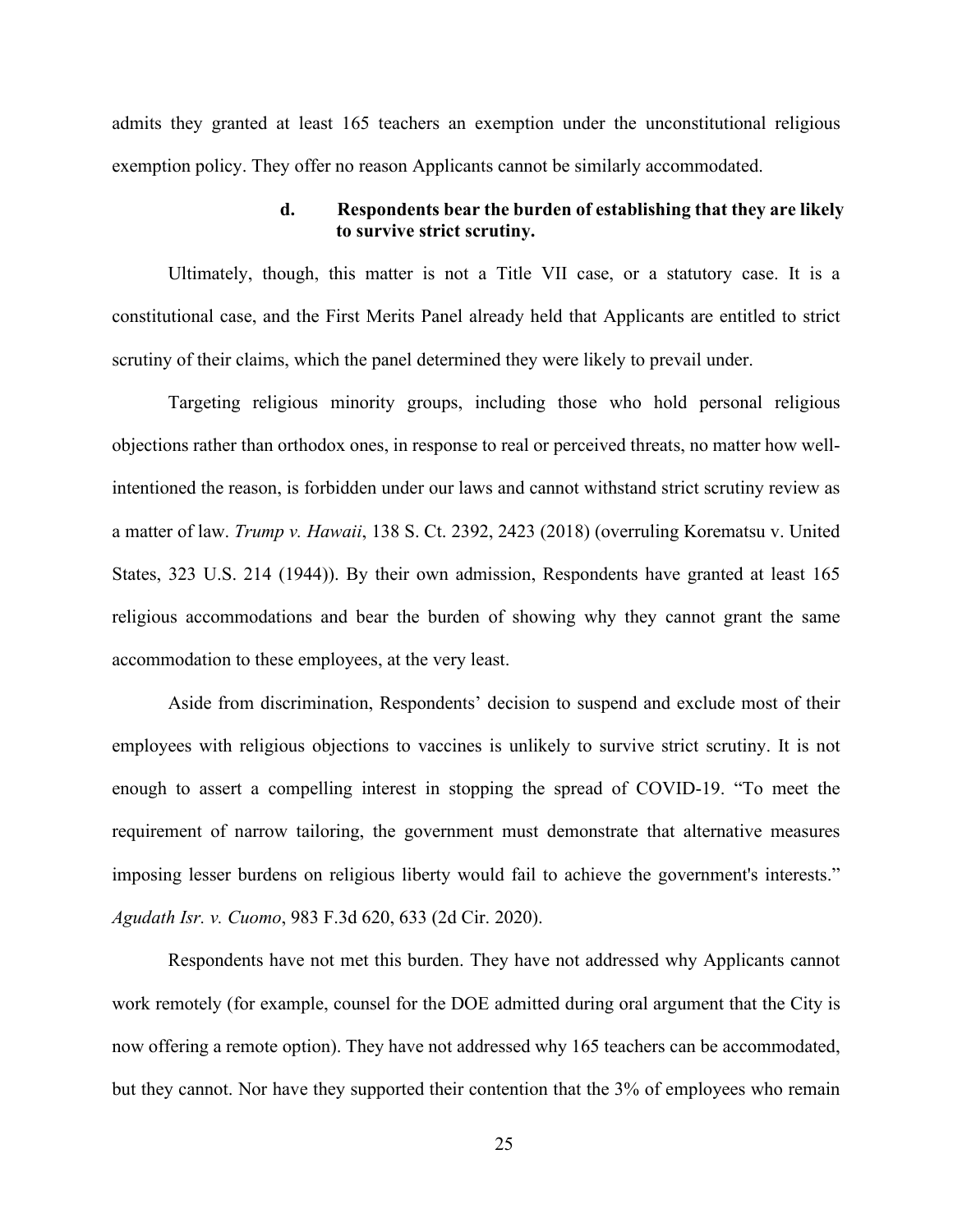admits they granted at least 165 teachers an exemption under the unconstitutional religious exemption policy. They offer no reason Applicants cannot be similarly accommodated.

#### d. Respondents bear the burden of establishing that they are likely to survive strict scrutiny.

Ultimately, though, this matter is not a Title VII case, or a statutory case. It is a constitutional case, and the First Merits Panel already held that Applicants are entitled to strict scrutiny of their claims, which the panel determined they were likely to prevail under.

Targeting religious minority groups, including those who hold personal religious objections rather than orthodox ones, in response to real or perceived threats, no matter how well-intentioned the reason, is forbidden under our laws and cannot withstand strict scrutiny review as a matter of law. *Trump v. Hawaii*, 138 S. Ct. 2392, 2423 (2018) (overruling Korematsu v. United States, 323 U.S. 214 (1944)). By their own admission, Respondents have granted at least 165 religious accommodations and bear the burden of showing why they cannot grant the same accommodation to these employees, at the very least.

Aside from discrimination, Respondents' decision to suspend and exclude most of their employees with religious objections to vaccines is unlikely to survive strict scrutiny. It is not enough to assert a compelling interest in stopping the spread of COVID-19. "To meet the requirement of narrow tailoring, the government must demonstrate that alternative measures imposing lesser burdens on religious liberty would fail to achieve the government's interests." *Agudath Isr. v. Cuomo*, 983 F.3d 620, 633 (2d Cir. 2020).

Respondents have not met this burden. They have not addressed why Applicants cannot work remotely (for example, counsel for the DOE admitted during oral argument that the City is now offering a remote option). They have not addressed why 165 teachers can be accommodated, but they cannot. Nor have they supported their contention that the 3% of employees who remain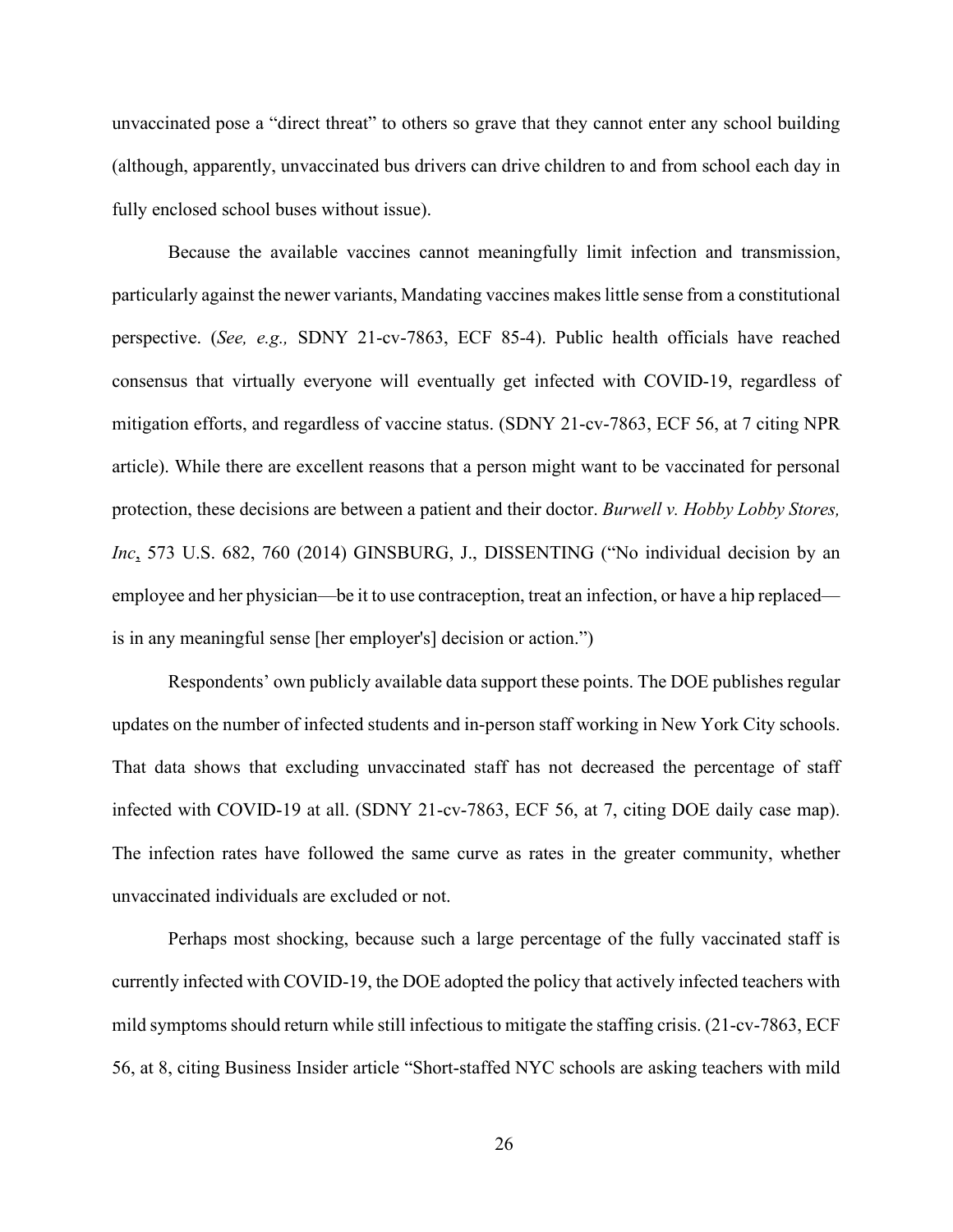unvaccinated pose a "direct threat" to others so grave that they cannot enter any school building (although, apparently, unvaccinated bus drivers can drive children to and from school each day in fully enclosed school buses without issue).

Because the available vaccines cannot meaningfully limit infection and transmission, particularly against the newer variants, Mandating vaccines makes little sense from a constitutional perspective. (*See, e.g.,* SDNY 21-cv-7863, ECF 85-4). Public health officials have reached consensus that virtually everyone will eventually get infected with COVID-19, regardless of mitigation efforts, and regardless of vaccine status. (SDNY 21-cv-7863, ECF 56, at 7 citing NPR article). While there are excellent reasons that a person might want to be vaccinated for personal protection, these decisions are between a patient and their doctor. *Burwell v. Hobby Lobby Stores, Inc*, 573 U.S. 682, 760 (2014) GINSBURG, J., DISSENTING ("No individual decision by an employee and her physician—be it to use contraception, treat an infection, or have a hip replaced—is in any meaningful sense [her employer's] decision or action.")

Respondents' own publicly available data support these points. The DOE publishes regular updates on the number of infected students and in-person staff working in New York City schools. That data shows that excluding unvaccinated staff has not decreased the percentage of staff infected with COVID-19 at all. (SDNY 21-cv-7863, ECF 56, at 7, citing DOE daily case map). The infection rates have followed the same curve as rates in the greater community, whether unvaccinated individuals are excluded or not.

Perhaps most shocking, because such a large percentage of the fully vaccinated staff is currently infected with COVID-19, the DOE adopted the policy that actively infected teachers with mild symptoms should return while still infectious to mitigate the staffing crisis. (21-cv-7863, ECF 56, at 8, citing Business Insider article "Short-staffed NYC schools are asking teachers with mild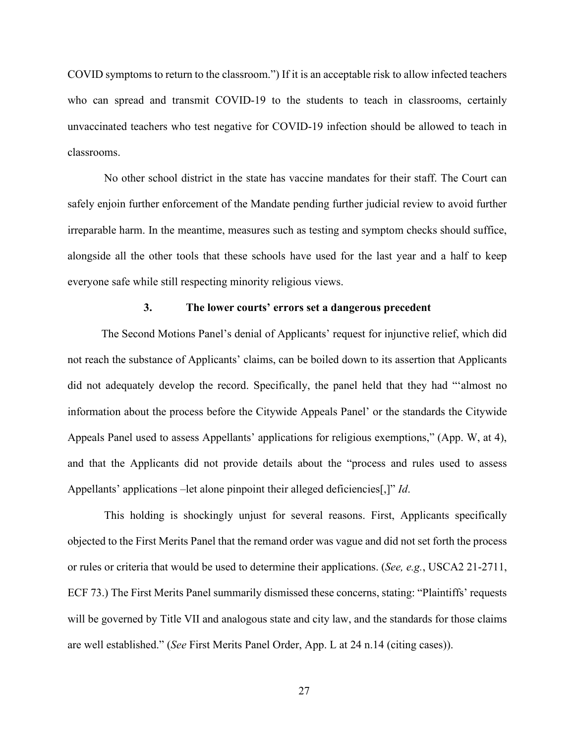COVID symptoms to return to the classroom.") If it is an acceptable risk to allow infected teachers who can spread and transmit COVID-19 to the students to teach in classrooms, certainly unvaccinated teachers who test negative for COVID-19 infection should be allowed to teach in classrooms.

No other school district in the state has vaccine mandates for their staff. The Court can safely enjoin further enforcement of the Mandate pending further judicial review to avoid further irreparable harm. In the meantime, measures such as testing and symptom checks should suffice, alongside all the other tools that these schools have used for the last year and a half to keep everyone safe while still respecting minority religious views.

### 3. The lower courts' errors set a dangerous precedent

The Second Motions Panel's denial of Applicants' request for injunctive relief, which did not reach the substance of Applicants' claims, can be boiled down to its assertion that Applicants did not adequately develop the record. Specifically, the panel held that they had "'almost no information about the process before the Citywide Appeals Panel' or the standards the Citywide Appeals Panel used to assess Appellants' applications for religious exemptions," (App. W, at 4), and that the Applicants did not provide details about the "process and rules used to assess Appellants' applications –let alone pinpoint their alleged deficiencies[,]" *Id*.

This holding is shockingly unjust for several reasons. First, Applicants specifically objected to the First Merits Panel that the remand order was vague and did not set forth the process or rules or criteria that would be used to determine their applications. (*See, e.g.*, USCA2 21-2711, ECF 73.) The First Merits Panel summarily dismissed these concerns, stating: "Plaintiffs' requests will be governed by Title VII and analogous state and city law, and the standards for those claims are well established." (*See* First Merits Panel Order, App. L at 24 n.14 (citing cases)).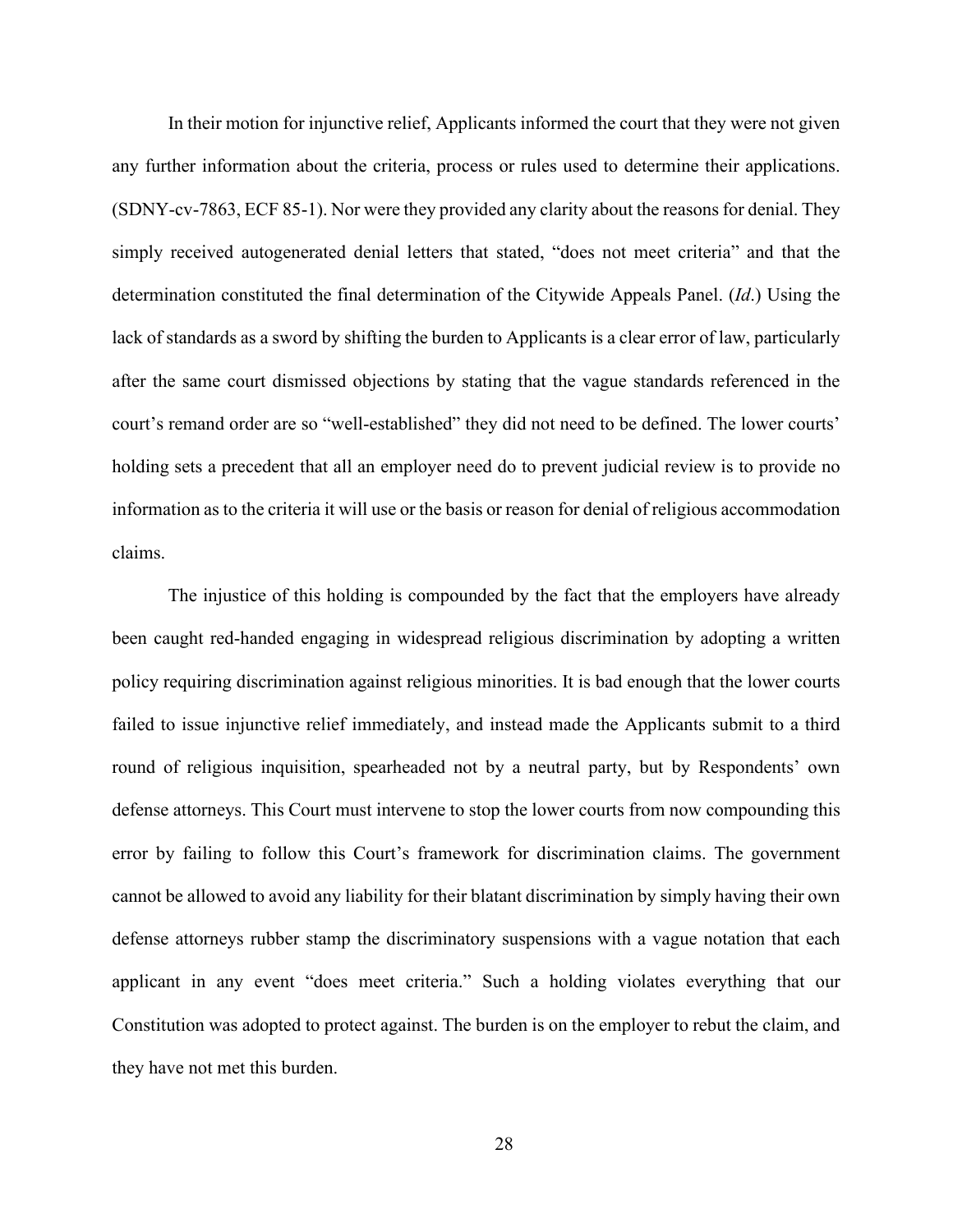In their motion for injunctive relief, Applicants informed the court that they were not given any further information about the criteria, process or rules used to determine their applications. (SDNY-cv-7863, ECF 85-1). Nor were they provided any clarity about the reasons for denial. They simply received autogenerated denial letters that stated, "does not meet criteria" and that the determination constituted the final determination of the Citywide Appeals Panel. (*Id*.) Using the lack of standards as a sword by shifting the burden to Applicants is a clear error of law, particularly after the same court dismissed objections by stating that the vague standards referenced in the court's remand order are so "well-established" they did not need to be defined. The lower courts' holding sets a precedent that all an employer need do to prevent judicial review is to provide no information as to the criteria it will use or the basis or reason for denial of religious accommodation claims.

The injustice of this holding is compounded by the fact that the employers have already been caught red-handed engaging in widespread religious discrimination by adopting a written policy requiring discrimination against religious minorities. It is bad enough that the lower courts failed to issue injunctive relief immediately, and instead made the Applicants submit to a third round of religious inquisition, spearheaded not by a neutral party, but by Respondents' own defense attorneys. This Court must intervene to stop the lower courts from now compounding this error by failing to follow this Court's framework for discrimination claims. The government cannot be allowed to avoid any liability for their blatant discrimination by simply having their own defense attorneys rubber stamp the discriminatory suspensions with a vague notation that each applicant in any event "does meet criteria." Such a holding violates everything that our Constitution was adopted to protect against. The burden is on the employer to rebut the claim, and they have not met this burden.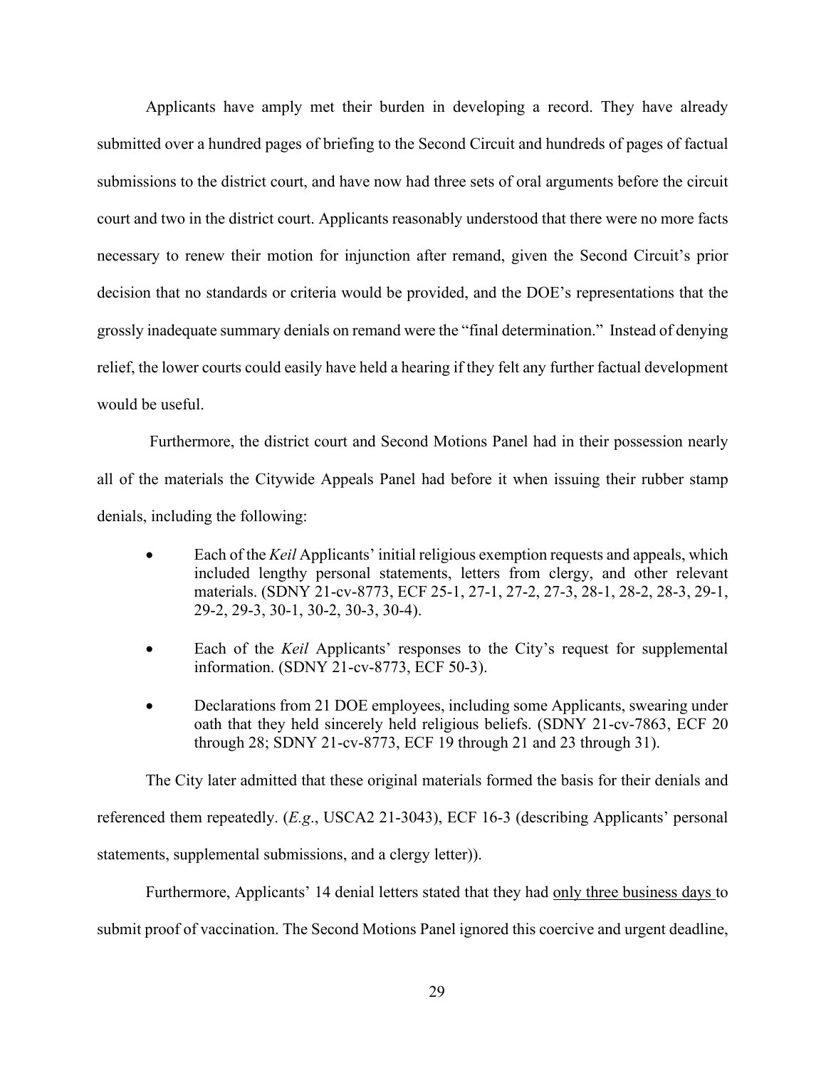Applicants have amply met their burden in developing a record. They have already submitted over a hundred pages of briefing to the Second Circuit and hundreds of pages of factual submissions to the district court, and have now had three sets of oral arguments before the circuit court and two in the district court. Applicants reasonably understood that there were no more facts necessary to renew their motion for injunction after remand, given the Second Circuit's prior decision that no standards or criteria would be provided, and the DOE's representations that the grossly inadequate summary denials on remand were the "final determination." Instead of denying relief, the lower courts could easily have held a hearing if they felt any further factual development would be useful.

Furthermore, the district court and Second Motions Panel had in their possession nearly all of the materials the Citywide Appeals Panel had before it when issuing their rubber stamp denials, including the following:

- Each of the *Keil* Applicants' initial religious exemption requests and appeals, which included lengthy personal statements, letters from clergy, and other relevant materials. (SDNY 21-cv-8773, ECF 25-1, 27-1, 27-2, 27-3, 28-1, 28-2, 28-3, 29-1, 29-2, 29-3, 30-1, 30-2, 30-3, 30-4).
- Each of the *Keil* Applicants' responses to the City's request for supplemental information. (SDNY 21-cv-8773, ECF 50-3).
- Declarations from 21 DOE employees, including some Applicants, swearing under oath that they held sincerely held religious beliefs. (SDNY 21-cv-7863, ECF 20 through 28; SDNY 21-cv-8773, ECF 19 through 21 and 23 through 31).

The City later admitted that these original materials formed the basis for their denials and referenced them repeatedly. (*E.g.*, USCA2 21-3043), ECF 16-3 (describing Applicants' personal statements, supplemental submissions, and a clergy letter)).

Furthermore, Applicants' 14 denial letters stated that they had <u>only three business days</u> to submit proof of vaccination. The Second Motions Panel ignored this coercive and urgent deadline,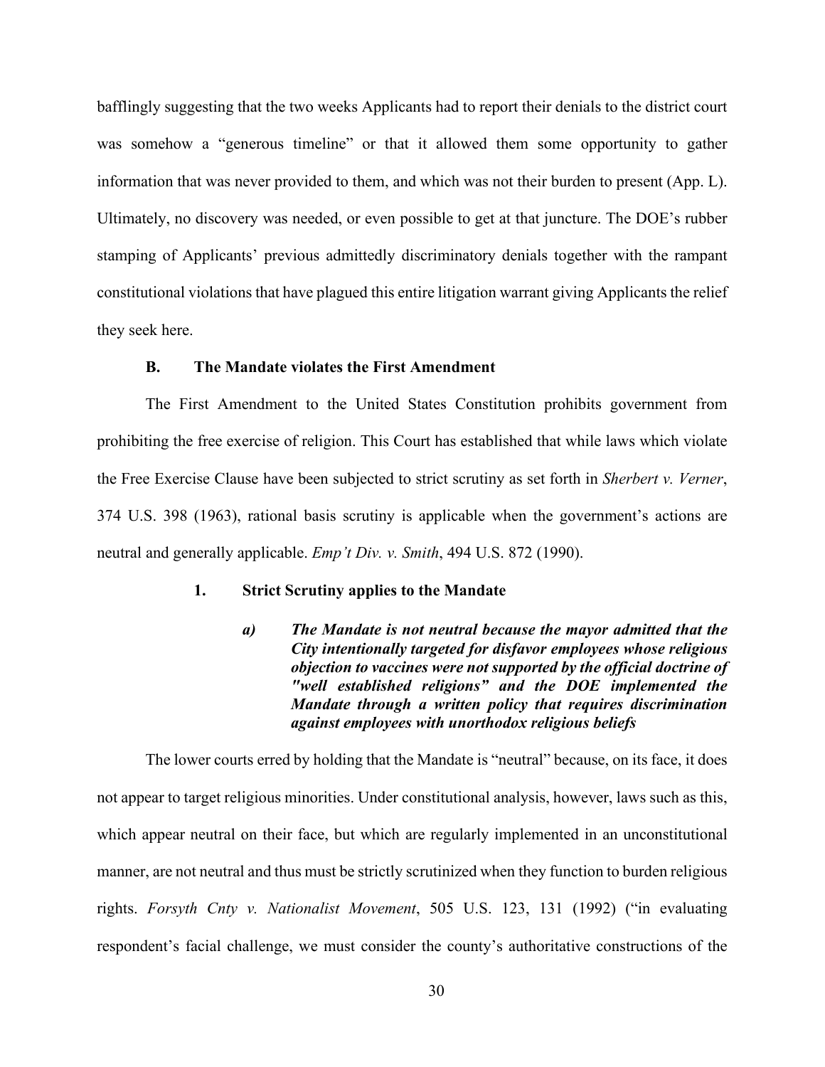bafflingly suggesting that the two weeks Applicants had to report their denials to the district court was somehow a "generous timeline" or that it allowed them some opportunity to gather information that was never provided to them, and which was not their burden to present (App. L). Ultimately, no discovery was needed, or even possible to get at that juncture. The DOE's rubber stamping of Applicants' previous admittedly discriminatory denials together with the rampant constitutional violations that have plagued this entire litigation warrant giving Applicants the relief they seek here.

### B. The Mandate violates the First Amendment

The First Amendment to the United States Constitution prohibits government from prohibiting the free exercise of religion. This Court has established that while laws which violate the Free Exercise Clause have been subjected to strict scrutiny as set forth in *Sherbert v. Verner*, 374 U.S. 398 (1963), rational basis scrutiny is applicable when the government's actions are neutral and generally applicable. *Emp't Div. v. Smith*, 494 U.S. 872 (1990).

#### 1. Strict Scrutiny applies to the Mandate

##### *a) The Mandate is not neutral because the mayor admitted that the City intentionally targeted for disfavor employees whose religious objection to vaccines were not supported by the official doctrine of "well established religions" and the DOE implemented the Mandate through a written policy that requires discrimination against employees with unorthodox religious beliefs*

The lower courts erred by holding that the Mandate is "neutral" because, on its face, it does not appear to target religious minorities. Under constitutional analysis, however, laws such as this, which appear neutral on their face, but which are regularly implemented in an unconstitutional manner, are not neutral and thus must be strictly scrutinized when they function to burden religious rights. *Forsyth Cnty v. Nationalist Movement*, 505 U.S. 123, 131 (1992) ("in evaluating respondent's facial challenge, we must consider the county's authoritative constructions of the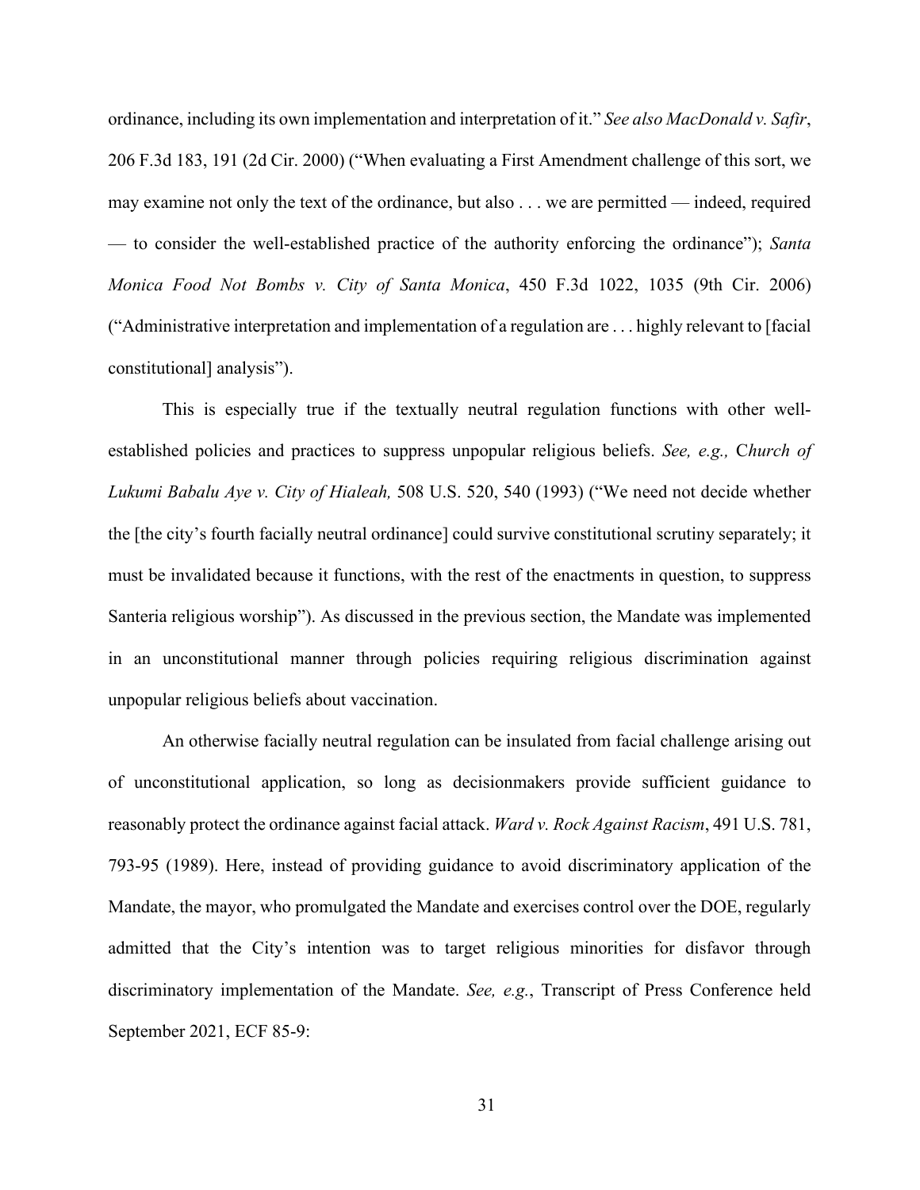ordinance, including its own implementation and interpretation of it." *See also MacDonald v. Safir*, 206 F.3d 183, 191 (2d Cir. 2000) ("When evaluating a First Amendment challenge of this sort, we may examine not only the text of the ordinance, but also . . . we are permitted — indeed, required — to consider the well-established practice of the authority enforcing the ordinance"); *Santa Monica Food Not Bombs v. City of Santa Monica*, 450 F.3d 1022, 1035 (9th Cir. 2006) ("Administrative interpretation and implementation of a regulation are . . . highly relevant to [facial constitutional] analysis").

This is especially true if the textually neutral regulation functions with other well-established policies and practices to suppress unpopular religious beliefs. *See, e.g.,* C*hurch of Lukumi Babalu Aye v. City of Hialeah,* 508 U.S. 520, 540 (1993) ("We need not decide whether the [the city's fourth facially neutral ordinance] could survive constitutional scrutiny separately; it must be invalidated because it functions, with the rest of the enactments in question, to suppress Santeria religious worship"). As discussed in the previous section, the Mandate was implemented in an unconstitutional manner through policies requiring religious discrimination against unpopular religious beliefs about vaccination.

An otherwise facially neutral regulation can be insulated from facial challenge arising out of unconstitutional application, so long as decisionmakers provide sufficient guidance to reasonably protect the ordinance against facial attack. *Ward v. Rock Against Racism*, 491 U.S. 781, 793-95 (1989). Here, instead of providing guidance to avoid discriminatory application of the Mandate, the mayor, who promulgated the Mandate and exercises control over the DOE, regularly admitted that the City's intention was to target religious minorities for disfavor through discriminatory implementation of the Mandate. *See, e.g.*, Transcript of Press Conference held September 2021, ECF 85-9: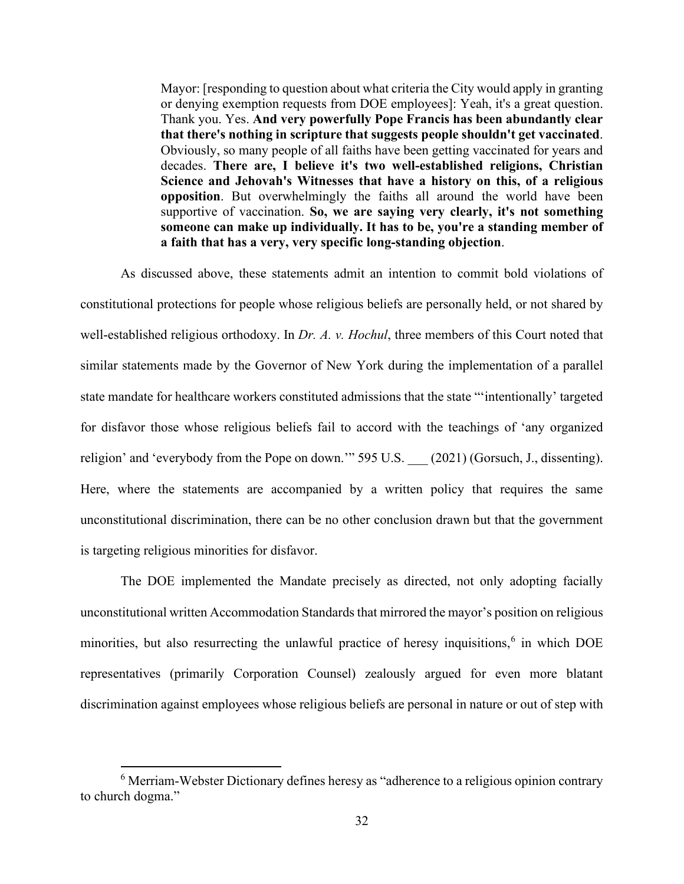> Mayor: [responding to question about what criteria the City would apply in granting or denying exemption requests from DOE employees]: Yeah, it's a great question. Thank you. Yes. **And very powerfully Pope Francis has been abundantly clear that there's nothing in scripture that suggests people shouldn't get vaccinated**. Obviously, so many people of all faiths have been getting vaccinated for years and decades. **There are, I believe it's two well-established religions, Christian Science and Jehovah's Witnesses that have a history on this, of a religious opposition**. But overwhelmingly the faiths all around the world have been supportive of vaccination. **So, we are saying very clearly, it's not something someone can make up individually. It has to be, you're a standing member of a faith that has a very, very specific long-standing objection**.

As discussed above, these statements admit an intention to commit bold violations of constitutional protections for people whose religious beliefs are personally held, or not shared by well-established religious orthodoxy. In *Dr. A. v. Hochul*, three members of this Court noted that similar statements made by the Governor of New York during the implementation of a parallel state mandate for healthcare workers constituted admissions that the state "'intentionally' targeted for disfavor those whose religious beliefs fail to accord with the teachings of 'any organized religion' and 'everybody from the Pope on down.'" 595 U.S. ___ (2021) (Gorsuch, J., dissenting). Here, where the statements are accompanied by a written policy that requires the same unconstitutional discrimination, there can be no other conclusion drawn but that the government is targeting religious minorities for disfavor.

The DOE implemented the Mandate precisely as directed, not only adopting facially unconstitutional written Accommodation Standards that mirrored the mayor's position on religious minorities, but also resurrecting the unlawful practice of heresy inquisitions,[6] in which DOE representatives (primarily Corporation Counsel) zealously argued for even more blatant discrimination against employees whose religious beliefs are personal in nature or out of step with

[6] Merriam-Webster Dictionary defines heresy as "adherence to a religious opinion contrary to church dogma."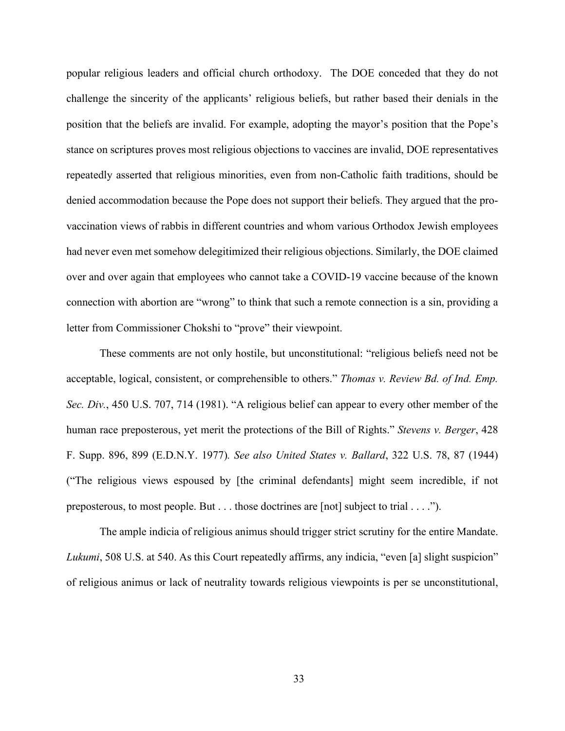popular religious leaders and official church orthodoxy. The DOE conceded that they do not challenge the sincerity of the applicants' religious beliefs, but rather based their denials in the position that the beliefs are invalid. For example, adopting the mayor's position that the Pope's stance on scriptures proves most religious objections to vaccines are invalid, DOE representatives repeatedly asserted that religious minorities, even from non-Catholic faith traditions, should be denied accommodation because the Pope does not support their beliefs. They argued that the pro-vaccination views of rabbis in different countries and whom various Orthodox Jewish employees had never even met somehow delegitimized their religious objections. Similarly, the DOE claimed over and over again that employees who cannot take a COVID-19 vaccine because of the known connection with abortion are "wrong" to think that such a remote connection is a sin, providing a letter from Commissioner Chokshi to "prove" their viewpoint.

These comments are not only hostile, but unconstitutional: "religious beliefs need not be acceptable, logical, consistent, or comprehensible to others." *Thomas v. Review Bd. of Ind. Emp. Sec. Div.*, 450 U.S. 707, 714 (1981). "A religious belief can appear to every other member of the human race preposterous, yet merit the protections of the Bill of Rights." *Stevens v. Berger*, 428 F. Supp. 896, 899 (E.D.N.Y. 1977). *See also United States v. Ballard*, 322 U.S. 78, 87 (1944) ("The religious views espoused by [the criminal defendants] might seem incredible, if not preposterous, to most people. But . . . those doctrines are [not] subject to trial . . . .").

The ample indicia of religious animus should trigger strict scrutiny for the entire Mandate. *Lukumi*, 508 U.S. at 540. As this Court repeatedly affirms, any indicia, "even [a] slight suspicion" of religious animus or lack of neutrality towards religious viewpoints is per se unconstitutional,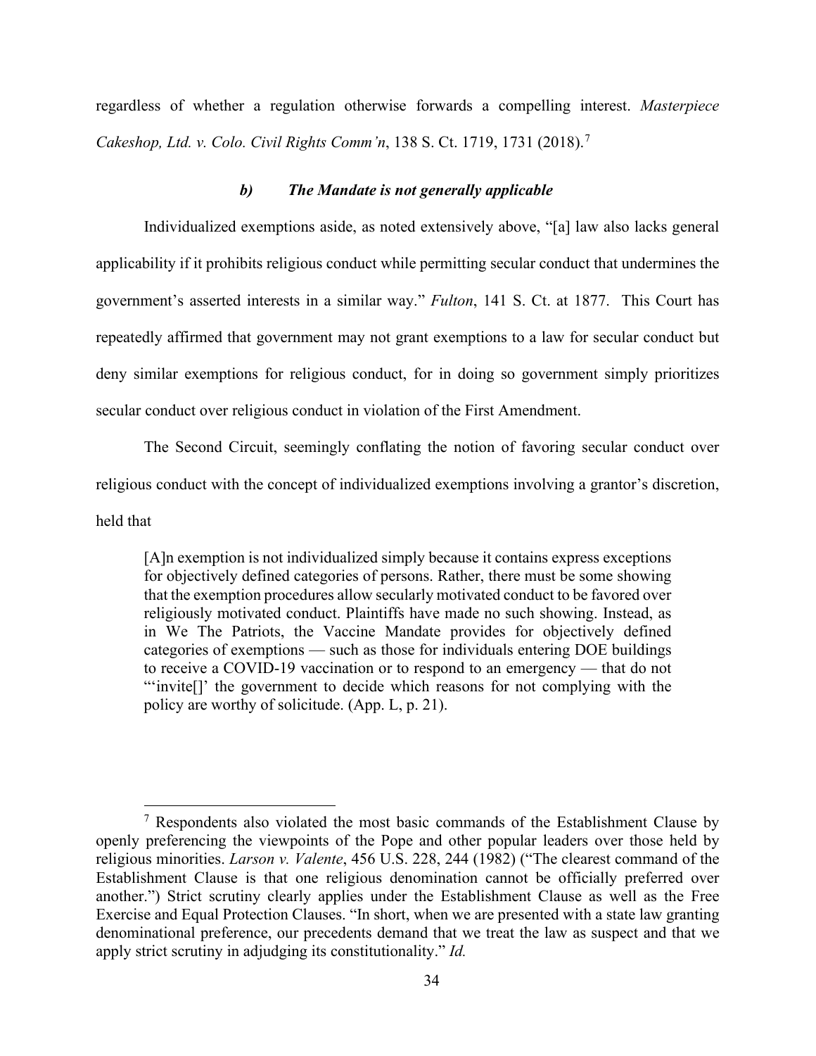regardless of whether a regulation otherwise forwards a compelling interest. *Masterpiece Cakeshop, Ltd. v. Colo. Civil Rights Comm'n*, 138 S. Ct. 1719, 1731 (2018).[7]

### *b) The Mandate is not generally applicable*

Individualized exemptions aside, as noted extensively above, "[a] law also lacks general applicability if it prohibits religious conduct while permitting secular conduct that undermines the government's asserted interests in a similar way." *Fulton*, 141 S. Ct. at 1877. This Court has repeatedly affirmed that government may not grant exemptions to a law for secular conduct but deny similar exemptions for religious conduct, for in doing so government simply prioritizes secular conduct over religious conduct in violation of the First Amendment.

The Second Circuit, seemingly conflating the notion of favoring secular conduct over religious conduct with the concept of individualized exemptions involving a grantor's discretion, held that

> [A]n exemption is not individualized simply because it contains express exceptions for objectively defined categories of persons. Rather, there must be some showing that the exemption procedures allow secularly motivated conduct to be favored over religiously motivated conduct. Plaintiffs have made no such showing. Instead, as in We The Patriots, the Vaccine Mandate provides for objectively defined categories of exemptions — such as those for individuals entering DOE buildings to receive a COVID-19 vaccination or to respond to an emergency — that do not "'invite[]' the government to decide which reasons for not complying with the policy are worthy of solicitude. (App. L, p. 21).

---

[7] Respondents also violated the most basic commands of the Establishment Clause by openly preferencing the viewpoints of the Pope and other popular leaders over those held by religious minorities. *Larson v. Valente*, 456 U.S. 228, 244 (1982) ("The clearest command of the Establishment Clause is that one religious denomination cannot be officially preferred over another.") Strict scrutiny clearly applies under the Establishment Clause as well as the Free Exercise and Equal Protection Clauses. "In short, when we are presented with a state law granting denominational preference, our precedents demand that we treat the law as suspect and that we apply strict scrutiny in adjudging its constitutionality." *Id.*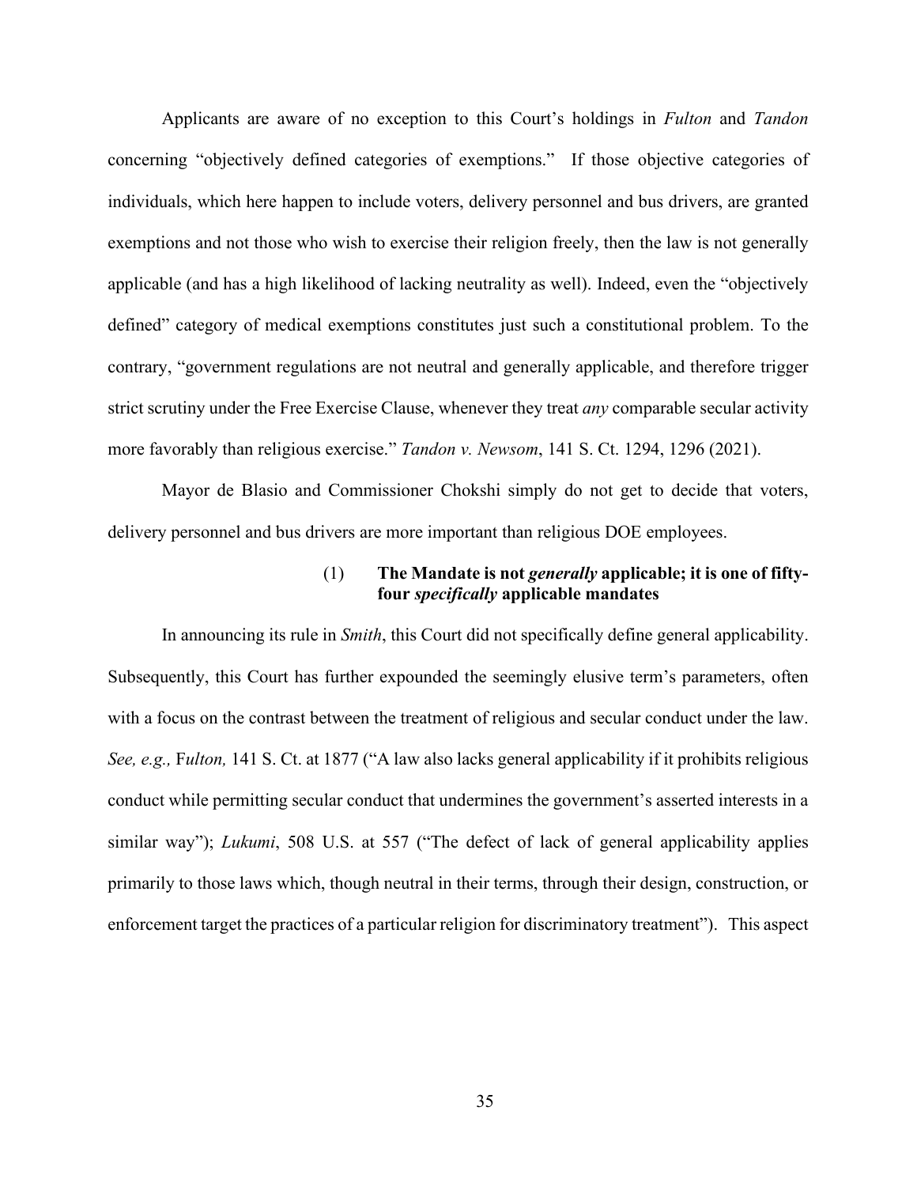Applicants are aware of no exception to this Court's holdings in *Fulton* and *Tandon* concerning "objectively defined categories of exemptions." If those objective categories of individuals, which here happen to include voters, delivery personnel and bus drivers, are granted exemptions and not those who wish to exercise their religion freely, then the law is not generally applicable (and has a high likelihood of lacking neutrality as well). Indeed, even the "objectively defined" category of medical exemptions constitutes just such a constitutional problem. To the contrary, "government regulations are not neutral and generally applicable, and therefore trigger strict scrutiny under the Free Exercise Clause, whenever they treat *any* comparable secular activity more favorably than religious exercise." *Tandon v. Newsom*, 141 S. Ct. 1294, 1296 (2021).

Mayor de Blasio and Commissioner Chokshi simply do not get to decide that voters, delivery personnel and bus drivers are more important than religious DOE employees.

**(1) The Mandate is not *generally* applicable; it is one of fifty-four *specifically* applicable mandates**

In announcing its rule in *Smith*, this Court did not specifically define general applicability. Subsequently, this Court has further expounded the seemingly elusive term's parameters, often with a focus on the contrast between the treatment of religious and secular conduct under the law. *See, e.g., Fulton,* 141 S. Ct. at 1877 ("A law also lacks general applicability if it prohibits religious conduct while permitting secular conduct that undermines the government's asserted interests in a similar way"); *Lukumi*, 508 U.S. at 557 ("The defect of lack of general applicability applies primarily to those laws which, though neutral in their terms, through their design, construction, or enforcement target the practices of a particular religion for discriminatory treatment"). This aspect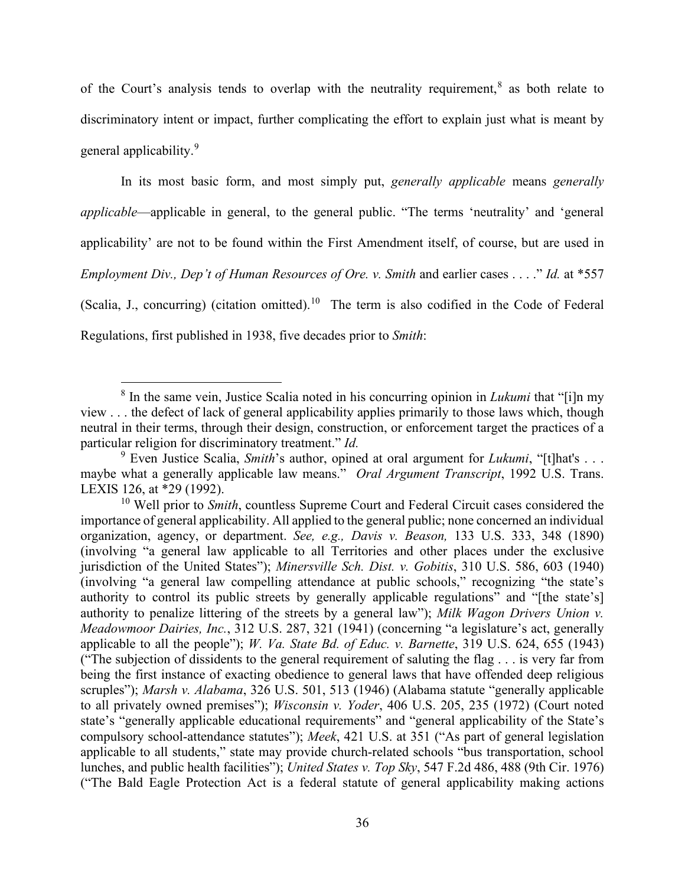of the Court's analysis tends to overlap with the neutrality requirement,[8] as both relate to discriminatory intent or impact, further complicating the effort to explain just what is meant by general applicability.[9]

In its most basic form, and most simply put, *generally applicable* means *generally applicable*—applicable in general, to the general public. "The terms 'neutrality' and 'general applicability' are not to be found within the First Amendment itself, of course, but are used in *Employment Div., Dep't of Human Resources of Ore. v. Smith* and earlier cases . . . ." *Id.* at *557 (Scalia, J., concurring) (citation omitted).[10] The term is also codified in the Code of Federal Regulations, first published in 1938, five decades prior to *Smith*:

---

[8] In the same vein, Justice Scalia noted in his concurring opinion in *Lukumi* that "[i]n my view . . . the defect of lack of general applicability applies primarily to those laws which, though neutral in their terms, through their design, construction, or enforcement target the practices of a particular religion for discriminatory treatment." *Id.*

[9] Even Justice Scalia, *Smith*'s author, opined at oral argument for *Lukumi*, "[t]hat's . . . maybe what a generally applicable law means." *Oral Argument Transcript*, 1992 U.S. Trans. LEXIS 126, at *29 (1992).

[10] Well prior to *Smith*, countless Supreme Court and Federal Circuit cases considered the importance of general applicability. All applied to the general public; none concerned an individual organization, agency, or department. *See, e.g., Davis v. Beason,* 133 U.S. 333, 348 (1890) (involving "a general law applicable to all Territories and other places under the exclusive jurisdiction of the United States"); *Minersville Sch. Dist. v. Gobitis*, 310 U.S. 586, 603 (1940) (involving "a general law compelling attendance at public schools," recognizing "the state's authority to control its public streets by generally applicable regulations" and "[the state's] authority to penalize littering of the streets by a general law"); *Milk Wagon Drivers Union v. Meadowmoor Dairies, Inc.*, 312 U.S. 287, 321 (1941) (concerning "a legislature's act, generally applicable to all the people"); *W. Va. State Bd. of Educ. v. Barnette*, 319 U.S. 624, 655 (1943) ("The subjection of dissidents to the general requirement of saluting the flag . . . is very far from being the first instance of exacting obedience to general laws that have offended deep religious scruples"); *Marsh v. Alabama*, 326 U.S. 501, 513 (1946) (Alabama statute "generally applicable to all privately owned premises"); *Wisconsin v. Yoder*, 406 U.S. 205, 235 (1972) (Court noted state's "generally applicable educational requirements" and "general applicability of the State's compulsory school-attendance statutes"); *Meek*, 421 U.S. at 351 ("As part of general legislation applicable to all students," state may provide church-related schools "bus transportation, school lunches, and public health facilities"); *United States v. Top Sky*, 547 F.2d 486, 488 (9th Cir. 1976) ("The Bald Eagle Protection Act is a federal statute of general applicability making actions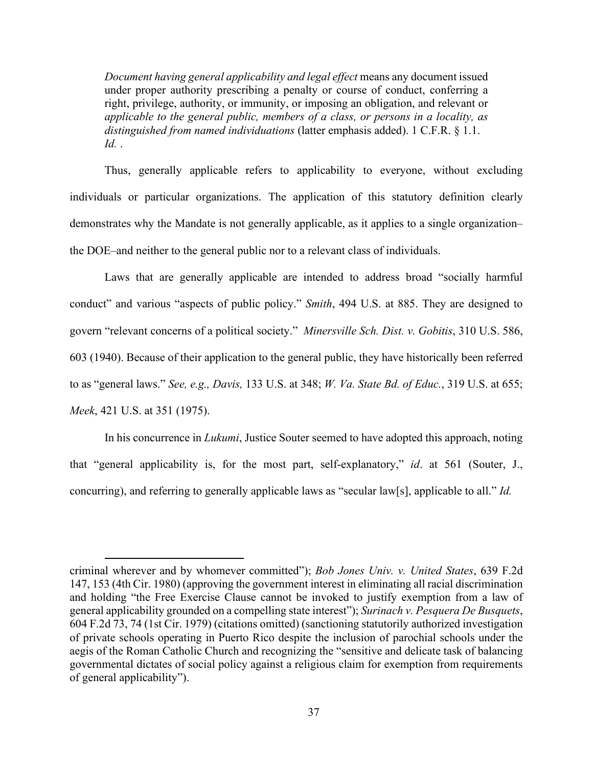*Document having general applicability and legal effect* means any document issued under proper authority prescribing a penalty or course of conduct, conferring a right, privilege, authority, or immunity, or imposing an obligation, and relevant or *applicable to the general public, members of a class, or persons in a locality, as distinguished from named individuations* (latter emphasis added). 1 C.F.R. § 1.1. *Id.* .

Thus, generally applicable refers to applicability to everyone, without excluding individuals or particular organizations. The application of this statutory definition clearly demonstrates why the Mandate is not generally applicable, as it applies to a single organization–the DOE–and neither to the general public nor to a relevant class of individuals.

Laws that are generally applicable are intended to address broad "socially harmful conduct" and various "aspects of public policy." *Smith*, 494 U.S. at 885. They are designed to govern "relevant concerns of a political society." *Minersville Sch. Dist. v. Gobitis*, 310 U.S. 586, 603 (1940). Because of their application to the general public, they have historically been referred to as "general laws." *See, e.g., Davis,* 133 U.S. at 348; *W. Va. State Bd. of Educ.*, 319 U.S. at 655; *Meek*, 421 U.S. at 351 (1975).

In his concurrence in *Lukumi*, Justice Souter seemed to have adopted this approach, noting that "general applicability is, for the most part, self-explanatory," *id*. at 561 (Souter, J., concurring), and referring to generally applicable laws as "secular law[s], applicable to all." *Id.*

---

criminal wherever and by whomever committed"); *Bob Jones Univ. v. United States*, 639 F.2d 147, 153 (4th Cir. 1980) (approving the government interest in eliminating all racial discrimination and holding "the Free Exercise Clause cannot be invoked to justify exemption from a law of general applicability grounded on a compelling state interest"); *Surinach v. Pesquera De Busquets*, 604 F.2d 73, 74 (1st Cir. 1979) (citations omitted) (sanctioning statutorily authorized investigation of private schools operating in Puerto Rico despite the inclusion of parochial schools under the aegis of the Roman Catholic Church and recognizing the "sensitive and delicate task of balancing governmental dictates of social policy against a religious claim for exemption from requirements of general applicability").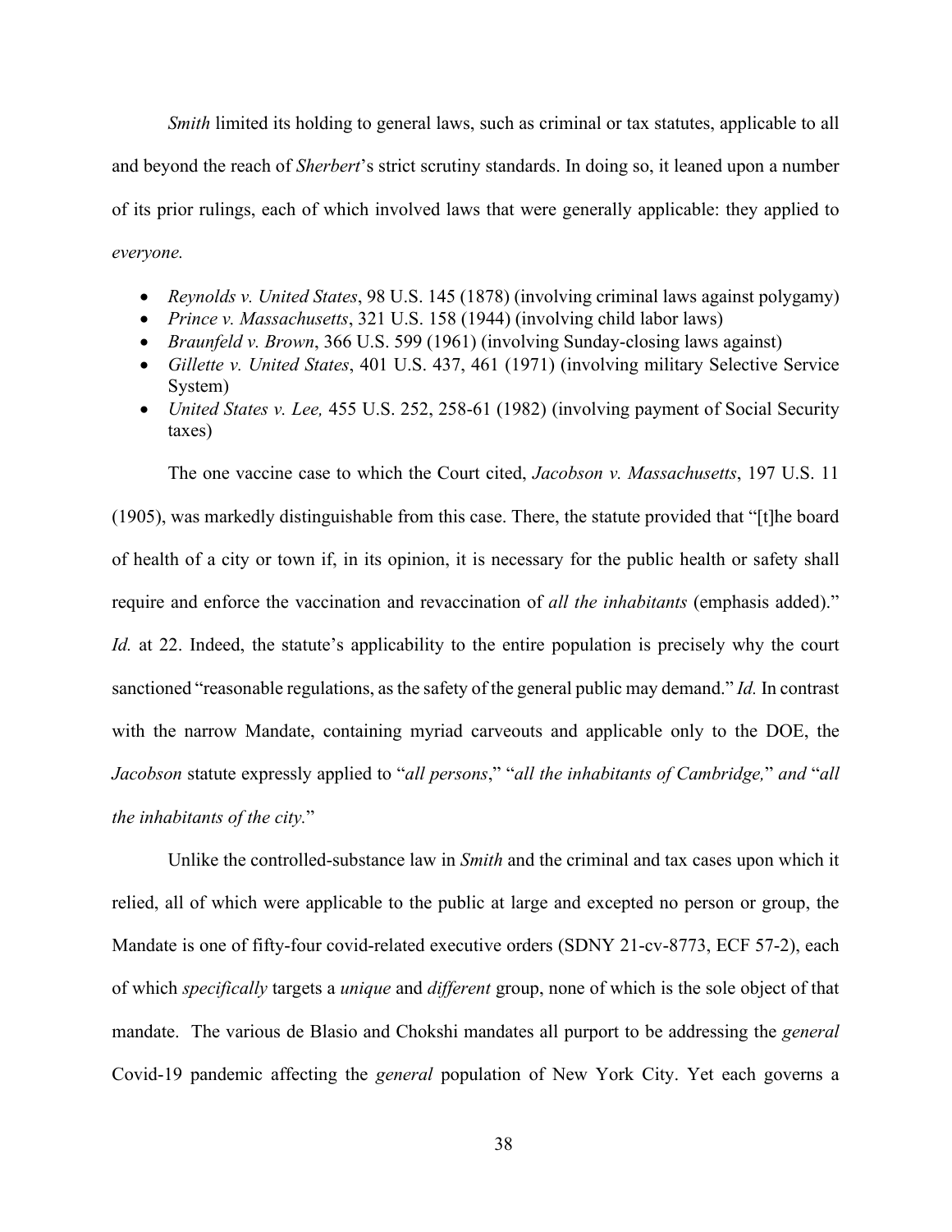*Smith* limited its holding to general laws, such as criminal or tax statutes, applicable to all and beyond the reach of *Sherbert*'s strict scrutiny standards. In doing so, it leaned upon a number of its prior rulings, each of which involved laws that were generally applicable: they applied to *everyone.*

- *Reynolds v. United States*, 98 U.S. 145 (1878) (involving criminal laws against polygamy)
- *Prince v. Massachusetts*, 321 U.S. 158 (1944) (involving child labor laws)
- *Braunfeld v. Brown*, 366 U.S. 599 (1961) (involving Sunday-closing laws against)
- *Gillette v. United States*, 401 U.S. 437, 461 (1971) (involving military Selective Service System)
- *United States v. Lee,* 455 U.S. 252, 258-61 (1982) (involving payment of Social Security taxes)

The one vaccine case to which the Court cited, *Jacobson v. Massachusetts*, 197 U.S. 11 (1905), was markedly distinguishable from this case. There, the statute provided that "[t]he board of health of a city or town if, in its opinion, it is necessary for the public health or safety shall require and enforce the vaccination and revaccination of *all the inhabitants* (emphasis added)." *Id.* at 22. Indeed, the statute's applicability to the entire population is precisely why the court sanctioned "reasonable regulations, as the safety of the general public may demand." *Id.* In contrast with the narrow Mandate, containing myriad carveouts and applicable only to the DOE, the *Jacobson* statute expressly applied to "*all persons*," "*all the inhabitants of Cambridge,*" *and* "*all the inhabitants of the city.*"

Unlike the controlled-substance law in *Smith* and the criminal and tax cases upon which it relied, all of which were applicable to the public at large and excepted no person or group, the Mandate is one of fifty-four covid-related executive orders (SDNY 21-cv-8773, ECF 57-2), each of which *specifically* targets a *unique* and *different* group, none of which is the sole object of that mandate. The various de Blasio and Chokshi mandates all purport to be addressing the *general* Covid-19 pandemic affecting the *general* population of New York City. Yet each governs a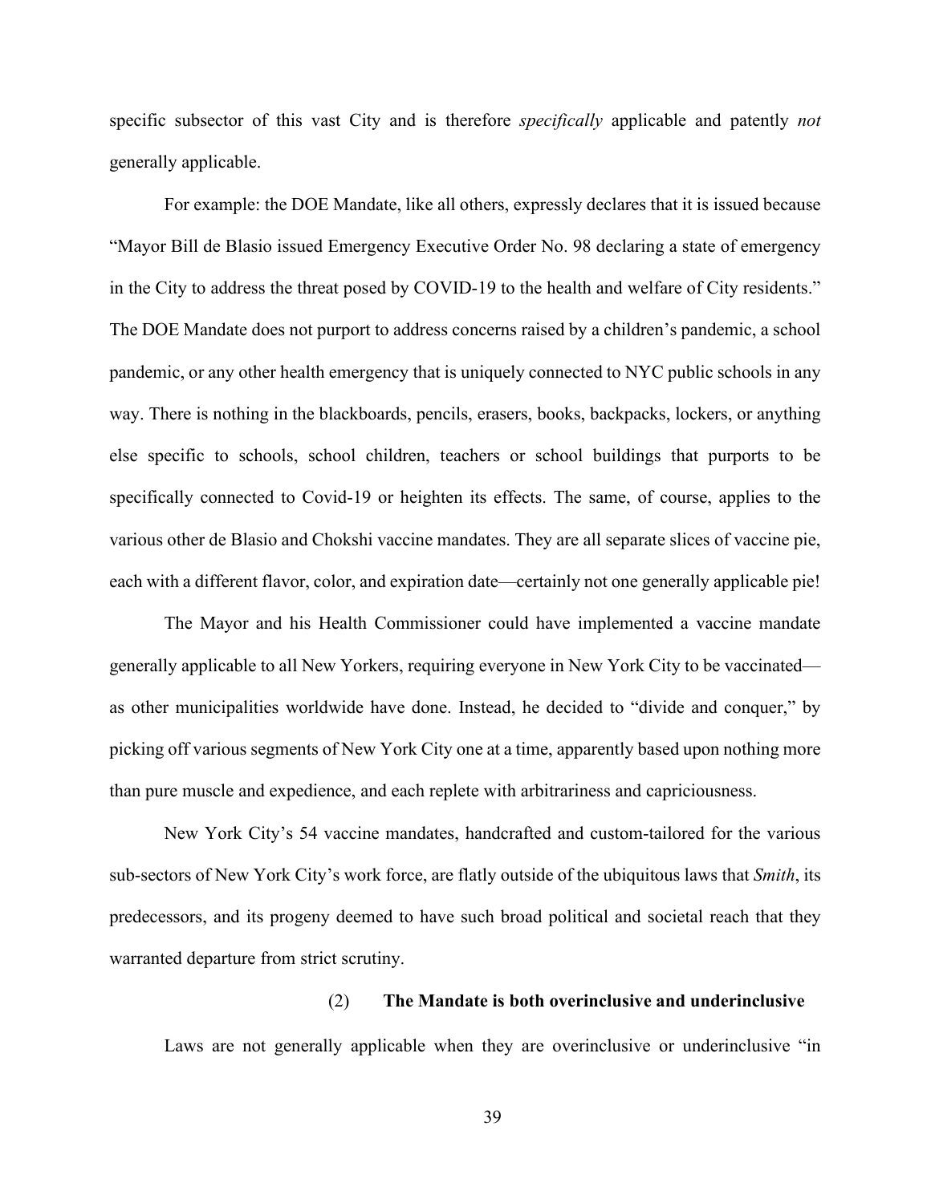specific subsector of this vast City and is therefore *specifically* applicable and patently *not* generally applicable.

For example: the DOE Mandate, like all others, expressly declares that it is issued because "Mayor Bill de Blasio issued Emergency Executive Order No. 98 declaring a state of emergency in the City to address the threat posed by COVID-19 to the health and welfare of City residents." The DOE Mandate does not purport to address concerns raised by a children's pandemic, a school pandemic, or any other health emergency that is uniquely connected to NYC public schools in any way. There is nothing in the blackboards, pencils, erasers, books, backpacks, lockers, or anything else specific to schools, school children, teachers or school buildings that purports to be specifically connected to Covid-19 or heighten its effects. The same, of course, applies to the various other de Blasio and Chokshi vaccine mandates. They are all separate slices of vaccine pie, each with a different flavor, color, and expiration date—certainly not one generally applicable pie!

The Mayor and his Health Commissioner could have implemented a vaccine mandate generally applicable to all New Yorkers, requiring everyone in New York City to be vaccinated—as other municipalities worldwide have done. Instead, he decided to "divide and conquer," by picking off various segments of New York City one at a time, apparently based upon nothing more than pure muscle and expedience, and each replete with arbitrariness and capriciousness.

New York City's 54 vaccine mandates, handcrafted and custom-tailored for the various sub-sectors of New York City's work force, are flatly outside of the ubiquitous laws that *Smith*, its predecessors, and its progeny deemed to have such broad political and societal reach that they warranted departure from strict scrutiny.

#### (2) **The Mandate is both overinclusive and underinclusive**

Laws are not generally applicable when they are overinclusive or underinclusive "in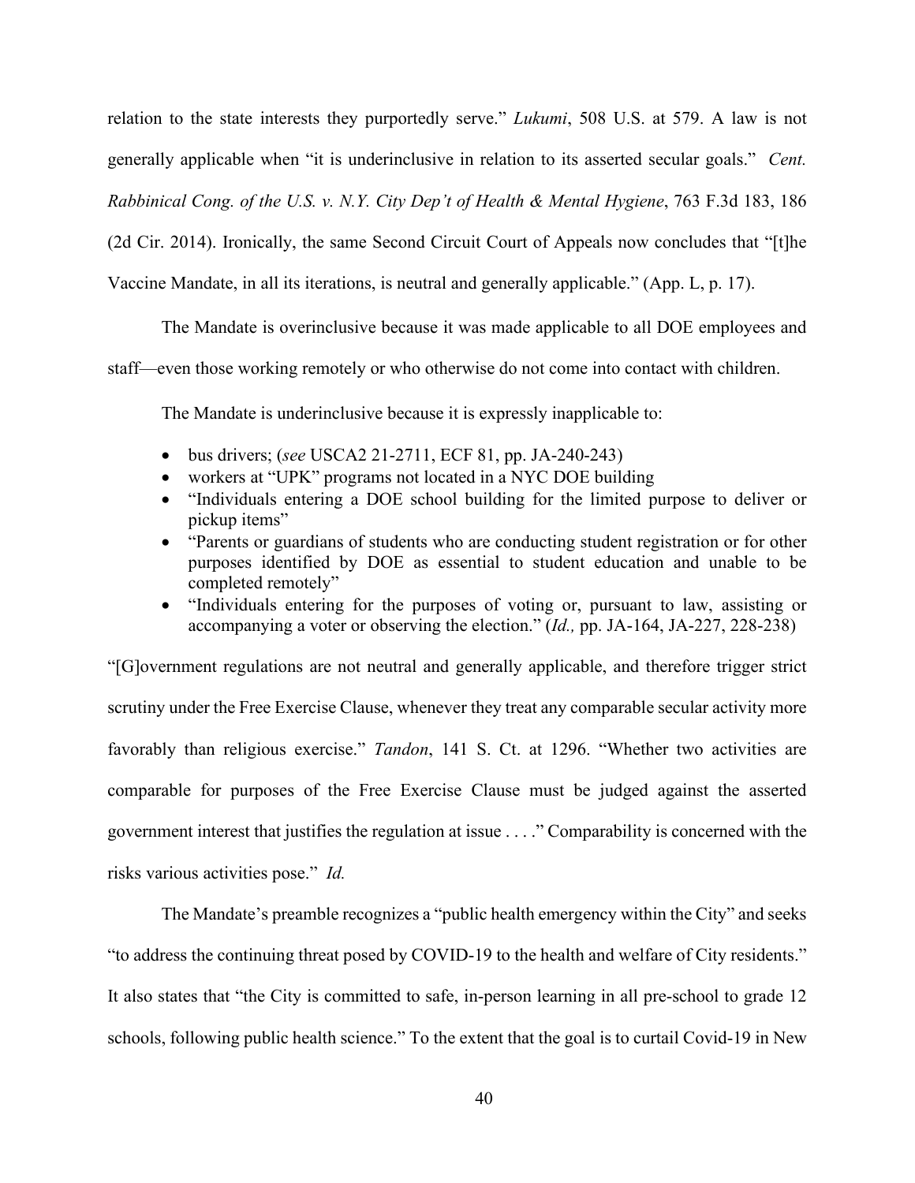relation to the state interests they purportedly serve." *Lukumi*, 508 U.S. at 579. A law is not generally applicable when "it is underinclusive in relation to its asserted secular goals." *Cent. Rabbinical Cong. of the U.S. v. N.Y. City Dep't of Health & Mental Hygiene*, 763 F.3d 183, 186 (2d Cir. 2014). Ironically, the same Second Circuit Court of Appeals now concludes that "[t]he Vaccine Mandate, in all its iterations, is neutral and generally applicable." (App. L, p. 17).

The Mandate is overinclusive because it was made applicable to all DOE employees and staff—even those working remotely or who otherwise do not come into contact with children.

The Mandate is underinclusive because it is expressly inapplicable to:

- bus drivers; (*see* USCA2 21-2711, ECF 81, pp. JA-240-243)
- workers at "UPK" programs not located in a NYC DOE building
- "Individuals entering a DOE school building for the limited purpose to deliver or pickup items"
- "Parents or guardians of students who are conducting student registration or for other purposes identified by DOE as essential to student education and unable to be completed remotely"
- "Individuals entering for the purposes of voting or, pursuant to law, assisting or accompanying a voter or observing the election." (*Id.,* pp. JA-164, JA-227, 228-238)

"[G]overnment regulations are not neutral and generally applicable, and therefore trigger strict scrutiny under the Free Exercise Clause, whenever they treat any comparable secular activity more favorably than religious exercise." *Tandon*, 141 S. Ct. at 1296. "Whether two activities are comparable for purposes of the Free Exercise Clause must be judged against the asserted government interest that justifies the regulation at issue . . . ." Comparability is concerned with the risks various activities pose." *Id.*

The Mandate's preamble recognizes a "public health emergency within the City" and seeks "to address the continuing threat posed by COVID-19 to the health and welfare of City residents." It also states that "the City is committed to safe, in-person learning in all pre-school to grade 12 schools, following public health science." To the extent that the goal is to curtail Covid-19 in New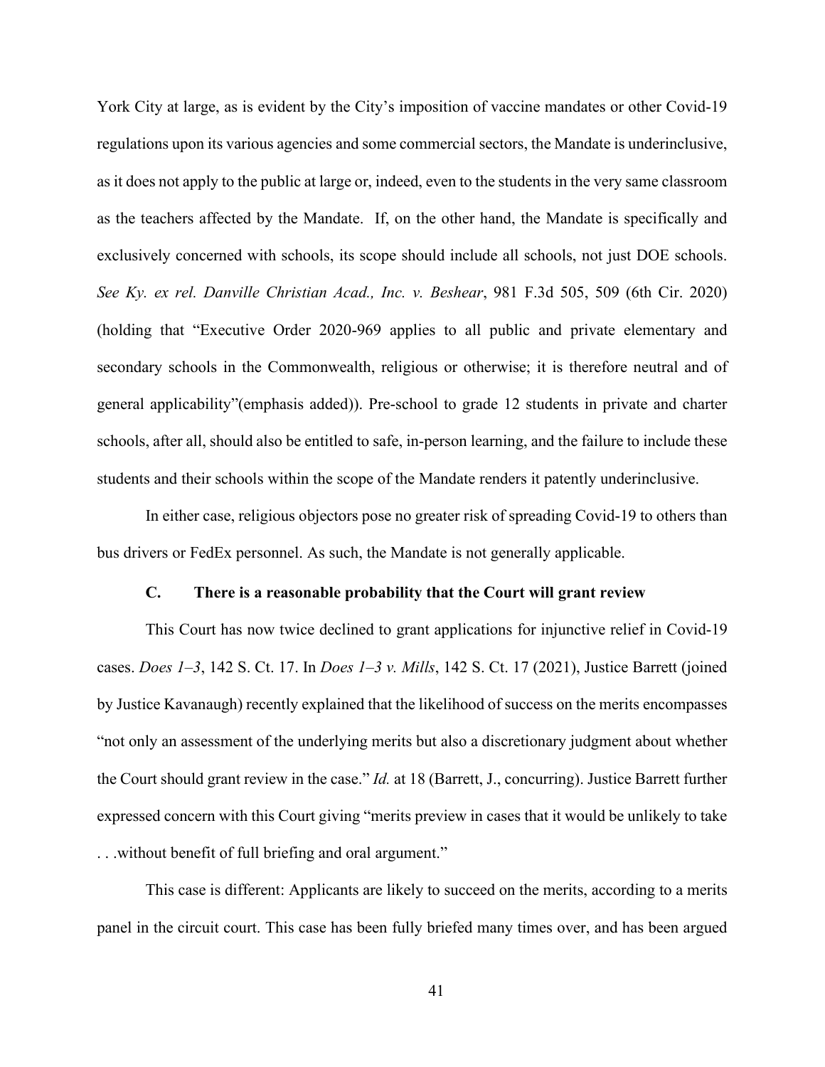York City at large, as is evident by the City's imposition of vaccine mandates or other Covid-19 regulations upon its various agencies and some commercial sectors, the Mandate is underinclusive, as it does not apply to the public at large or, indeed, even to the students in the very same classroom as the teachers affected by the Mandate. If, on the other hand, the Mandate is specifically and exclusively concerned with schools, its scope should include all schools, not just DOE schools. *See Ky. ex rel. Danville Christian Acad., Inc. v. Beshear*, 981 F.3d 505, 509 (6th Cir. 2020) (holding that "Executive Order 2020-969 applies to all public and private elementary and secondary schools in the Commonwealth, religious or otherwise; it is therefore neutral and of general applicability"(emphasis added)). Pre-school to grade 12 students in private and charter schools, after all, should also be entitled to safe, in-person learning, and the failure to include these students and their schools within the scope of the Mandate renders it patently underinclusive.

In either case, religious objectors pose no greater risk of spreading Covid-19 to others than bus drivers or FedEx personnel. As such, the Mandate is not generally applicable.

### C. There is a reasonable probability that the Court will grant review

This Court has now twice declined to grant applications for injunctive relief in Covid-19 cases. *Does 1–3*, 142 S. Ct. 17. In *Does 1–3 v. Mills*, 142 S. Ct. 17 (2021), Justice Barrett (joined by Justice Kavanaugh) recently explained that the likelihood of success on the merits encompasses "not only an assessment of the underlying merits but also a discretionary judgment about whether the Court should grant review in the case." *Id.* at 18 (Barrett, J., concurring). Justice Barrett further expressed concern with this Court giving "merits preview in cases that it would be unlikely to take . . .without benefit of full briefing and oral argument."

This case is different: Applicants are likely to succeed on the merits, according to a merits panel in the circuit court. This case has been fully briefed many times over, and has been argued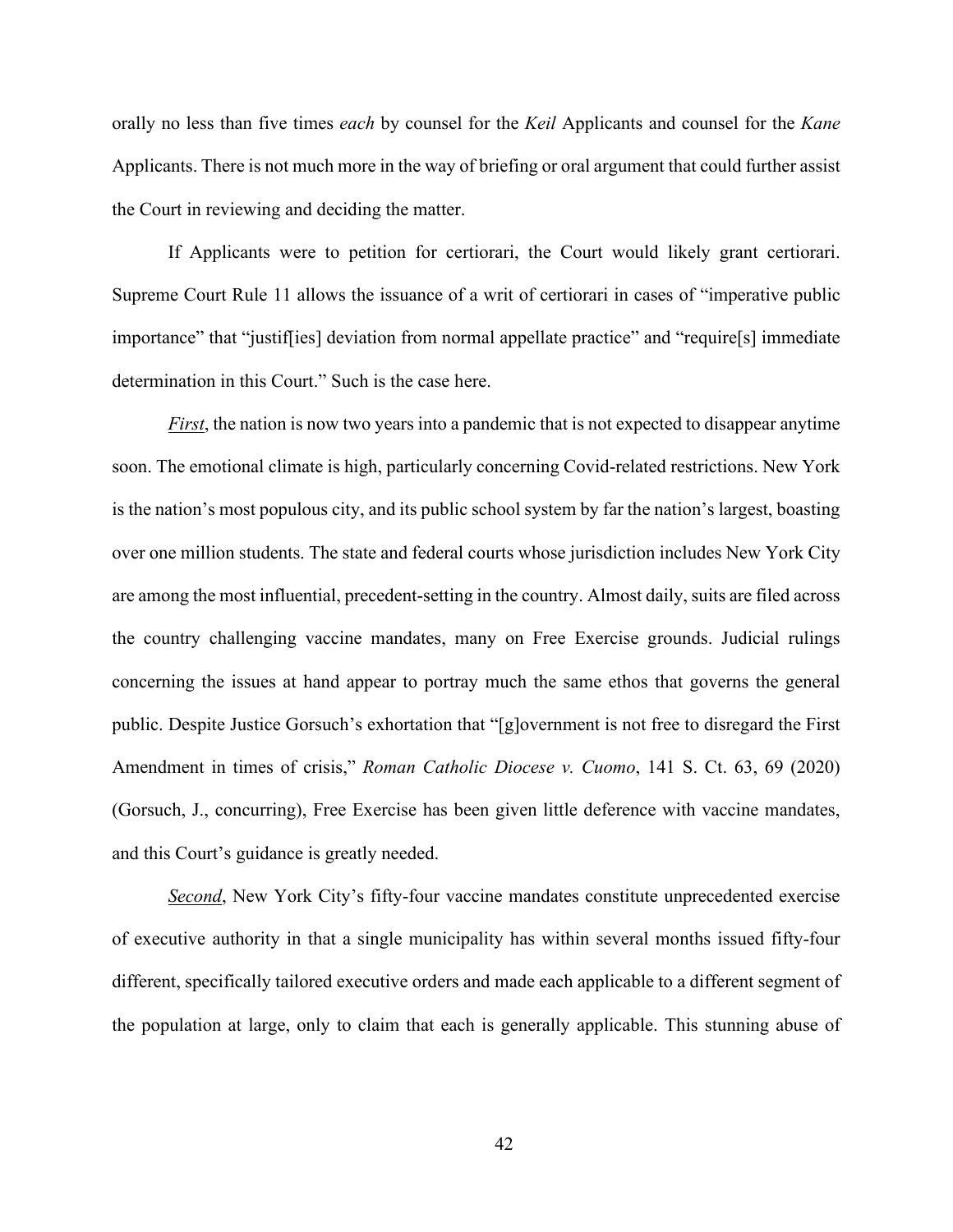orally no less than five times *each* by counsel for the *Keil* Applicants and counsel for the *Kane* Applicants. There is not much more in the way of briefing or oral argument that could further assist the Court in reviewing and deciding the matter.

If Applicants were to petition for certiorari, the Court would likely grant certiorari. Supreme Court Rule 11 allows the issuance of a writ of certiorari in cases of "imperative public importance" that "justif[ies] deviation from normal appellate practice" and "require[s] immediate determination in this Court." Such is the case here.

***First***, the nation is now two years into a pandemic that is not expected to disappear anytime soon. The emotional climate is high, particularly concerning Covid-related restrictions. New York is the nation's most populous city, and its public school system by far the nation's largest, boasting over one million students. The state and federal courts whose jurisdiction includes New York City are among the most influential, precedent-setting in the country. Almost daily, suits are filed across the country challenging vaccine mandates, many on Free Exercise grounds. Judicial rulings concerning the issues at hand appear to portray much the same ethos that governs the general public. Despite Justice Gorsuch's exhortation that "[g]overnment is not free to disregard the First Amendment in times of crisis," *Roman Catholic Diocese v. Cuomo*, 141 S. Ct. 63, 69 (2020) (Gorsuch, J., concurring), Free Exercise has been given little deference with vaccine mandates, and this Court's guidance is greatly needed.

***Second***, New York City's fifty-four vaccine mandates constitute unprecedented exercise of executive authority in that a single municipality has within several months issued fifty-four different, specifically tailored executive orders and made each applicable to a different segment of the population at large, only to claim that each is generally applicable. This stunning abuse of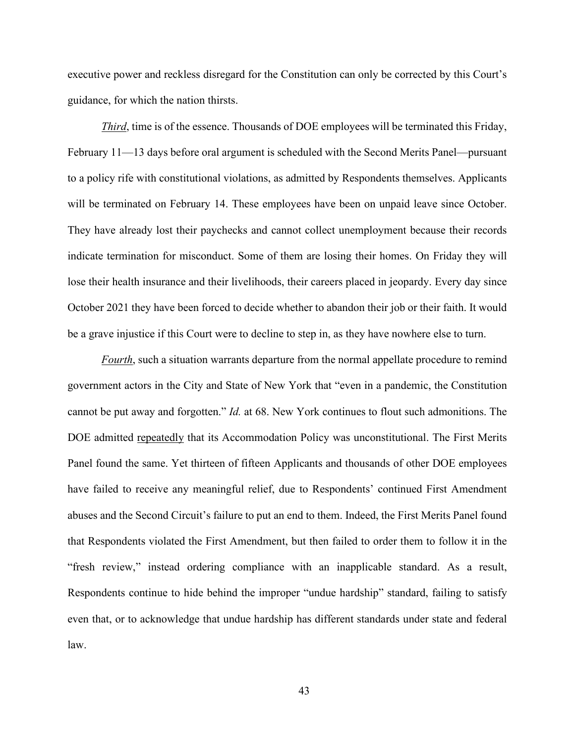executive power and reckless disregard for the Constitution can only be corrected by this Court's guidance, for which the nation thirsts.

*Third*, time is of the essence. Thousands of DOE employees will be terminated this Friday, February 11—13 days before oral argument is scheduled with the Second Merits Panel—pursuant to a policy rife with constitutional violations, as admitted by Respondents themselves. Applicants will be terminated on February 14. These employees have been on unpaid leave since October. They have already lost their paychecks and cannot collect unemployment because their records indicate termination for misconduct. Some of them are losing their homes. On Friday they will lose their health insurance and their livelihoods, their careers placed in jeopardy. Every day since October 2021 they have been forced to decide whether to abandon their job or their faith. It would be a grave injustice if this Court were to decline to step in, as they have nowhere else to turn.

*Fourth*, such a situation warrants departure from the normal appellate procedure to remind government actors in the City and State of New York that "even in a pandemic, the Constitution cannot be put away and forgotten." *Id.* at 68. New York continues to flout such admonitions. The DOE admitted repeatedly that its Accommodation Policy was unconstitutional. The First Merits Panel found the same. Yet thirteen of fifteen Applicants and thousands of other DOE employees have failed to receive any meaningful relief, due to Respondents' continued First Amendment abuses and the Second Circuit's failure to put an end to them. Indeed, the First Merits Panel found that Respondents violated the First Amendment, but then failed to order them to follow it in the "fresh review," instead ordering compliance with an inapplicable standard. As a result, Respondents continue to hide behind the improper "undue hardship" standard, failing to satisfy even that, or to acknowledge that undue hardship has different standards under state and federal law.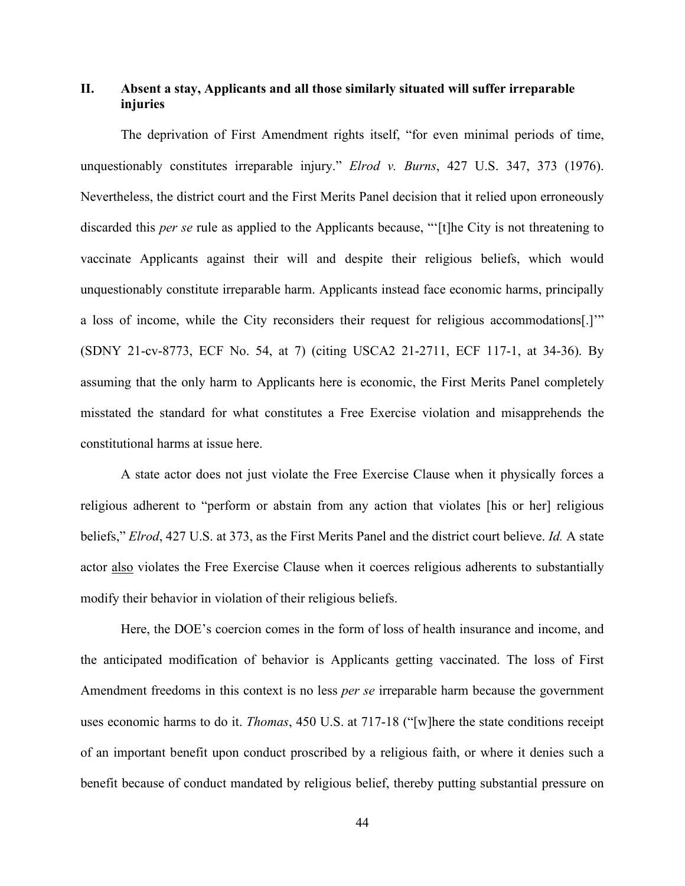## II. Absent a stay, Applicants and all those similarly situated will suffer irreparable injuries

The deprivation of First Amendment rights itself, "for even minimal periods of time, unquestionably constitutes irreparable injury." *Elrod v. Burns*, 427 U.S. 347, 373 (1976). Nevertheless, the district court and the First Merits Panel decision that it relied upon erroneously discarded this *per se* rule as applied to the Applicants because, "'[t]he City is not threatening to vaccinate Applicants against their will and despite their religious beliefs, which would unquestionably constitute irreparable harm. Applicants instead face economic harms, principally a loss of income, while the City reconsiders their request for religious accommodations[.]'" (SDNY 21-cv-8773, ECF No. 54, at 7) (citing USCA2 21-2711, ECF 117-1, at 34-36). By assuming that the only harm to Applicants here is economic, the First Merits Panel completely misstated the standard for what constitutes a Free Exercise violation and misapprehends the constitutional harms at issue here.

A state actor does not just violate the Free Exercise Clause when it physically forces a religious adherent to "perform or abstain from any action that violates [his or her] religious beliefs," *Elrod*, 427 U.S. at 373, as the First Merits Panel and the district court believe. *Id.* A state actor <u>also</u> violates the Free Exercise Clause when it coerces religious adherents to substantially modify their behavior in violation of their religious beliefs.

Here, the DOE's coercion comes in the form of loss of health insurance and income, and the anticipated modification of behavior is Applicants getting vaccinated. The loss of First Amendment freedoms in this context is no less *per se* irreparable harm because the government uses economic harms to do it. *Thomas*, 450 U.S. at 717-18 ("[w]here the state conditions receipt of an important benefit upon conduct proscribed by a religious faith, or where it denies such a benefit because of conduct mandated by religious belief, thereby putting substantial pressure on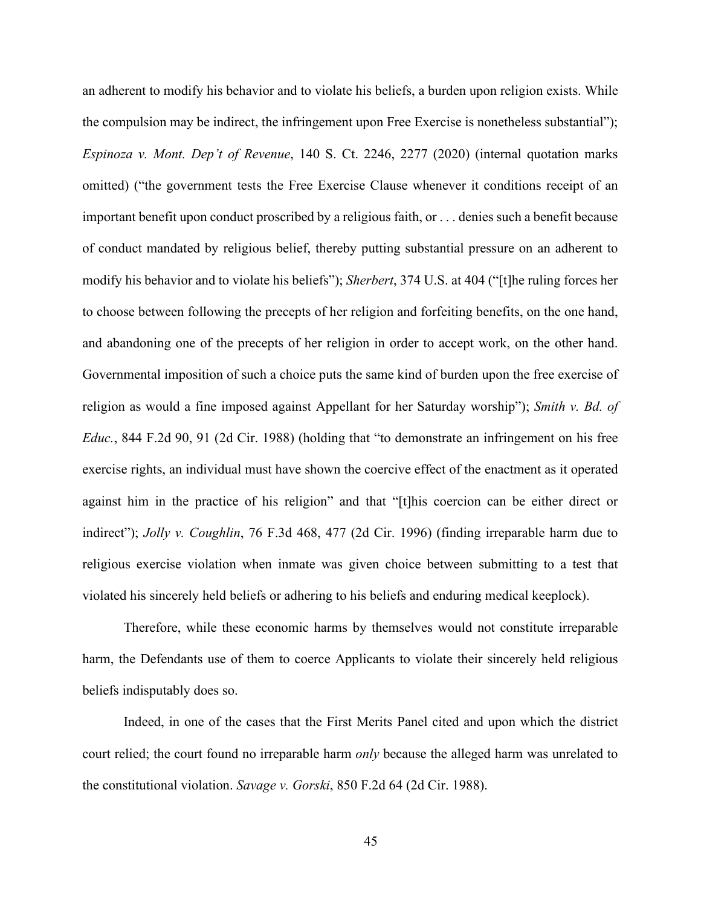an adherent to modify his behavior and to violate his beliefs, a burden upon religion exists. While the compulsion may be indirect, the infringement upon Free Exercise is nonetheless substantial"); *Espinoza v. Mont. Dep't of Revenue*, 140 S. Ct. 2246, 2277 (2020) (internal quotation marks omitted) ("the government tests the Free Exercise Clause whenever it conditions receipt of an important benefit upon conduct proscribed by a religious faith, or . . . denies such a benefit because of conduct mandated by religious belief, thereby putting substantial pressure on an adherent to modify his behavior and to violate his beliefs"); *Sherbert*, 374 U.S. at 404 ("[t]he ruling forces her to choose between following the precepts of her religion and forfeiting benefits, on the one hand, and abandoning one of the precepts of her religion in order to accept work, on the other hand. Governmental imposition of such a choice puts the same kind of burden upon the free exercise of religion as would a fine imposed against Appellant for her Saturday worship"); *Smith v. Bd. of Educ.*, 844 F.2d 90, 91 (2d Cir. 1988) (holding that "to demonstrate an infringement on his free exercise rights, an individual must have shown the coercive effect of the enactment as it operated against him in the practice of his religion" and that "[t]his coercion can be either direct or indirect"); *Jolly v. Coughlin*, 76 F.3d 468, 477 (2d Cir. 1996) (finding irreparable harm due to religious exercise violation when inmate was given choice between submitting to a test that violated his sincerely held beliefs or adhering to his beliefs and enduring medical keeplock).

Therefore, while these economic harms by themselves would not constitute irreparable harm, the Defendants use of them to coerce Applicants to violate their sincerely held religious beliefs indisputably does so.

Indeed, in one of the cases that the First Merits Panel cited and upon which the district court relied; the court found no irreparable harm *only* because the alleged harm was unrelated to the constitutional violation. *Savage v. Gorski*, 850 F.2d 64 (2d Cir. 1988).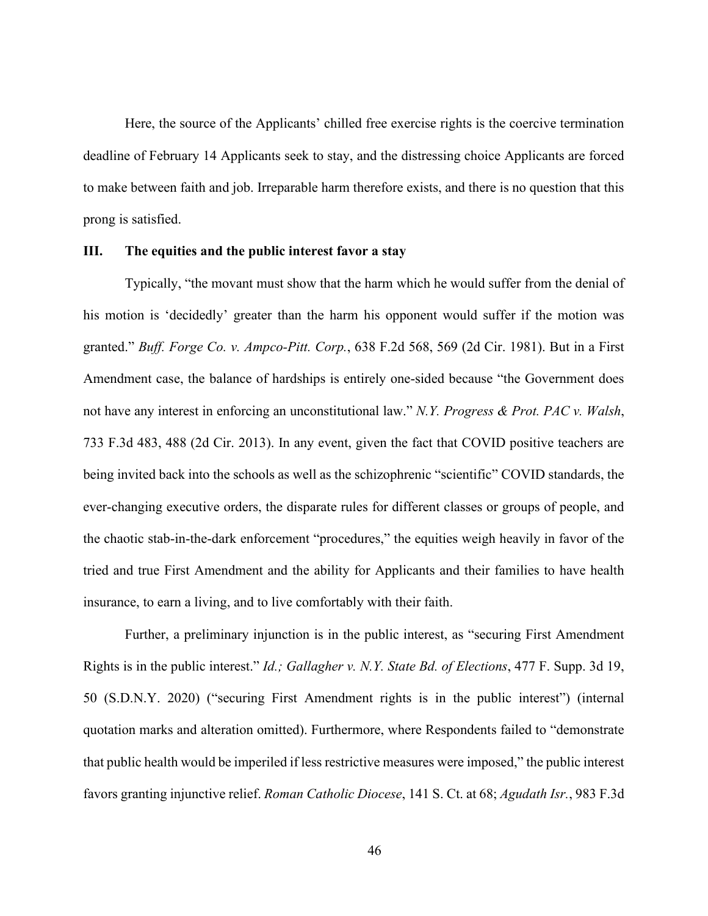Here, the source of the Applicants' chilled free exercise rights is the coercive termination deadline of February 14 Applicants seek to stay, and the distressing choice Applicants are forced to make between faith and job. Irreparable harm therefore exists, and there is no question that this prong is satisfied.

### III. The equities and the public interest favor a stay

Typically, "the movant must show that the harm which he would suffer from the denial of his motion is 'decidedly' greater than the harm his opponent would suffer if the motion was granted." *Buff. Forge Co. v. Ampco-Pitt. Corp.*, 638 F.2d 568, 569 (2d Cir. 1981). But in a First Amendment case, the balance of hardships is entirely one-sided because "the Government does not have any interest in enforcing an unconstitutional law." *N.Y. Progress & Prot. PAC v. Walsh*, 733 F.3d 483, 488 (2d Cir. 2013). In any event, given the fact that COVID positive teachers are being invited back into the schools as well as the schizophrenic "scientific" COVID standards, the ever-changing executive orders, the disparate rules for different classes or groups of people, and the chaotic stab-in-the-dark enforcement "procedures," the equities weigh heavily in favor of the tried and true First Amendment and the ability for Applicants and their families to have health insurance, to earn a living, and to live comfortably with their faith.

Further, a preliminary injunction is in the public interest, as "securing First Amendment Rights is in the public interest." *Id.; Gallagher v. N.Y. State Bd. of Elections*, 477 F. Supp. 3d 19, 50 (S.D.N.Y. 2020) ("securing First Amendment rights is in the public interest") (internal quotation marks and alteration omitted). Furthermore, where Respondents failed to "demonstrate that public health would be imperiled if less restrictive measures were imposed," the public interest favors granting injunctive relief. *Roman Catholic Diocese*, 141 S. Ct. at 68; *Agudath Isr.*, 983 F.3d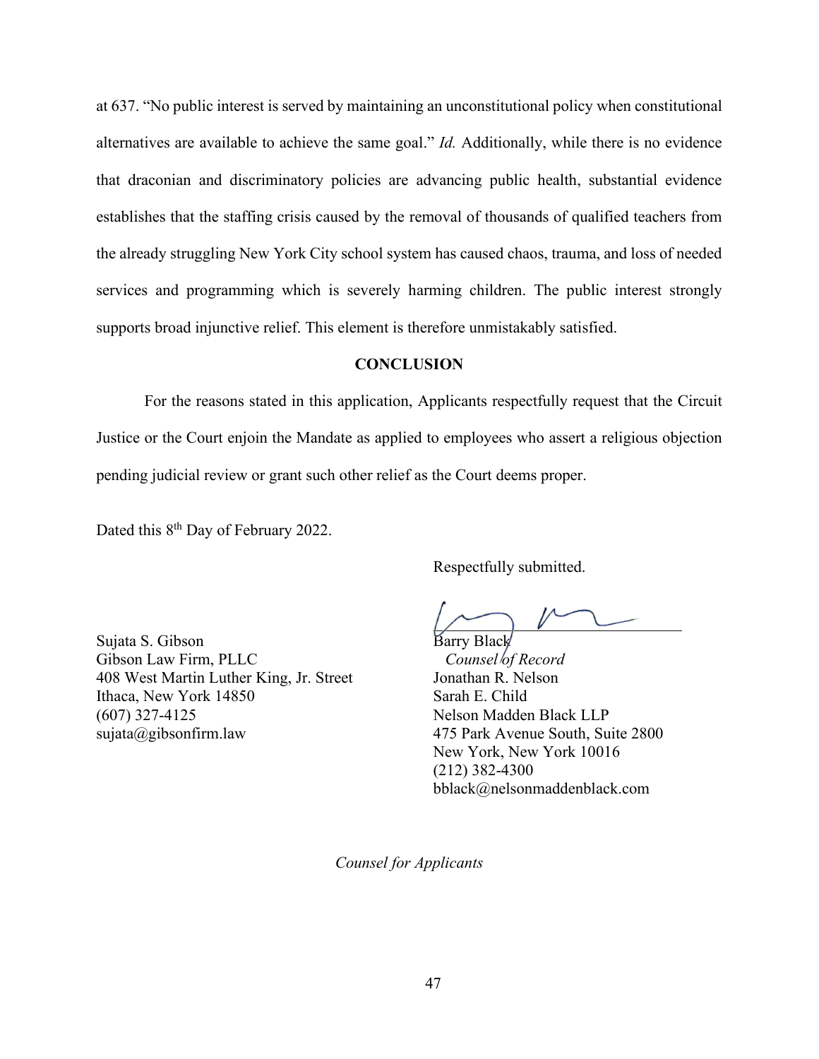at 637. "No public interest is served by maintaining an unconstitutional policy when constitutional alternatives are available to achieve the same goal." *Id.* Additionally, while there is no evidence that draconian and discriminatory policies are advancing public health, substantial evidence establishes that the staffing crisis caused by the removal of thousands of qualified teachers from the already struggling New York City school system has caused chaos, trauma, and loss of needed services and programming which is severely harming children. The public interest strongly supports broad injunctive relief. This element is therefore unmistakably satisfied.

## CONCLUSION

For the reasons stated in this application, Applicants respectfully request that the Circuit Justice or the Court enjoin the Mandate as applied to employees who assert a religious objection pending judicial review or grant such other relief as the Court deems proper.

Dated this 8th Day of February 2022.

Respectfully submitted.

Barry Black
*Counsel of Record*
Jonathan R. Nelson
Sarah E. Child
Nelson Madden Black LLP
475 Park Avenue South, Suite 2800
New York, New York 10016
(212) 382-4300
bblack@nelsonmaddenblack.com

Sujata S. Gibson
Gibson Law Firm, PLLC
408 West Martin Luther King, Jr. Street
Ithaca, New York 14850
(607) 327-4125
sujata@gibsonfirm.law

*Counsel for Applicants*